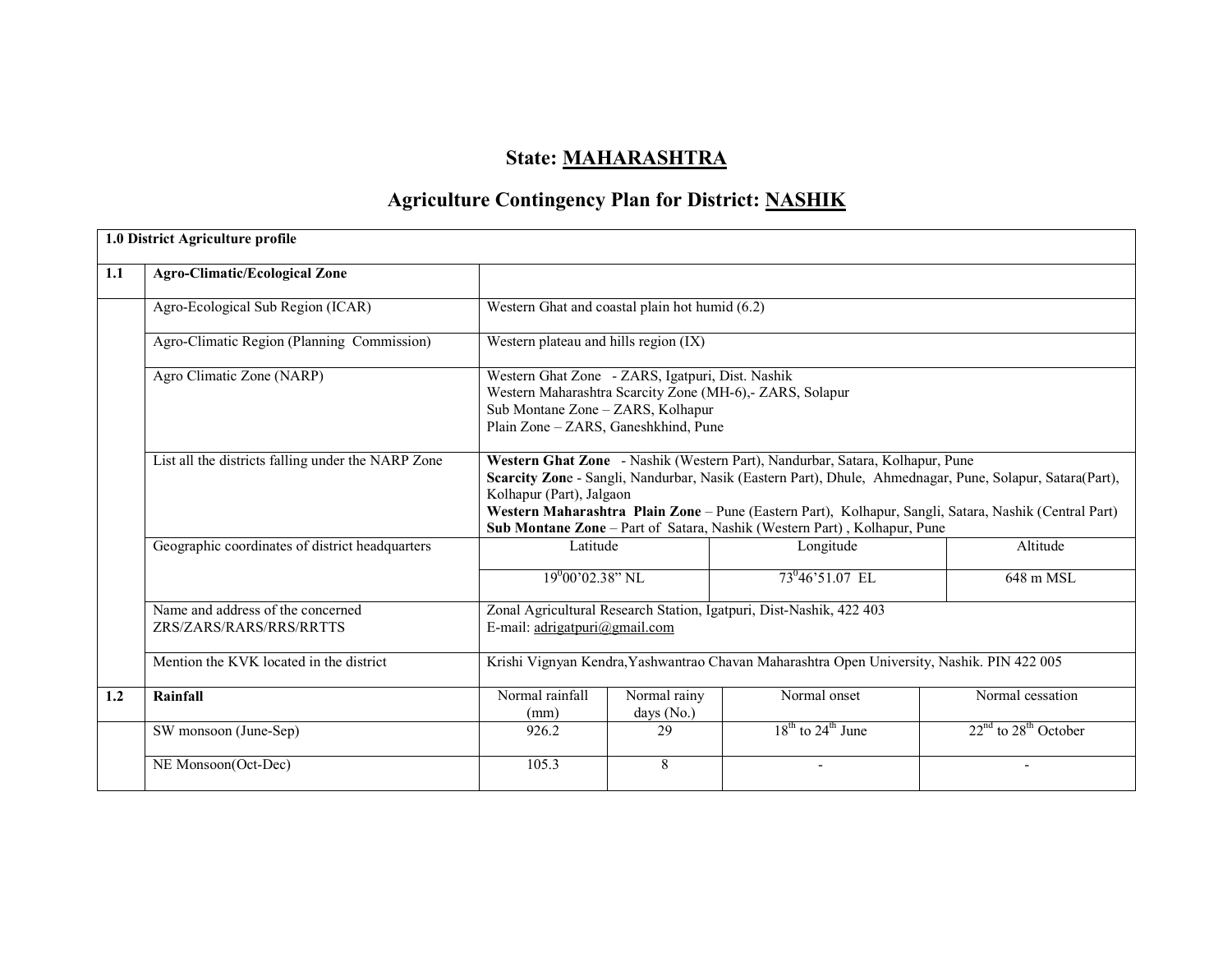# State: MAHARASHTRA

## Agriculture Contingency Plan for District: NASHIK

| 1.0 District Agriculture profile | | | | | | |
|---|---|---|---|---|---|---|
| 1.1 | **Agro-Climatic/Ecological Zone** | | | | | |
| | Agro-Ecological Sub Region (ICAR) | Western Ghat and coastal plain hot humid (6.2) | | | | |
| | Agro-Climatic Region (Planning Commission) | Western plateau and hills region (IX) | | | | |
| | Agro Climatic Zone (NARP) | Western Ghat Zone - ZARS, Igatpuri, Dist. Nashik<br>Western Maharashtra Scarcity Zone (MH-6),- ZARS, Solapur<br>Sub Montane Zone – ZARS, Kolhapur<br>Plain Zone – ZARS, Ganeshkhind, Pune | | | | |
| | List all the districts falling under the NARP Zone | **Western Ghat Zone** - Nashik (Western Part), Nandurbar, Satara, Kolhapur, Pune<br>**Scarcity Zon**e - Sangli, Nandurbar, Nasik (Eastern Part), Dhule, Ahmednagar, Pune, Solapur, Satara(Part), Kolhapur (Part), Jalgaon<br>**Western Maharashtra Plain Zone** – Pune (Eastern Part), Kolhapur, Sangli, Satara, Nashik (Central Part)<br>**Sub Montane Zone** – Part of Satara, Nashik (Western Part) , Kolhapur, Pune | | | | |
| | Geographic coordinates of district headquarters | Latitude | | Longitude | | Altitude |
| | | $19^0 00'02.38''$ NL | | $73^0 46'51.07$ EL | | 648 m MSL |
| | Name and address of the concerned ZRS/ZARS/RARS/RRS/RRTTS | Zonal Agricultural Research Station, Igatpuri, Dist-Nashik, 422 403<br>E-mail: adrigatpuri@gmail.com | | | | |
| | Mention the KVK located in the district | Krishi Vignyan Kendra,Yashwantrao Chavan Maharashtra Open University, Nashik. PIN 422 005 | | | | |
| 1.2 | **Rainfall** | Normal rainfall (mm) | Normal rainy days (No.) | Normal onset | | Normal cessation |
| | SW monsoon (June-Sep) | 926.2 | 29 | 18th to 24th June | | 22nd to 28th October |
| | NE Monsoon(Oct-Dec) | 105.3 | 8 | - | | - |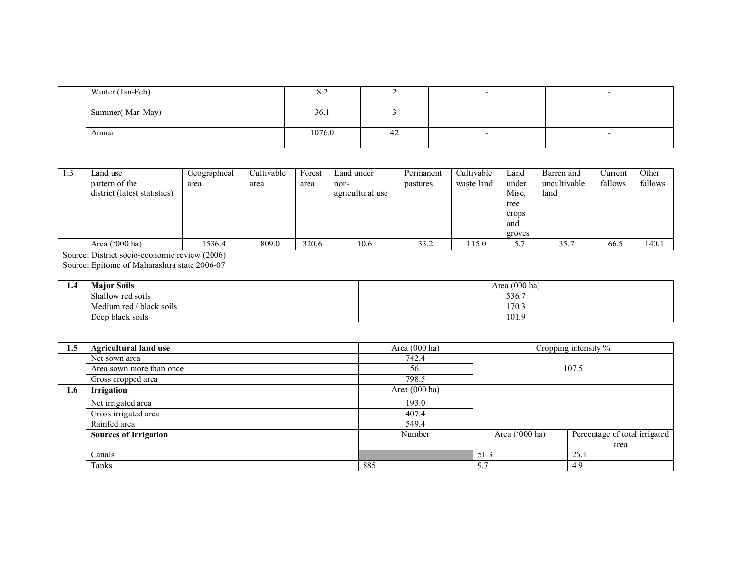| | | | | | |
|---|---|---|---|---|---|
| | Winter (Jan-Feb) | 8.2 | 2 | - | - |
| | Summer( Mar-May) | 36.1 | 3 | - | - |
| | Annual | 1076.0 | 42 | - | - |

| 1.3 | Land use pattern of the district (latest statistics) | Geographical area | Cultivable area | Forest area | Land under non-agricultural use | Permanent pastures | Cultivable waste land | Land under Misc. tree crops and groves | Barren and uncultivable land | Current fallows | Other fallows |
|---|---|---|---|---|---|---|---|---|---|---|---|
| | Area ('000 ha) | 1536.4 | 809.0 | 320.6 | 10.6 | 33.2 | 115.0 | 5.7 | 35.7 | 66.5 | 140.1 |

Source: District socio-economic review (2006)
Source: Epitome of Maharashtra state 2006-07

| 1.4 | Major Soils | Area (000 ha) |
|---|---|---|
| | Shallow red soils | 536.7 |
| | Medium red / black soils | 170.3 |
| | Deep black soils | 101.9 |

| 1.5 | Agricultural land use | Area (000 ha) | Cropping intensity % | |
|---|---|---|---|---|
| | Net sown area | 742.4 | 107.5 | |
| | Area sown more than once | 56.1 | | |
| | Gross cropped area | 798.5 | | |
| **1.6** | **Irrigation** | Area (000 ha) | | |
| | Net irrigated area | 193.0 | | |
| | Gross irrigated area | 407.4 | | |
| | Rainfed area | 549.4 | | |
| | **Sources of Irrigation** | Number | Area ('000 ha) | Percentage of total irrigated area |
| | Canals | | 51.3 | 26.1 |
| | Tanks | 885 | 9.7 | 4.9 |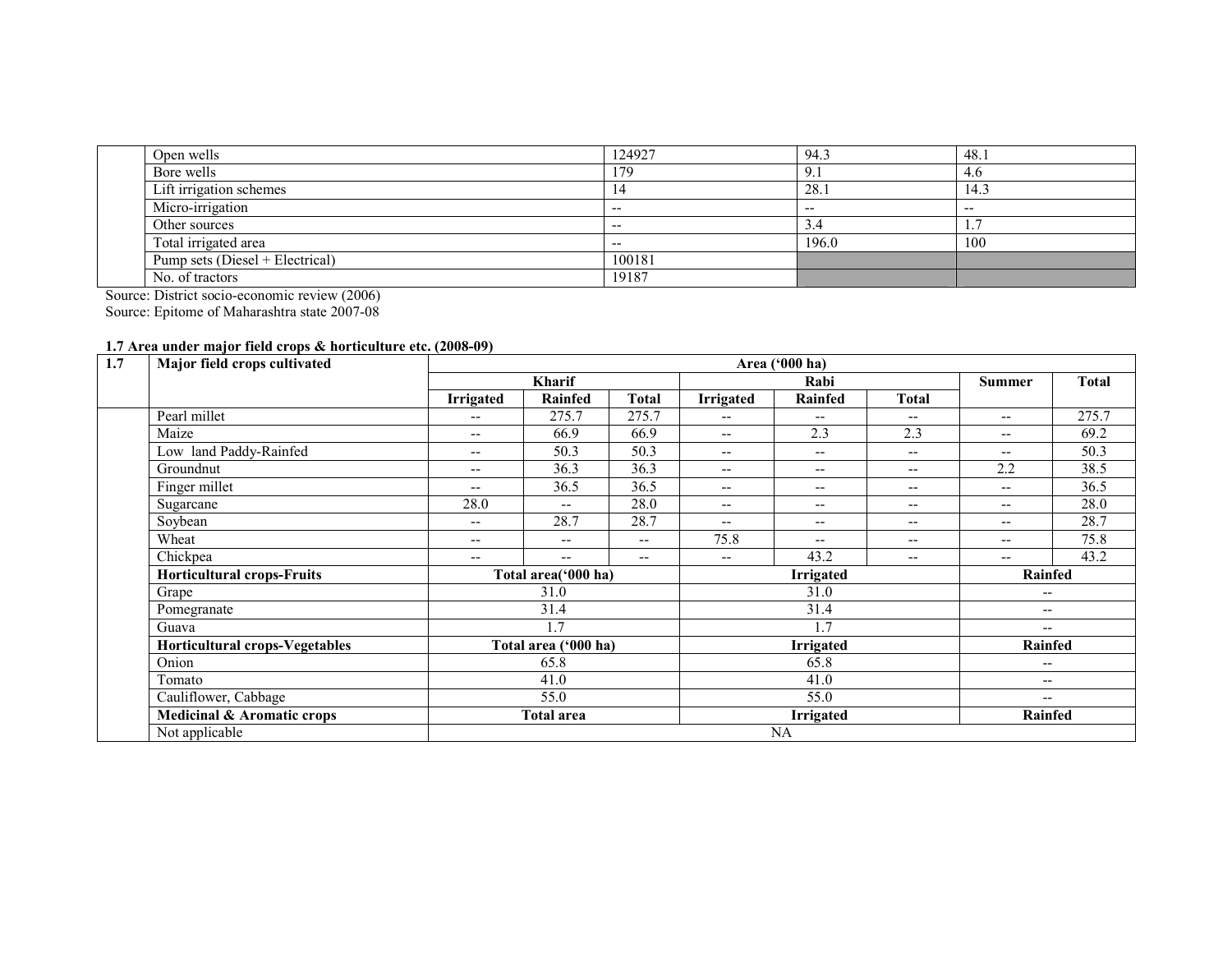| | | | | |
|---|---|---|---|---|
| | Open wells | 124927 | 94.3 | 48.1 |
| | Bore wells | 179 | 9.1 | 4.6 |
| | Lift irrigation schemes | 14 | 28.1 | 14.3 |
| | Micro-irrigation | -- | -- | -- |
| | Other sources | -- | 3.4 | 1.7 |
| | Total irrigated area | -- | 196.0 | 100 |
| | Pump sets (Diesel + Electrical) | 100181 | | |
| | No. of tractors | 19187 | | |

Source: District socio-economic review (2006)
Source: Epitome of Maharashtra state 2007-08

**1.7 Area under major field crops & horticulture etc. (2008-09)**

| 1.7 | Major field crops cultivated | Area ('000 ha) | | | | | | | |
|---|---|---|---|---|---|---|---|---|---|
| | | Kharif | | | Rabi | | | Summer | Total |
| | | Irrigated | Rainfed | Total | Irrigated | Rainfed | Total | | |
| | Pearl millet | -- | 275.7 | 275.7 | -- | -- | -- | -- | 275.7 |
| | Maize | -- | 66.9 | 66.9 | -- | 2.3 | 2.3 | -- | 69.2 |
| | Low land Paddy-Rainfed | -- | 50.3 | 50.3 | -- | -- | -- | -- | 50.3 |
| | Groundnut | -- | 36.3 | 36.3 | -- | -- | -- | 2.2 | 38.5 |
| | Finger millet | -- | 36.5 | 36.5 | -- | -- | -- | -- | 36.5 |
| | Sugarcane | 28.0 | -- | 28.0 | -- | -- | -- | -- | 28.0 |
| | Soybean | -- | 28.7 | 28.7 | -- | -- | -- | -- | 28.7 |
| | Wheat | -- | -- | -- | 75.8 | -- | -- | -- | 75.8 |
| | Chickpea | -- | -- | -- | -- | 43.2 | -- | -- | 43.2 |
| | **Horticultural crops-Fruits** | **Total area('000 ha)** | | | **Irrigated** | | | **Rainfed** | |
| | Grape | 31.0 | | | 31.0 | | | -- | |
| | Pomegranate | 31.4 | | | 31.4 | | | -- | |
| | Guava | 1.7 | | | 1.7 | | | -- | |
| | **Horticultural crops-Vegetables** | **Total area ('000 ha)** | | | **Irrigated** | | | **Rainfed** | |
| | Onion | 65.8 | | | 65.8 | | | -- | |
| | Tomato | 41.0 | | | 41.0 | | | -- | |
| | Cauliflower, Cabbage | 55.0 | | | 55.0 | | | -- | |
| | **Medicinal & Aromatic crops** | **Total area** | | | **Irrigated** | | | **Rainfed** | |
| | Not applicable | NA | | | | | | | |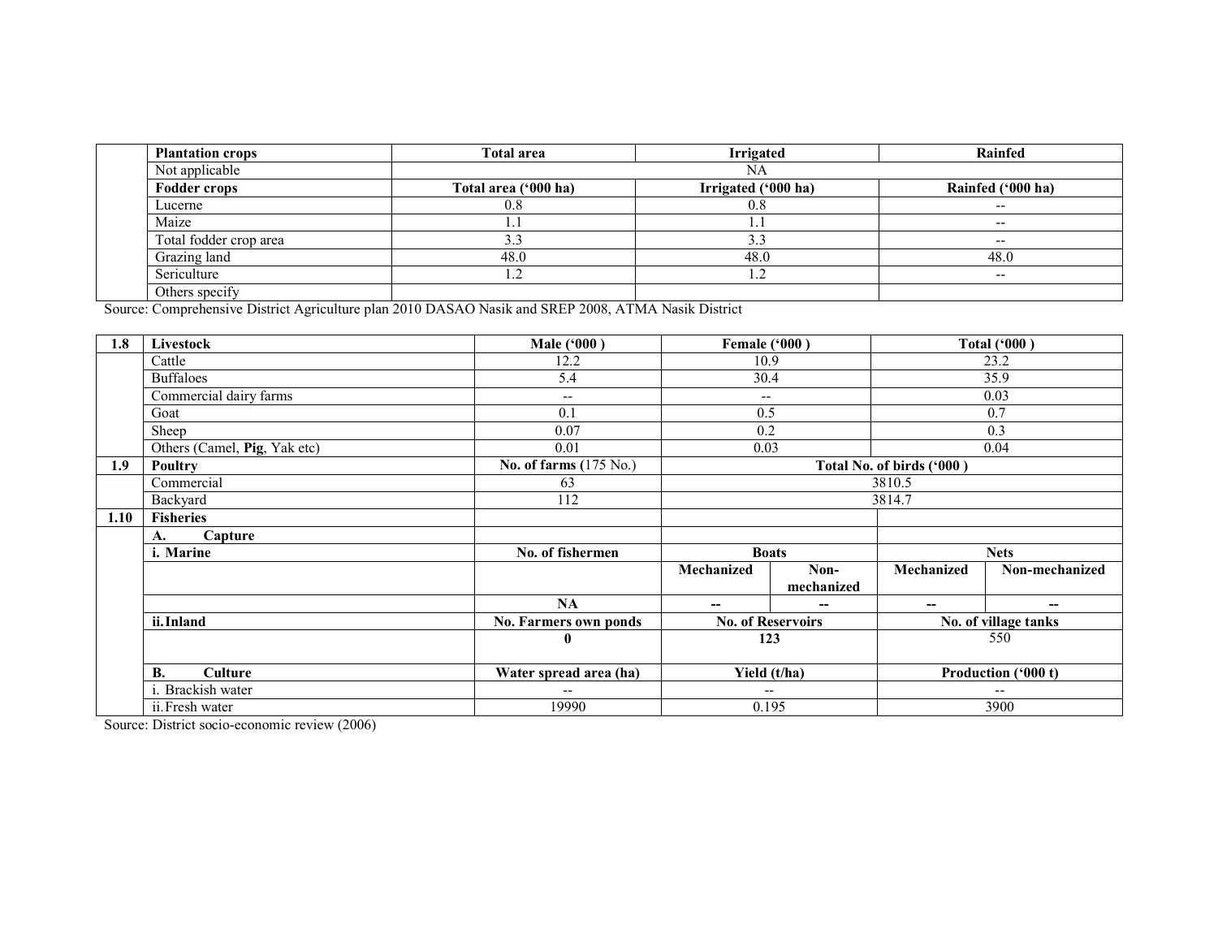| | Plantation crops | Total area | Irrigated | Rainfed |
|---|---|---|---|---|
| | Not applicable | NA | | |
| | **Fodder crops** | **Total area ('000 ha)** | **Irrigated ('000 ha)** | **Rainfed ('000 ha)** |
| | Lucerne | 0.8 | 0.8 | -- |
| | Maize | 1.1 | 1.1 | -- |
| | Total fodder crop area | 3.3 | 3.3 | -- |
| | Grazing land | 48.0 | 48.0 | 48.0 |
| | Sericulture | 1.2 | 1.2 | -- |
| | Others specify | | | |

Source: Comprehensive District Agriculture plan 2010 DASAO Nasik and SREP 2008, ATMA Nasik District

| 1.8 | Livestock | Male ('000 ) | Female ('000 ) | | Total ('000 ) | |
|---|---|---|---|---|---|---|
| | Cattle | 12.2 | 10.9 | | 23.2 | |
| | Buffaloes | 5.4 | 30.4 | | 35.9 | |
| | Commercial dairy farms | -- | -- | | 0.03 | |
| | Goat | 0.1 | 0.5 | | 0.7 | |
| | Sheep | 0.07 | 0.2 | | 0.3 | |
| | Others (Camel, **Pig**, Yak etc) | 0.01 | 0.03 | | 0.04 | |
| **1.9** | **Poultry** | **No. of farms (**175 No.) | **Total No. of birds ('000 )** | | | |
| | Commercial | 63 | 3810.5 | | | |
| | Backyard | 112 | 3814.7 | | | |
| **1.10** | **Fisheries** | | | | | |
| | **A. Capture** | | | | | |
| | **i. Marine** | **No. of fishermen** | **Boats** | | **Nets** | |
| | | | **Mechanized** | **Non-mechanized** | **Mechanized** | **Non-mechanized** |
| | | **NA** | **--** | **--** | **--** | **--** |
| | **ii. Inland** | **No. Farmers own ponds** | **No. of Reservoirs** | | **No. of village tanks** | |
| | | **0** | **123** | | 550 | |
| | **B. Culture** | **Water spread area (ha)** | **Yield (t/ha)** | | **Production ('000 t)** | |
| | i. Brackish water | -- | -- | | -- | |
| | ii. Fresh water | 19990 | 0.195 | | 3900 | |

Source: District socio-economic review (2006)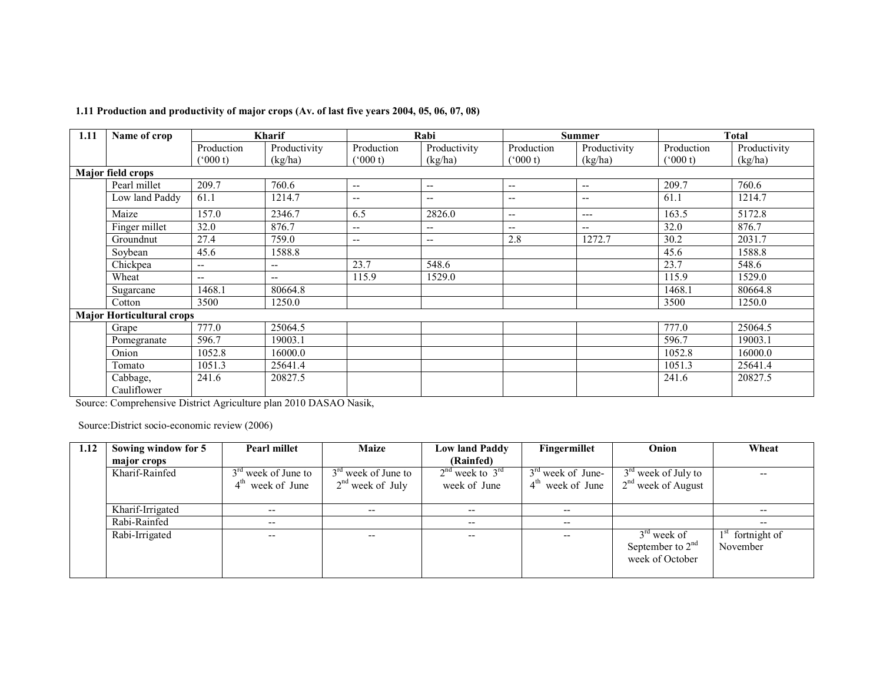**1.11 Production and productivity of major crops (Av. of last five years 2004, 05, 06, 07, 08)**

| 1.11 | Name of crop | Kharif | | Rabi | | Summer | | Total | |
|---|---|---|---|---|---|---|---|---|---|
| | | Production ('000 t) | Productivity (kg/ha) | Production ('000 t) | Productivity (kg/ha) | Production ('000 t) | Productivity (kg/ha) | Production ('000 t) | Productivity (kg/ha) |
| **Major field crops** | | | | | | | | | |
| | Pearl millet | 209.7 | 760.6 | -- | -- | -- | -- | 209.7 | 760.6 |
| | Low land Paddy | 61.1 | 1214.7 | -- | -- | -- | -- | 61.1 | 1214.7 |
| | Maize | 157.0 | 2346.7 | 6.5 | 2826.0 | -- | --- | 163.5 | 5172.8 |
| | Finger millet | 32.0 | 876.7 | -- | -- | -- | -- | 32.0 | 876.7 |
| | Groundnut | 27.4 | 759.0 | -- | -- | 2.8 | 1272.7 | 30.2 | 2031.7 |
| | Soybean | 45.6 | 1588.8 | | | | | 45.6 | 1588.8 |
| | Chickpea | -- | -- | 23.7 | 548.6 | | | 23.7 | 548.6 |
| | Wheat | -- | -- | 115.9 | 1529.0 | | | 115.9 | 1529.0 |
| | Sugarcane | 1468.1 | 80664.8 | | | | | 1468.1 | 80664.8 |
| | Cotton | 3500 | 1250.0 | | | | | 3500 | 1250.0 |
| **Major Horticultural crops** | | | | | | | | | |
| | Grape | 777.0 | 25064.5 | | | | | 777.0 | 25064.5 |
| | Pomegranate | 596.7 | 19003.1 | | | | | 596.7 | 19003.1 |
| | Onion | 1052.8 | 16000.0 | | | | | 1052.8 | 16000.0 |
| | Tomato | 1051.3 | 25641.4 | | | | | 1051.3 | 25641.4 |
| | Cabbage, Cauliflower | 241.6 | 20827.5 | | | | | 241.6 | 20827.5 |

Source: Comprehensive District Agriculture plan 2010 DASAO Nasik,

Source:District socio-economic review (2006)

| 1.12 | Sowing window for 5 major crops | Pearl millet | Maize | Low land Paddy (Rainfed) | Fingermillet | Onion | Wheat |
|---|---|---|---|---|---|---|---|
| | Kharif-Rainfed | 3rd week of June to 4th week of June | 3rd week of June to 2nd week of July | 2nd week to 3rd week of June | 3rd week of June- 4th week of June | 3rd week of July to 2nd week of August | -- |
| | Kharif-Irrigated | -- | -- | -- | -- | | -- |
| | Rabi-Rainfed | -- | | -- | -- | | -- |
| | Rabi-Irrigated | -- | -- | -- | -- | 3rd week of September to 2nd week of October | 1st fortnight of November |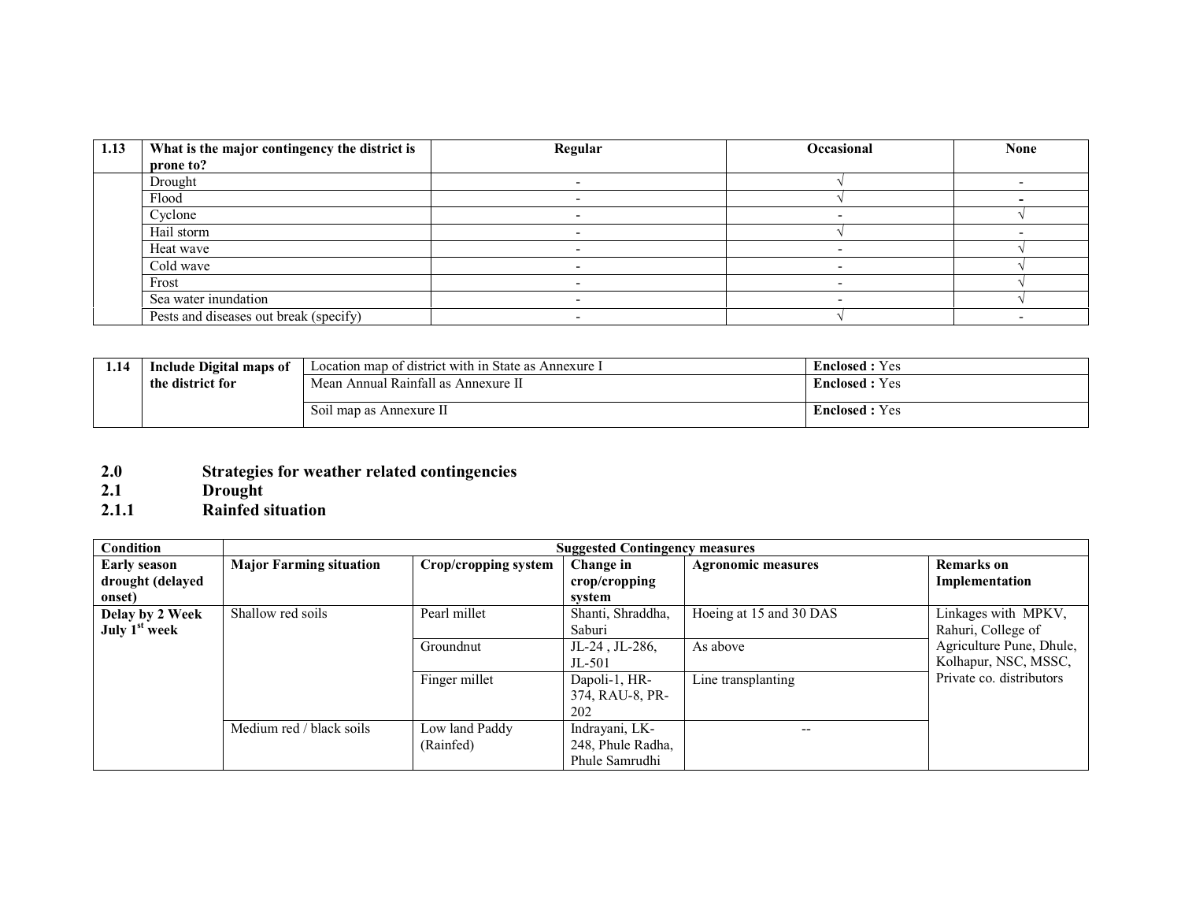| 1.13 | What is the major contingency the district is prone to? | Regular | Occasional | None |
|---|---|---|---|---|
| | Drought | - | √ | - |
| | Flood | - | √ | - |
| | Cyclone | - | - | √ |
| | Hail storm | - | √ | - |
| | Heat wave | - | - | √ |
| | Cold wave | - | - | √ |
| | Frost | - | - | √ |
| | Sea water inundation | - | - | √ |
| | Pests and diseases out break (specify) | - | √ | - |

| 1.14 | Include Digital maps of the district for | Location map of district with in State as Annexure I | **Enclosed :** Yes |
|---|---|---|---|
| | | Mean Annual Rainfall as Annexure II | **Enclosed :** Yes |
| | | Soil map as Annexure II | **Enclosed :** Yes |

## 2.0 Strategies for weather related contingencies

### 2.1 Drought

#### 2.1.1 Rainfed situation

| Condition | Suggested Contingency measures | | | | |
|---|---|---|---|---|---|
| **Early season drought (delayed onset)** | **Major Farming situation** | **Crop/cropping system** | **Change in crop/cropping system** | **Agronomic measures** | **Remarks on Implementation** |
| **Delay by 2 Week July 1st week** | Shallow red soils | Pearl millet | Shanti, Shraddha, Saburi | Hoeing at 15 and 30 DAS | Linkages with MPKV, Rahuri, College of Agriculture Pune, Dhule, Kolhapur, NSC, MSSC, Private co. distributors |
| | | Groundnut | JL-24 , JL-286, JL-501 | As above | |
| | | Finger millet | Dapoli-1, HR-374, RAU-8, PR-202 | Line transplanting | |
| | Medium red / black soils | Low land Paddy (Rainfed) | Indrayani, LK-248, Phule Radha, Phule Samrudhi | -- | |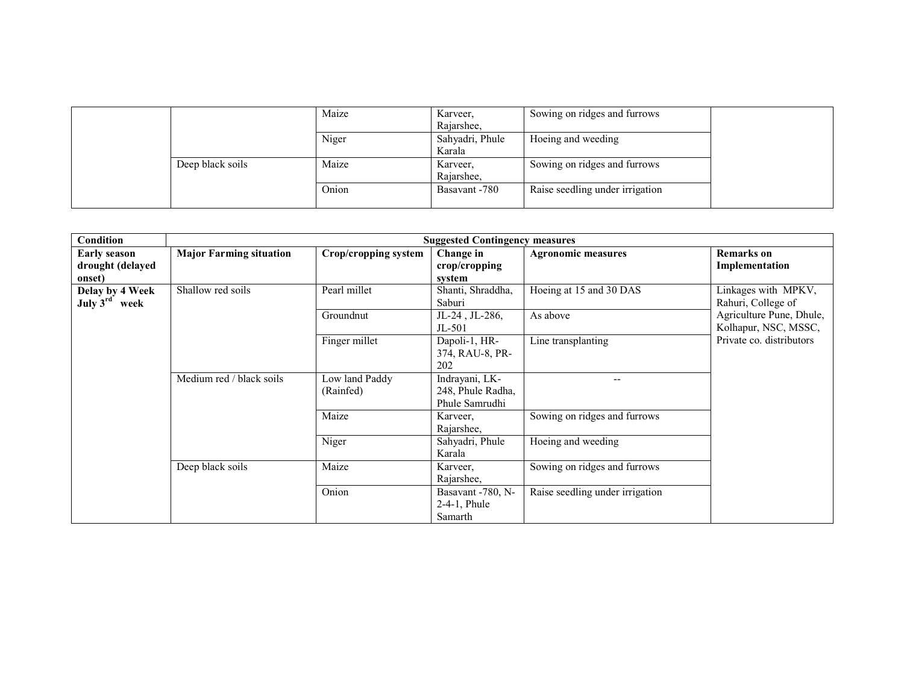| | | | | | |
|---|---|---|---|---|---|
| | | Maize | Karveer, Rajarshee, | Sowing on ridges and furrows | |
| | | Niger | Sahyadri, Phule Karala | Hoeing and weeding | |
| | Deep black soils | Maize | Karveer, Rajarshee, | Sowing on ridges and furrows | |
| | | Onion | Basavant -780 | Raise seedling under irrigation | |

| Condition | Suggested Contingency measures | | | | |
|---|---|---|---|---|---|
| **Early season drought (delayed onset)** | **Major Farming situation** | **Crop/cropping system** | **Change in crop/cropping system** | **Agronomic measures** | **Remarks on Implementation** |
| **Delay by 4 Week July 3rd week** | Shallow red soils | Pearl millet | Shanti, Shraddha, Saburi | Hoeing at 15 and 30 DAS | Linkages with MPKV, Rahuri, College of Agriculture Pune, Dhule, Kolhapur, NSC, MSSC, Private co. distributors |
| | | Groundnut | JL-24 , JL-286, JL-501 | As above | |
| | | Finger millet | Dapoli-1, HR-374, RAU-8, PR-202 | Line transplanting | |
| | Medium red / black soils | Low land Paddy (Rainfed) | Indrayani, LK-248, Phule Radha, Phule Samrudhi | -- | |
| | | Maize | Karveer, Rajarshee, | Sowing on ridges and furrows | |
| | | Niger | Sahyadri, Phule Karala | Hoeing and weeding | |
| | Deep black soils | Maize | Karveer, Rajarshee, | Sowing on ridges and furrows | |
| | | Onion | Basavant -780, N-2-4-1, Phule Samarth | Raise seedling under irrigation | |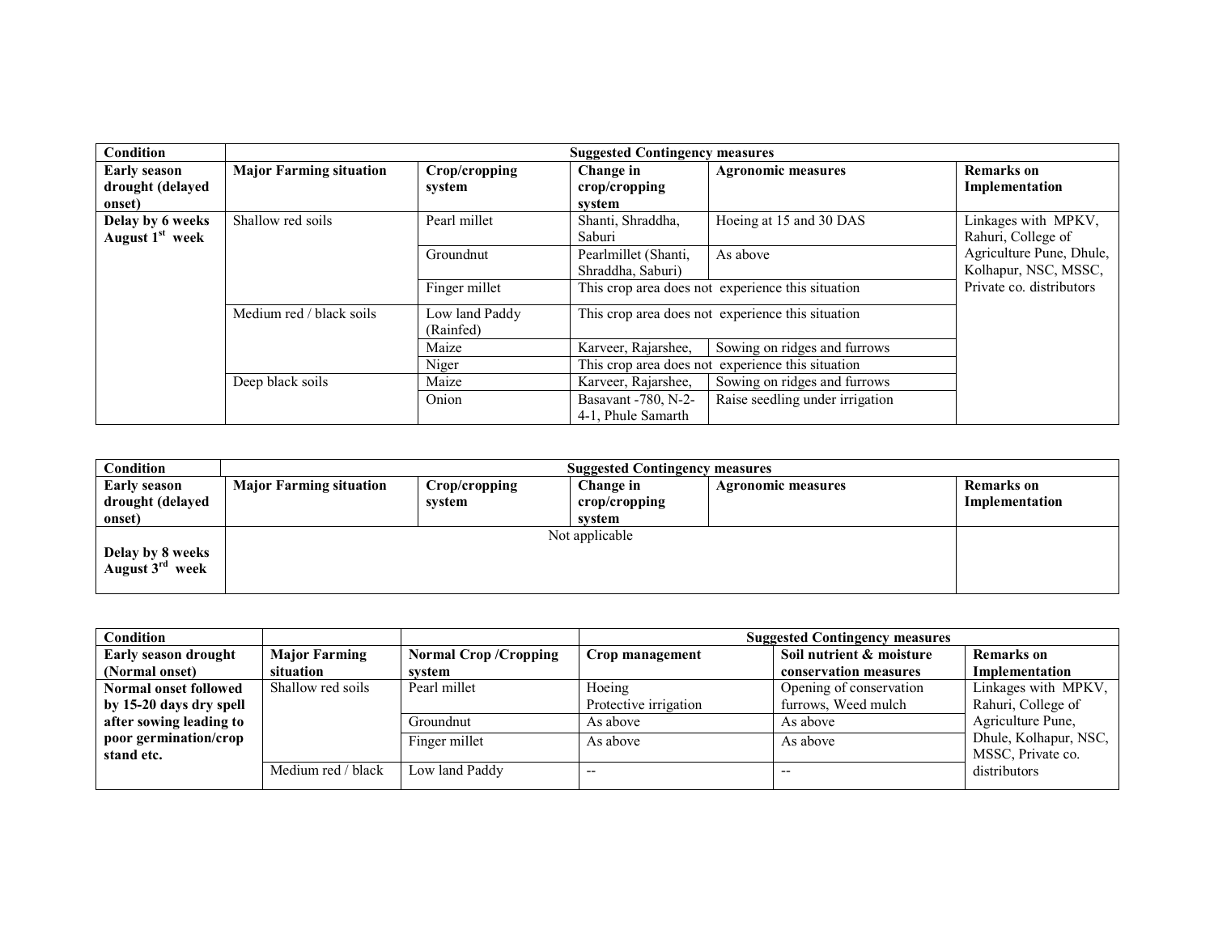| Condition | Suggested Contingency measures | | | | |
|---|---|---|---|---|---|
| **Early season drought (delayed onset)** | **Major Farming situation** | **Crop/cropping system** | **Change in crop/cropping system** | **Agronomic measures** | **Remarks on Implementation** |
| **Delay by 6 weeks August 1st week** | Shallow red soils | Pearl millet | Shanti, Shraddha, Saburi | Hoeing at 15 and 30 DAS | Linkages with MPKV, Rahuri, College of Agriculture Pune, Dhule, Kolhapur, NSC, MSSC, Private co. distributors |
| | | Groundnut | Pearlmillet (Shanti, Shraddha, Saburi) | As above | |
| | | Finger millet | This crop area does not experience this situation | | |
| | Medium red / black soils | Low land Paddy (Rainfed) | This crop area does not experience this situation | | |
| | | Maize | Karveer, Rajarshee, | Sowing on ridges and furrows | |
| | | Niger | This crop area does not experience this situation | | |
| | Deep black soils | Maize | Karveer, Rajarshee, | Sowing on ridges and furrows | |
| | | Onion | Basavant -780, N-2-4-1, Phule Samarth | Raise seedling under irrigation | |

| Condition | Suggested Contingency measures | | | | |
|---|---|---|---|---|---|
| **Early season drought (delayed onset)** | **Major Farming situation** | **Crop/cropping system** | **Change in crop/cropping system** | **Agronomic measures** | **Remarks on Implementation** |
| **Delay by 8 weeks August 3rd week** | Not applicable | | | | |

| Condition | | | Suggested Contingency measures | | |
|---|---|---|---|---|---|
| **Early season drought (Normal onset)** | **Major Farming situation** | **Normal Crop /Cropping system** | **Crop management** | **Soil nutrient & moisture conservation measures** | **Remarks on Implementation** |
| **Normal onset followed by 15-20 days dry spell after sowing leading to poor germination/crop stand etc.** | Shallow red soils | Pearl millet | Hoeing<br>Protective irrigation | Opening of conservation furrows, Weed mulch | Linkages with MPKV, Rahuri, College of Agriculture Pune, Dhule, Kolhapur, NSC, MSSC, Private co. distributors |
| | | Groundnut | As above | As above | |
| | | Finger millet | As above | As above | |
| | Medium red / black | Low land Paddy | -- | -- | |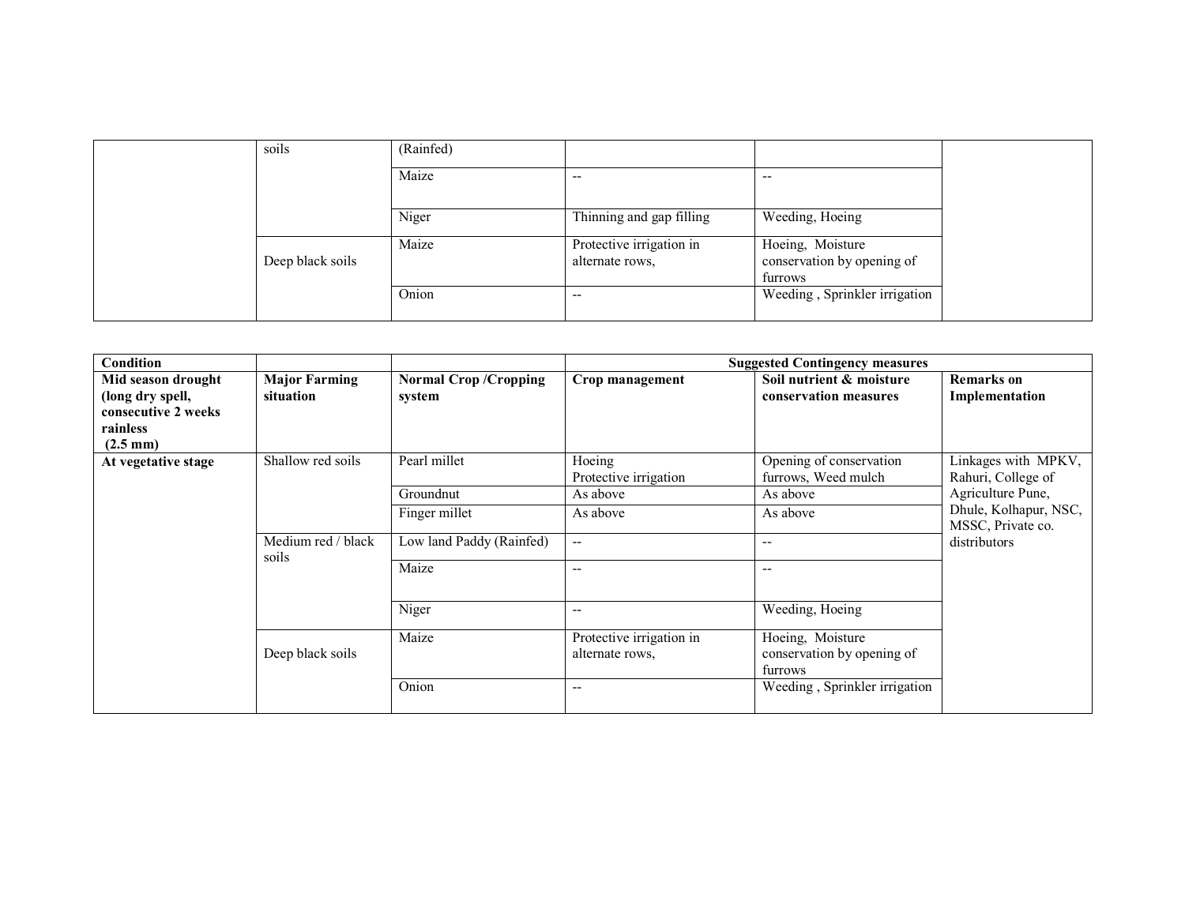| | | | | | |
|---|---|---|---|---|---|
| | soils | (Rainfed) | | | |
| | | Maize | -- | -- | |
| | | Niger | Thinning and gap filling | Weeding, Hoeing | |
| | Deep black soils | Maize | Protective irrigation in alternate rows, | Hoeing, Moisture conservation by opening of furrows | |
| | | Onion | -- | Weeding , Sprinkler irrigation | |

| **Condition** | | | **Suggested Contingency measures** | | |
|---|---|---|---|---|---|
| **Mid season drought (long dry spell, consecutive 2 weeks rainless (2.5 mm)** | **Major Farming situation** | **Normal Crop /Cropping system** | **Crop management** | **Soil nutrient & moisture conservation measures** | **Remarks on Implementation** |
| **At vegetative stage** | Shallow red soils | Pearl millet | Hoeing<br>Protective irrigation | Opening of conservation furrows, Weed mulch | Linkages with MPKV, Rahuri, College of Agriculture Pune, Dhule, Kolhapur, NSC, MSSC, Private co. distributors |
| | | Groundnut | As above | As above | |
| | | Finger millet | As above | As above | |
| | Medium red / black soils | Low land Paddy (Rainfed) | -- | -- | |
| | | Maize | -- | -- | |
| | | Niger | -- | Weeding, Hoeing | |
| | Deep black soils | Maize | Protective irrigation in alternate rows, | Hoeing, Moisture conservation by opening of furrows | |
| | | Onion | -- | Weeding , Sprinkler irrigation | |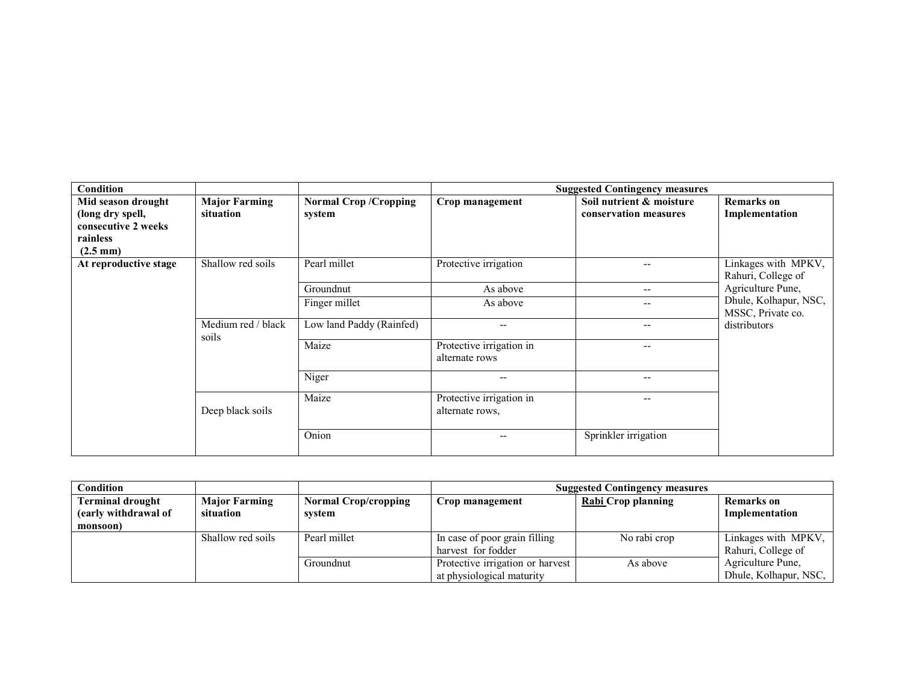| Condition | | | Suggested Contingency measures | | |
|---|---|---|---|---|---|
| **Mid season drought (long dry spell, consecutive 2 weeks rainless (2.5 mm)** | **Major Farming situation** | **Normal Crop /Cropping system** | **Crop management** | **Soil nutrient & moisture conservation measures** | **Remarks on Implementation** |
| **At reproductive stage** | Shallow red soils | Pearl millet | Protective irrigation | -- | Linkages with MPKV, Rahuri, College of Agriculture Pune, Dhule, Kolhapur, NSC, MSSC, Private co. distributors |
| | | Groundnut | As above | -- | |
| | | Finger millet | As above | -- | |
| | Medium red / black soils | Low land Paddy (Rainfed) | -- | -- | |
| | | Maize | Protective irrigation in alternate rows | -- | |
| | | Niger | -- | -- | |
| | Deep black soils | Maize | Protective irrigation in alternate rows, | -- | |
| | | Onion | -- | Sprinkler irrigation | |

| Condition | | | Suggested Contingency measures | | |
|---|---|---|---|---|---|
| **Terminal drought (early withdrawal of monsoon)** | **Major Farming situation** | **Normal Crop/cropping system** | **Crop management** | **Rabi Crop planning** | **Remarks on Implementation** |
| | Shallow red soils | Pearl millet | In case of poor grain filling harvest for fodder | No rabi crop | Linkages with MPKV, Rahuri, College of Agriculture Pune, Dhule, Kolhapur, NSC, |
| | | Groundnut | Protective irrigation or harvest at physiological maturity | As above | |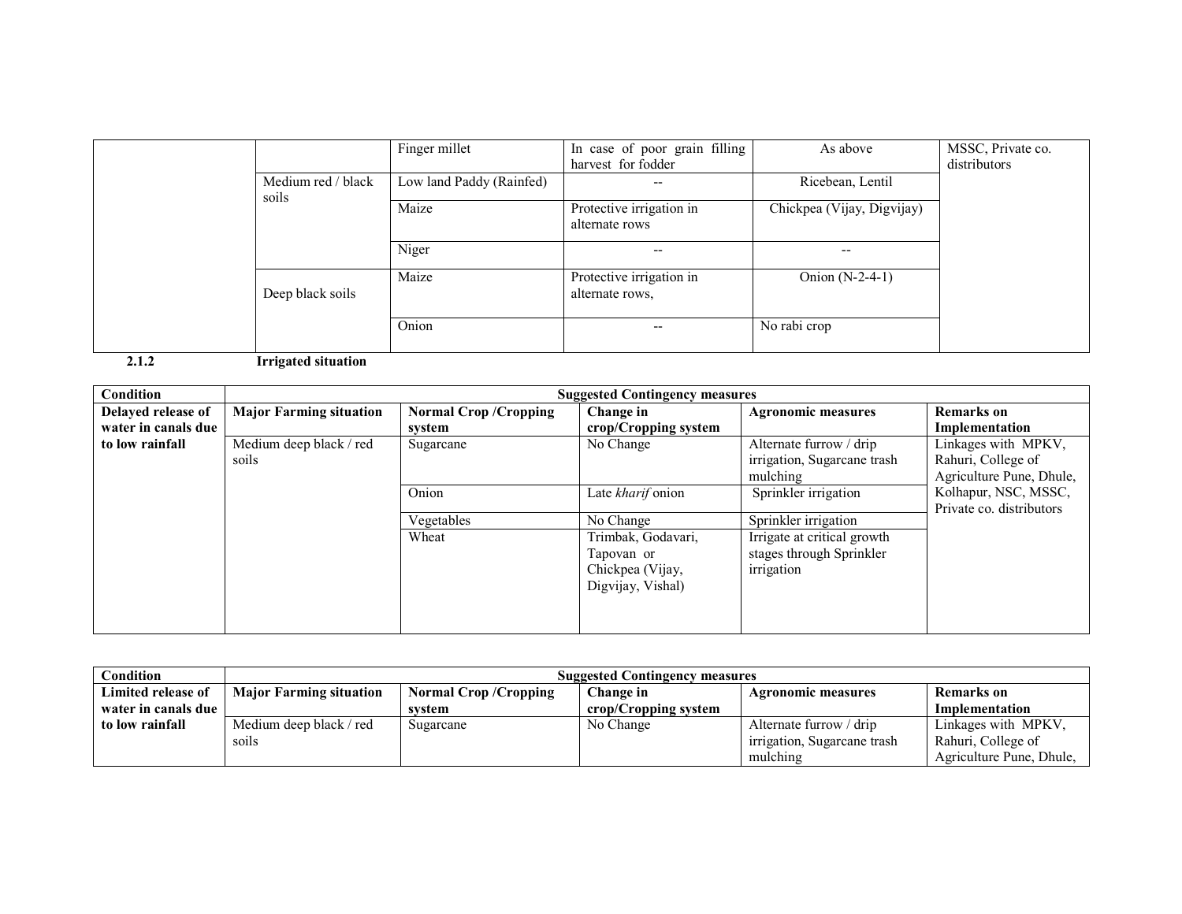| | | Finger millet | In case of poor grain filling harvest for fodder | As above | MSSC, Private co. distributors |
|---|---|---|---|---|---|
| | Medium red / black soils | Low land Paddy (Rainfed) | -- | Ricebean, Lentil | |
| | | Maize | Protective irrigation in alternate rows | Chickpea (Vijay, Digvijay) | |
| | | Niger | -- | -- | |
| | Deep black soils | Maize | Protective irrigation in alternate rows, | Onion (N-2-4-1) | |
| | | Onion | -- | No rabi crop | |

**2.1.2 Irrigated situation**

| Condition | Suggested Contingency measures | | | | |
|---|---|---|---|---|---|
| | **Major Farming situation** | **Normal Crop /Cropping system** | **Change in crop/Cropping system** | **Agronomic measures** | **Remarks on Implementation** |
| **Delayed release of water in canals due to low rainfall** | Medium deep black / red soils | Sugarcane | No Change | Alternate furrow / drip irrigation, Sugarcane trash mulching | Linkages with MPKV, Rahuri, College of Agriculture Pune, Dhule, Kolhapur, NSC, MSSC, Private co. distributors |
| | | Onion | Late *kharif* onion | Sprinkler irrigation | |
| | | Vegetables | No Change | Sprinkler irrigation | |
| | | Wheat | Trimbak, Godavari, Tapovan or Chickpea (Vijay, Digvijay, Vishal) | Irrigate at critical growth stages through Sprinkler irrigation | |

| Condition | Suggested Contingency measures | | | | |
|---|---|---|---|---|---|
| | **Major Farming situation** | **Normal Crop /Cropping system** | **Change in crop/Cropping system** | **Agronomic measures** | **Remarks on Implementation** |
| **Limited release of water in canals due to low rainfall** | Medium deep black / red soils | Sugarcane | No Change | Alternate furrow / drip irrigation, Sugarcane trash mulching | Linkages with MPKV, Rahuri, College of Agriculture Pune, Dhule, |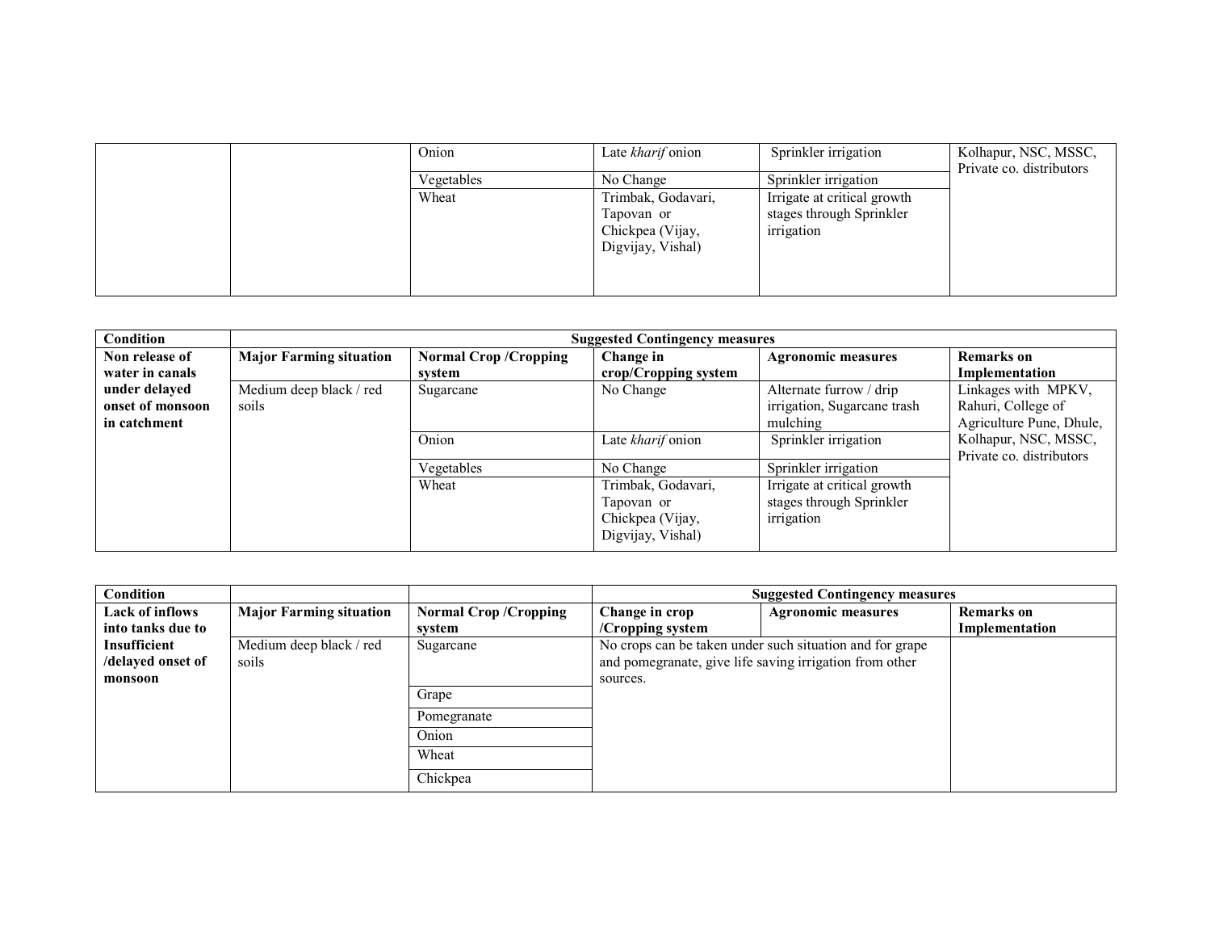| | | | | | |
|---|---|---|---|---|---|
| | | Onion | Late *kharif* onion | Sprinkler irrigation | Kolhapur, NSC, MSSC, Private co. distributors |
| | | Vegetables | No Change | Sprinkler irrigation | |
| | | Wheat | Trimbak, Godavari, Tapovan or Chickpea (Vijay, Digvijay, Vishal) | Irrigate at critical growth stages through Sprinkler irrigation | |

| **Condition** | **Suggested Contingency measures** | | | | |
|---|---|---|---|---|---|
| **Non release of water in canals under delayed onset of monsoon in catchment** | **Major Farming situation** | **Normal Crop /Cropping system** | **Change in crop/Cropping system** | **Agronomic measures** | **Remarks on Implementation** |
| | Medium deep black / red soils | Sugarcane | No Change | Alternate furrow / drip irrigation, Sugarcane trash mulching | Linkages with MPKV, Rahuri, College of Agriculture Pune, Dhule, Kolhapur, NSC, MSSC, Private co. distributors |
| | | Onion | Late *kharif* onion | Sprinkler irrigation | |
| | | Vegetables | No Change | Sprinkler irrigation | |
| | | Wheat | Trimbak, Godavari, Tapovan or Chickpea (Vijay, Digvijay, Vishal) | Irrigate at critical growth stages through Sprinkler irrigation | |

| **Condition** | | | **Suggested Contingency measures** | | |
|---|---|---|---|---|---|
| **Lack of inflows into tanks due to Insufficient /delayed onset of monsoon** | **Major Farming situation** | **Normal Crop /Cropping system** | **Change in crop /Cropping system** | **Agronomic measures** | **Remarks on Implementation** |
| | Medium deep black / red soils | Sugarcane | No crops can be taken under such situation and for grape and pomegranate, give life saving irrigation from other sources. | | |
| | | Grape | | | |
| | | Pomegranate | | | |
| | | Onion | | | |
| | | Wheat | | | |
| | | Chickpea | | | |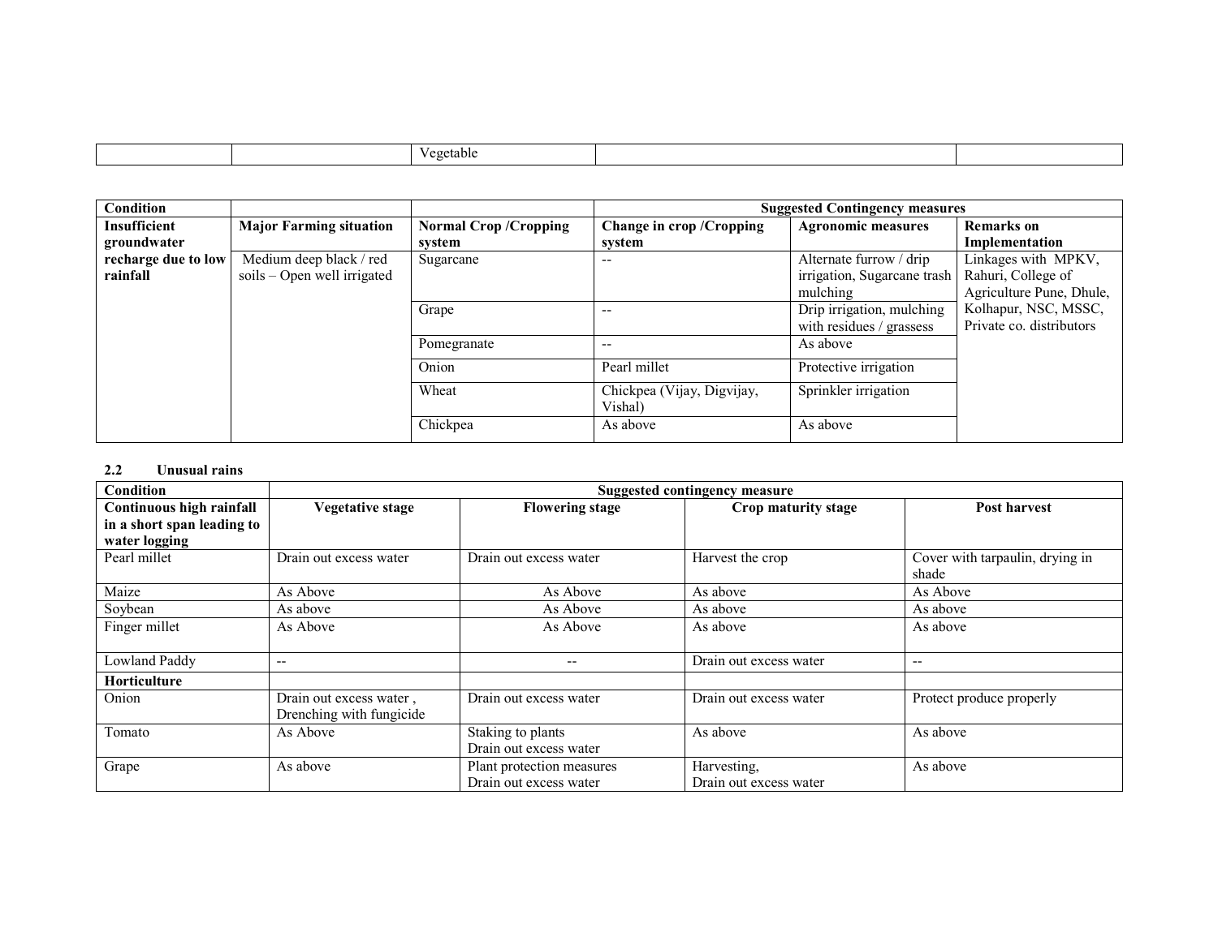| | | Vegetable | | |
|---|---|---|---|---|

| Condition | | | Suggested Contingency measures | | |
|---|---|---|---|---|---|
| **Insufficient groundwater recharge due to low rainfall** | **Major Farming situation** | **Normal Crop /Cropping system** | **Change in crop /Cropping system** | **Agronomic measures** | **Remarks on Implementation** |
| | Medium deep black / red soils – Open well irrigated | Sugarcane | -- | Alternate furrow / drip irrigation, Sugarcane trash mulching | Linkages with MPKV, Rahuri, College of Agriculture Pune, Dhule, Kolhapur, NSC, MSSC, Private co. distributors |
| | | Grape | -- | Drip irrigation, mulching with residues / grassess | |
| | | Pomegranate | -- | As above | |
| | | Onion | Pearl millet | Protective irrigation | |
| | | Wheat | Chickpea (Vijay, Digvijay, Vishal) | Sprinkler irrigation | |
| | | Chickpea | As above | As above | |

### 2.2 Unusual rains

| Condition | Suggested contingency measure | | | |
|---|---|---|---|---|
| **Continuous high rainfall in a short span leading to water logging** | **Vegetative stage** | **Flowering stage** | **Crop maturity stage** | **Post harvest** |
| Pearl millet | Drain out excess water | Drain out excess water | Harvest the crop | Cover with tarpaulin, drying in shade |
| Maize | As Above | As Above | As above | As Above |
| Soybean | As above | As Above | As above | As above |
| Finger millet | As Above | As Above | As above | As above |
| Lowland Paddy | -- | -- | Drain out excess water | -- |
| **Horticulture** | | | | |
| Onion | Drain out excess water , Drenching with fungicide | Drain out excess water | Drain out excess water | Protect produce properly |
| Tomato | As Above | Staking to plants<br>Drain out excess water | As above | As above |
| Grape | As above | Plant protection measures<br>Drain out excess water | Harvesting,<br>Drain out excess water | As above |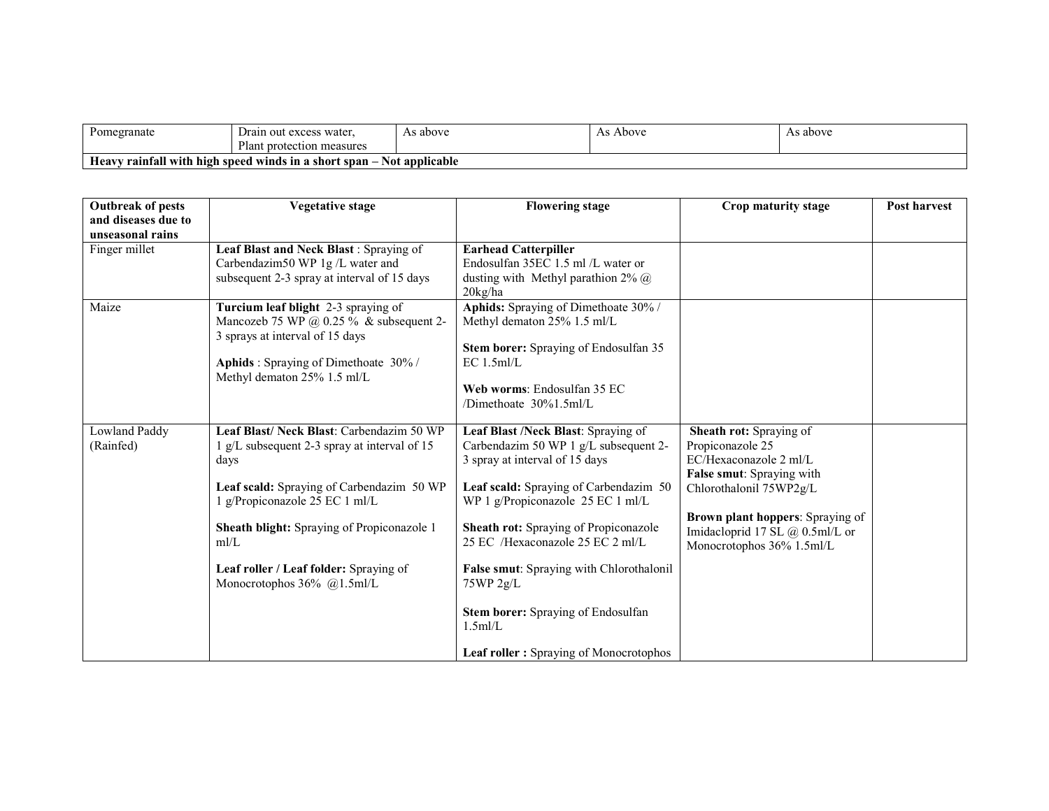| Pomegranate | Drain out excess water, Plant protection measures | As above | As Above | As above |
|---|---|---|---|---|
| **Heavy rainfall with high speed winds in a short span – Not applicable** | | | | |

| **Outbreak of pests and diseases due to unseasonal rains** | **Vegetative stage** | **Flowering stage** | **Crop maturity stage** | **Post harvest** |
|---|---|---|---|---|
| Finger millet | **Leaf Blast and Neck Blast** : Spraying of Carbendazim50 WP 1g /L water and subsequent 2-3 spray at interval of 15 days | **Earhead Catterpiller** Endosulfan 35EC 1.5 ml /L water or dusting with Methyl parathion 2% @ 20kg/ha | | |
| Maize | **Turcium leaf blight** 2-3 spraying of Mancozeb 75 WP @ 0.25 % & subsequent 2-3 sprays at interval of 15 days<br><br>**Aphids** : Spraying of Dimethoate 30% / Methyl dematon 25% 1.5 ml/L | **Aphids:** Spraying of Dimethoate 30% / Methyl dematon 25% 1.5 ml/L<br><br>**Stem borer:** Spraying of Endosulfan 35 EC 1.5ml/L<br><br>**Web worms**: Endosulfan 35 EC /Dimethoate 30%1.5ml/L | | |
| Lowland Paddy (Rainfed) | **Leaf Blast/ Neck Blast**: Carbendazim 50 WP 1 g/L subsequent 2-3 spray at interval of 15 days<br><br>**Leaf scald:** Spraying of Carbendazim 50 WP 1 g/Propiconazole 25 EC 1 ml/L<br><br>**Sheath blight:** Spraying of Propiconazole 1 ml/L<br><br>**Leaf roller / Leaf folder:** Spraying of Monocrotophos 36% @1.5ml/L | **Leaf Blast /Neck Blast**: Spraying of Carbendazim 50 WP 1 g/L subsequent 2-3 spray at interval of 15 days<br><br>**Leaf scald:** Spraying of Carbendazim 50 WP 1 g/Propiconazole 25 EC 1 ml/L<br><br>**Sheath rot:** Spraying of Propiconazole 25 EC /Hexaconazole 25 EC 2 ml/L<br><br>**False smut**: Spraying with Chlorothalonil 75WP 2g/L<br><br>**Stem borer:** Spraying of Endosulfan 1.5ml/L<br><br>**Leaf roller :** Spraying of Monocrotophos | **Sheath rot:** Spraying of Propiconazole 25 EC/Hexaconazole 2 ml/L<br>**False smut**: Spraying with Chlorothalonil 75WP2g/L<br><br>**Brown plant hoppers**: Spraying of Imidacloprid 17 SL @ 0.5ml/L or Monocrotophos 36% 1.5ml/L | |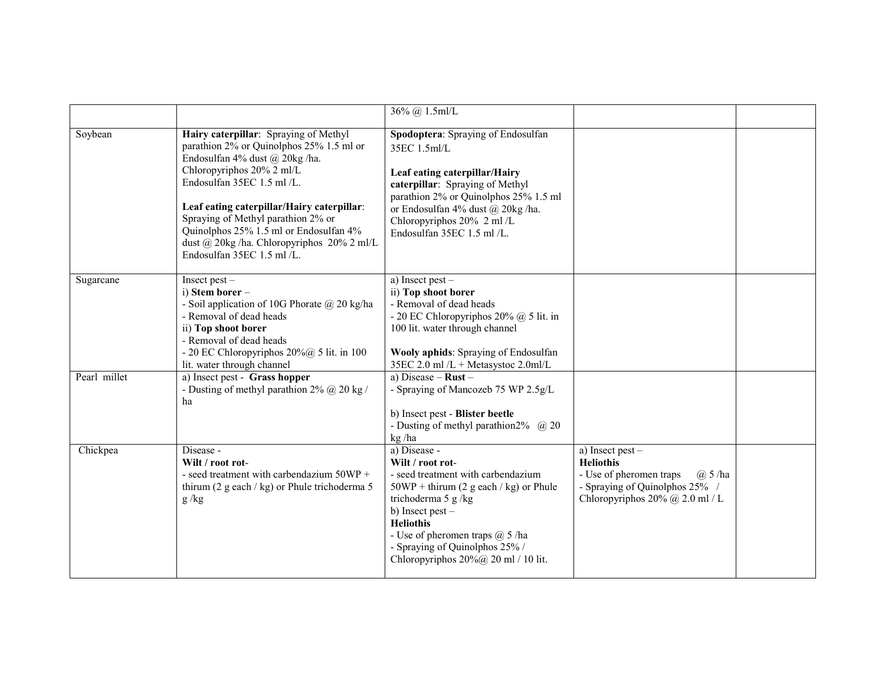|  |  | 36% @ 1.5ml/L |  |  |
|---|---|---|---|---|
| Soybean | **Hairy caterpillar**: Spraying of Methyl parathion 2% or Quinolphos 25% 1.5 ml or Endosulfan 4% dust @ 20kg /ha. Chloropyriphos 20% 2 ml/L Endosulfan 35EC 1.5 ml /L.<br><br>**Leaf eating caterpillar/Hairy caterpillar**: Spraying of Methyl parathion 2% or Quinolphos 25% 1.5 ml or Endosulfan 4% dust @ 20kg /ha. Chloropyriphos 20% 2 ml/L Endosulfan 35EC 1.5 ml /L. | **Spodoptera**: Spraying of Endosulfan 35EC 1.5ml/L<br><br>**Leaf eating caterpillar/Hairy caterpillar**: Spraying of Methyl parathion 2% or Quinolphos 25% 1.5 ml or Endosulfan 4% dust @ 20kg /ha. Chloropyriphos 20% 2 ml /L Endosulfan 35EC 1.5 ml /L. |  |  |
| Sugarcane | Insect pest –<br>i) **Stem borer** –<br>- Soil application of 10G Phorate @ 20 kg/ha<br>- Removal of dead heads<br>ii) **Top shoot borer**<br>- Removal of dead heads<br>- 20 EC Chloropyriphos 20%@ 5 lit. in 100 lit. water through channel | a) Insect pest –<br>ii) **Top shoot borer**<br>- Removal of dead heads<br>- 20 EC Chloropyriphos 20% @ 5 lit. in 100 lit. water through channel<br><br>**Wooly aphids**: Spraying of Endosulfan 35EC 2.0 ml /L + Metasystoc 2.0ml/L |  |  |
| Pearl millet | a) Insect pest - **Grass hopper**<br>- Dusting of methyl parathion 2% @ 20 kg / ha | a) Disease – **Rust** –<br>- Spraying of Mancozeb 75 WP 2.5g/L<br><br>b) Insect pest - **Blister beetle**<br>- Dusting of methyl parathion2% @ 20 kg /ha |  |  |
| Chickpea | Disease -<br>**Wilt / root rot**-<br>- seed treatment with carbendazium 50WP + thirum (2 g each / kg) or Phule trichoderma 5 g /kg | a) Disease -<br>**Wilt / root rot**-<br>- seed treatment with carbendazium 50WP + thirum (2 g each / kg) or Phule trichoderma 5 g /kg<br>b) Insect pest –<br>**Heliothis**<br>- Use of pheromen traps @ 5 /ha<br>- Spraying of Quinolphos 25% / Chloropyriphos 20%@ 20 ml / 10 lit. | a) Insect pest –<br>**Heliothis**<br>- Use of pheromen traps @ 5 /ha<br>- Spraying of Quinolphos 25% / Chloropyriphos 20% @ 2.0 ml / L |  |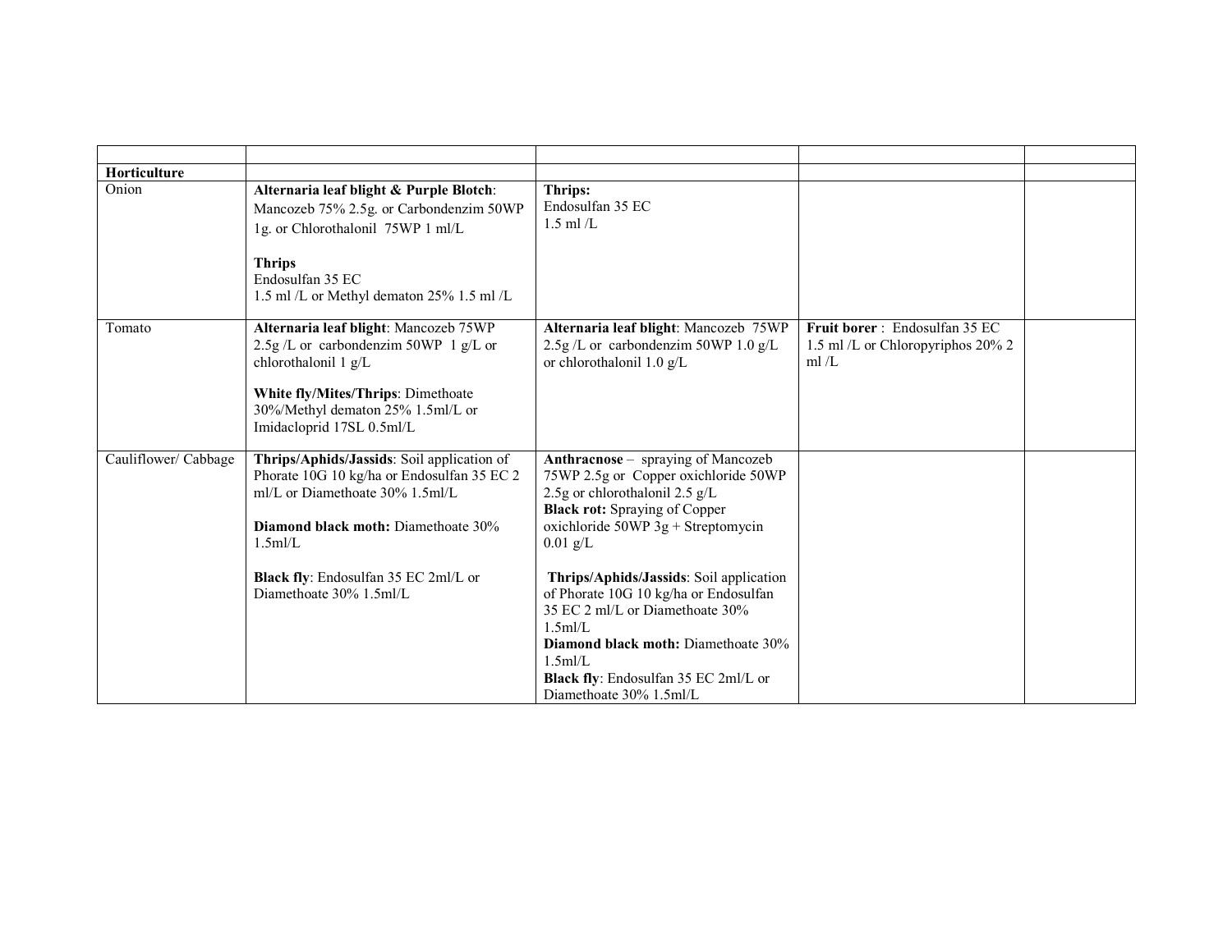| | | | | |
|---|---|---|---|---|
| **Horticulture** | | | | |
| Onion | **Alternaria leaf blight & Purple Blotch**: Mancozeb 75% 2.5g. or Carbondenzim 50WP 1g. or Chlorothalonil 75WP 1 ml/L<br><br>**Thrips**<br>Endosulfan 35 EC<br>1.5 ml /L or Methyl dematon 25% 1.5 ml /L | **Thrips:**<br>Endosulfan 35 EC<br>1.5 ml /L | | |
| Tomato | **Alternaria leaf blight**: Mancozeb 75WP 2.5g /L or carbondenzim 50WP 1 g/L or chlorothalonil 1 g/L<br><br>**White fly/Mites/Thrips**: Dimethoate 30%/Methyl dematon 25% 1.5ml/L or Imidacloprid 17SL 0.5ml/L | **Alternaria leaf blight**: Mancozeb 75WP 2.5g /L or carbondenzim 50WP 1.0 g/L or chlorothalonil 1.0 g/L | **Fruit borer** : Endosulfan 35 EC 1.5 ml /L or Chloropyriphos 20% 2 ml /L | |
| Cauliflower/ Cabbage | **Thrips/Aphids/Jassids**: Soil application of Phorate 10G 10 kg/ha or Endosulfan 35 EC 2 ml/L or Diamethoate 30% 1.5ml/L<br><br>**Diamond black moth:** Diamethoate 30% 1.5ml/L<br><br>**Black fly**: Endosulfan 35 EC 2ml/L or Diamethoate 30% 1.5ml/L | **Anthracnose** – spraying of Mancozeb 75WP 2.5g or Copper oxichloride 50WP 2.5g or chlorothalonil 2.5 g/L<br>**Black rot:** Spraying of Copper oxichloride 50WP 3g + Streptomycin 0.01 g/L<br><br>**Thrips/Aphids/Jassids**: Soil application of Phorate 10G 10 kg/ha or Endosulfan 35 EC 2 ml/L or Diamethoate 30% 1.5ml/L<br>**Diamond black moth:** Diamethoate 30% 1.5ml/L<br>**Black fly**: Endosulfan 35 EC 2ml/L or Diamethoate 30% 1.5ml/L | | |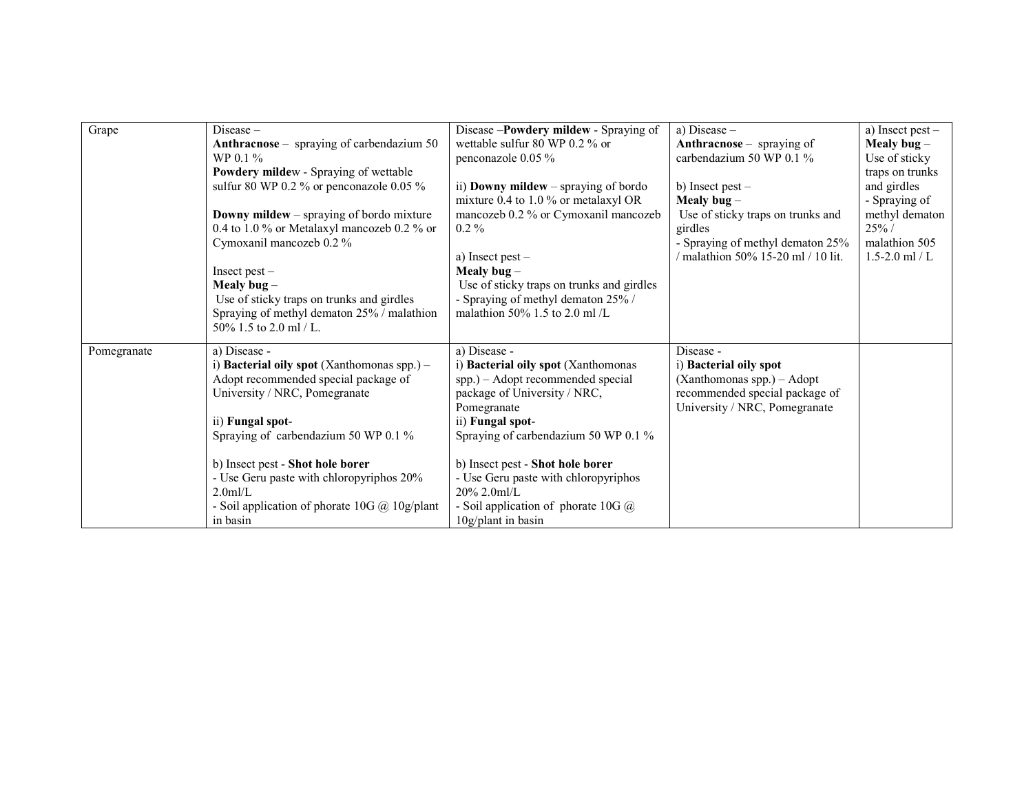| Grape | Disease –<br>**Anthracnose** – spraying of carbendazium 50 WP 0.1 %<br>**Powdery mildew** - Spraying of wettable sulfur 80 WP 0.2 % or penconazole 0.05 %<br><br>**Downy mildew** – spraying of bordo mixture 0.4 to 1.0 % or Metalaxyl mancozeb 0.2 % or Cymoxanil mancozeb 0.2 %<br><br>Insect pest –<br>**Mealy bug** –<br>Use of sticky traps on trunks and girdles Spraying of methyl dematon 25% / malathion 50% 1.5 to 2.0 ml / L. | Disease –**Powdery mildew** - Spraying of wettable sulfur 80 WP 0.2 % or penconazole 0.05 %<br><br>ii) **Downy mildew** – spraying of bordo mixture 0.4 to 1.0 % or metalaxyl OR mancozeb 0.2 % or Cymoxanil mancozeb 0.2 %<br><br>a) Insect pest –<br>**Mealy bug** –<br>Use of sticky traps on trunks and girdles<br>- Spraying of methyl dematon 25% / malathion 50% 1.5 to 2.0 ml /L | a) Disease –<br>**Anthracnose** – spraying of carbendazium 50 WP 0.1 %<br><br>b) Insect pest –<br>**Mealy bug** –<br>Use of sticky traps on trunks and girdles<br>- Spraying of methyl dematon 25% / malathion 50% 15-20 ml / 10 lit. | a) Insect pest –<br>**Mealy bug** –<br>Use of sticky traps on trunks and girdles<br>- Spraying of methyl dematon 25% / malathion 505 1.5-2.0 ml / L |
|---|---|---|---|---|
| Pomegranate | a) Disease -<br>i) **Bacterial oily spot** (Xanthomonas spp.) – Adopt recommended special package of University / NRC, Pomegranate<br><br>ii) **Fungal spot**-<br>Spraying of carbendazium 50 WP 0.1 %<br><br>b) Insect pest - **Shot hole borer**<br>- Use Geru paste with chloropyriphos 20% 2.0ml/L<br>- Soil application of phorate 10G @ 10g/plant in basin | a) Disease -<br>i) **Bacterial oily spot** (Xanthomonas spp.) – Adopt recommended special package of University / NRC, Pomegranate<br>ii) **Fungal spot**-<br>Spraying of carbendazium 50 WP 0.1 %<br><br>b) Insect pest - **Shot hole borer**<br>- Use Geru paste with chloropyriphos 20% 2.0ml/L<br>- Soil application of phorate 10G @ 10g/plant in basin | Disease -<br>i) **Bacterial oily spot** (Xanthomonas spp.) – Adopt recommended special package of University / NRC, Pomegranate | |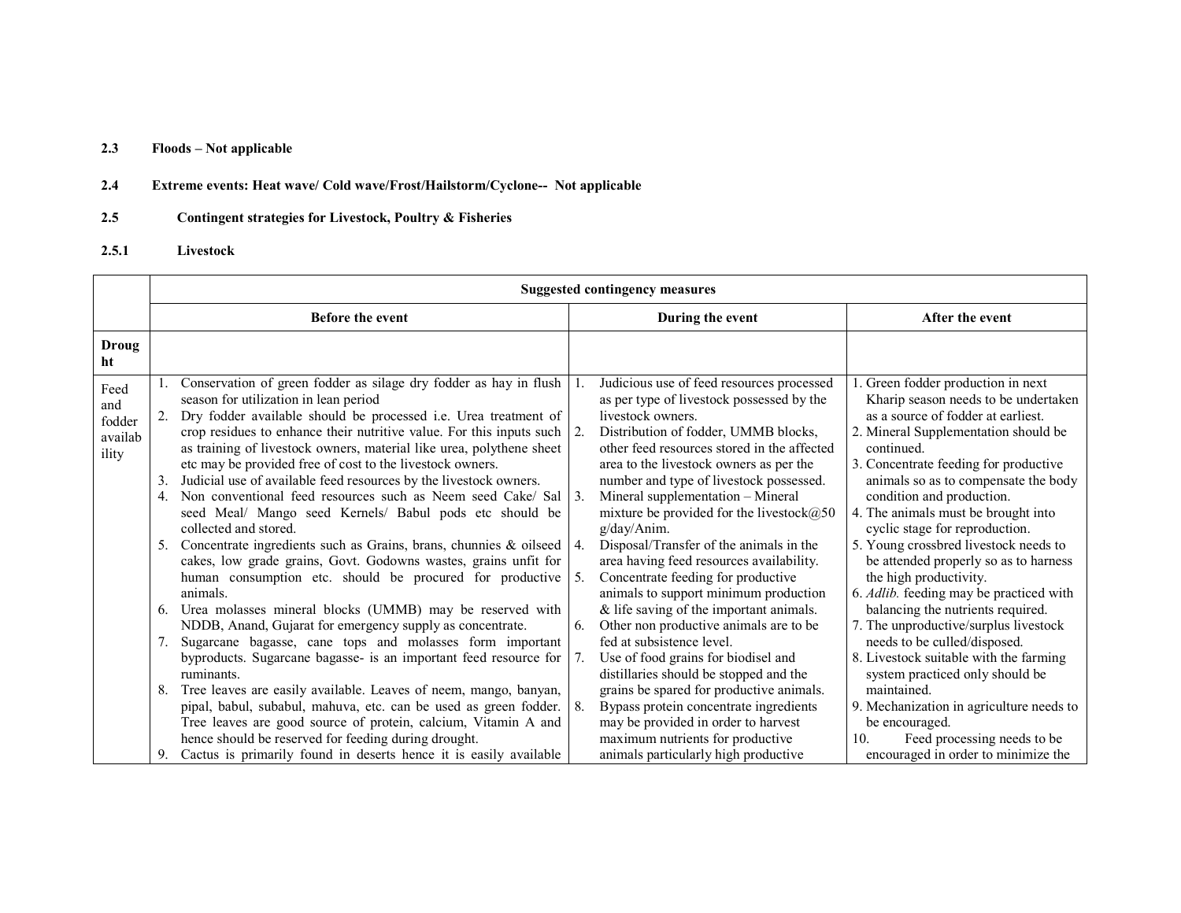**2.3 Floods – Not applicable**

**2.4 Extreme events: Heat wave/ Cold wave/Frost/Hailstorm/Cyclone-- Not applicable**

**2.5 Contingent strategies for Livestock, Poultry & Fisheries**

**2.5.1 Livestock**

| | **Suggested contingency measures** | | |
|---|---|---|---|
| | **Before the event** | **During the event** | **After the event** |
| **Drought** | | | |
| Feed and fodder availability | 1. Conservation of green fodder as silage dry fodder as hay in flush season for utilization in lean period<br>2. Dry fodder available should be processed i.e. Urea treatment of crop residues to enhance their nutritive value. For this inputs such as training of livestock owners, material like urea, polythene sheet etc may be provided free of cost to the livestock owners.<br>3. Judicial use of available feed resources by the livestock owners.<br>4. Non conventional feed resources such as Neem seed Cake/ Sal seed Meal/ Mango seed Kernels/ Babul pods etc should be collected and stored.<br>5. Concentrate ingredients such as Grains, brans, chunnies & oilseed cakes, low grade grains, Govt. Godowns wastes, grains unfit for human consumption etc. should be procured for productive animals.<br>6. Urea molasses mineral blocks (UMMB) may be reserved with NDDB, Anand, Gujarat for emergency supply as concentrate.<br>7. Sugarcane bagasse, cane tops and molasses form important byproducts. Sugarcane bagasse- is an important feed resource for ruminants.<br>8. Tree leaves are easily available. Leaves of neem, mango, banyan, pipal, babul, subabul, mahuva, etc. can be used as green fodder. Tree leaves are good source of protein, calcium, Vitamin A and hence should be reserved for feeding during drought.<br>9. Cactus is primarily found in deserts hence it is easily available | 1. Judicious use of feed resources processed as per type of livestock possessed by the livestock owners.<br>2. Distribution of fodder, UMMB blocks, other feed resources stored in the affected area to the livestock owners as per the number and type of livestock possessed.<br>3. Mineral supplementation – Mineral mixture be provided for the livestock@50 g/day/Anim.<br>4. Disposal/Transfer of the animals in the area having feed resources availability.<br>5. Concentrate feeding for productive animals to support minimum production & life saving of the important animals.<br>6. Other non productive animals are to be fed at subsistence level.<br>7. Use of food grains for biodisel and distillaries should be stopped and the grains be spared for productive animals.<br>8. Bypass protein concentrate ingredients may be provided in order to harvest maximum nutrients for productive animals particularly high productive | 1. Green fodder production in next Kharip season needs to be undertaken as a source of fodder at earliest.<br>2. Mineral Supplementation should be continued.<br>3. Concentrate feeding for productive animals so as to compensate the body condition and production.<br>4. The animals must be brought into cyclic stage for reproduction.<br>5. Young crossbred livestock needs to be attended properly so as to harness the high productivity.<br>6. *Adlib.* feeding may be practiced with balancing the nutrients required.<br>7. The unproductive/surplus livestock needs to be culled/disposed.<br>8. Livestock suitable with the farming system practiced only should be maintained.<br>9. Mechanization in agriculture needs to be encouraged.<br>10. Feed processing needs to be encouraged in order to minimize the |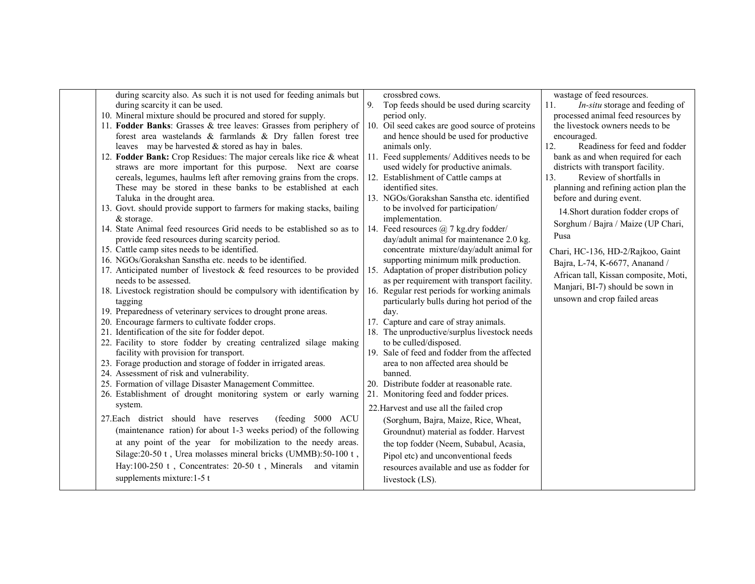| | | | |
|---|---|---|---|
| | during scarcity also. As such it is not used for feeding animals but during scarcity it can be used.<br>10. Mineral mixture should be procured and stored for supply.<br>11. **Fodder Banks**: Grasses & tree leaves: Grasses from periphery of forest area wastelands & farmlands & Dry fallen forest tree leaves may be harvested & stored as hay in bales.<br>12. **Fodder Bank:** Crop Residues: The major cereals like rice & wheat straws are more important for this purpose. Next are coarse cereals, legumes, haulms left after removing grains from the crops. These may be stored in these banks to be established at each Taluka in the drought area.<br>13. Govt. should provide support to farmers for making stacks, bailing & storage.<br>14. State Animal feed resources Grid needs to be established so as to provide feed resources during scarcity period.<br>15. Cattle camp sites needs to be identified.<br>16. NGOs/Gorakshan Sanstha etc. needs to be identified.<br>17. Anticipated number of livestock & feed resources to be provided needs to be assessed.<br>18. Livestock registration should be compulsory with identification by tagging<br>19. Preparedness of veterinary services to drought prone areas.<br>20. Encourage farmers to cultivate fodder crops.<br>21. Identification of the site for fodder depot.<br>22. Facility to store fodder by creating centralized silage making facility with provision for transport.<br>23. Forage production and storage of fodder in irrigated areas.<br>24. Assessment of risk and vulnerability.<br>25. Formation of village Disaster Management Committee.<br>26. Establishment of drought monitoring system or early warning system.<br>27. Each district should have reserves (feeding 5000 ACU (maintenance ration) for about 1-3 weeks period) of the following at any point of the year for mobilization to the needy areas. Silage:20-50 t , Urea molasses mineral bricks (UMMB):50-100 t , Hay:100-250 t , Concentrates: 20-50 t , Minerals and vitamin supplements mixture:1-5 t | crossbred cows.<br>9. Top feeds should be used during scarcity period only.<br>10. Oil seed cakes are good source of proteins and hence should be used for productive animals only.<br>11. Feed supplements/ Additives needs to be used widely for productive animals.<br>12. Establishment of Cattle camps at identified sites.<br>13. NGOs/Gorakshan Sanstha etc. identified to be involved for participation/ implementation.<br>14. Feed resources @ 7 kg.dry fodder/ day/adult animal for maintenance 2.0 kg. concentrate mixture/day/adult animal for supporting minimum milk production.<br>15. Adaptation of proper distribution policy as per requirement with transport facility.<br>16. Regular rest periods for working animals particularly bulls during hot period of the day.<br>17. Capture and care of stray animals.<br>18. The unproductive/surplus livestock needs to be culled/disposed.<br>19. Sale of feed and fodder from the affected area to non affected area should be banned.<br>20. Distribute fodder at reasonable rate.<br>21. Monitoring feed and fodder prices.<br>22. Harvest and use all the failed crop (Sorghum, Bajra, Maize, Rice, Wheat, Groundnut) material as fodder. Harvest the top fodder (Neem, Subabul, Acasia, Pipol etc) and unconventional feeds resources available and use as fodder for livestock (LS). | wastage of feed resources.<br>11. *In-situ* storage and feeding of processed animal feed resources by the livestock owners needs to be encouraged.<br>12. Readiness for feed and fodder bank as and when required for each districts with transport facility.<br>13. Review of shortfalls in planning and refining action plan the before and during event.<br>14. Short duration fodder crops of Sorghum / Bajra / Maize (UP Chari, Pusa Chari, HC-136, HD-2/Rajkoo, Gaint Bajra, L-74, K-6677, Ananand / African tall, Kissan composite, Moti, Manjari, BI-7) should be sown in unsown and crop failed areas |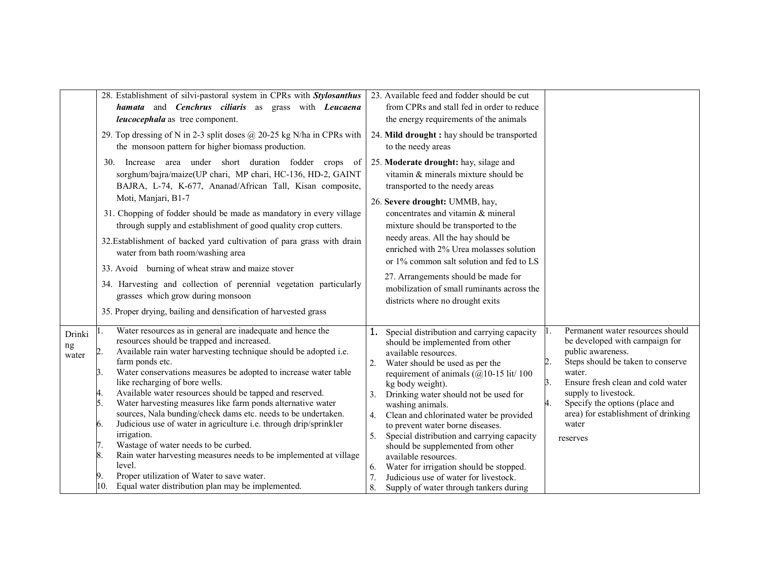| | | | |
|---|---|---|---|
| | 28. Establishment of silvi-pastoral system in CPRs with ***Stylosanthus hamata*** and ***Cenchrus ciliaris*** as grass with ***Leucaena leucocephala*** as tree component.<br>29. Top dressing of N in 2-3 split doses @ 20-25 kg N/ha in CPRs with the monsoon pattern for higher biomass production.<br>30. Increase area under short duration fodder crops of sorghum/bajra/maize(UP chari, MP chari, HC-136, HD-2, GAINT BAJRA, L-74, K-677, Ananad/African Tall, Kisan composite, Moti, Manjari, B1-7<br>31. Chopping of fodder should be made as mandatory in every village through supply and establishment of good quality crop cutters.<br>32.Establishment of backed yard cultivation of para grass with drain water from bath room/washing area<br>33. Avoid burning of wheat straw and maize stover<br>34. Harvesting and collection of perennial vegetation particularly grasses which grow during monsoon<br>35. Proper drying, bailing and densification of harvested grass | 23. Available feed and fodder should be cut from CPRs and stall fed in order to reduce the energy requirements of the animals<br>24. **Mild drought :** hay should be transported to the needy areas<br>25. **Moderate drought:** hay, silage and vitamin & minerals mixture should be transported to the needy areas<br>26. **Severe drought:** UMMB, hay, concentrates and vitamin & mineral mixture should be transported to the needy areas. All the hay should be enriched with 2% Urea molasses solution or 1% common salt solution and fed to LS<br>27. Arrangements should be made for mobilization of small ruminants across the districts where no drought exits | |
| Drinking water | 1. Water resources as in general are inadequate and hence the resources should be trapped and increased.<br>2. Available rain water harvesting technique should be adopted i.e. farm ponds etc.<br>3. Water conservations measures be adopted to increase water table like recharging of bore wells.<br>4. Available water resources should be tapped and reserved.<br>5. Water harvesting measures like farm ponds alternative water sources, Nala bunding/check dams etc. needs to be undertaken.<br>6. Judicious use of water in agriculture i.e. through drip/sprinkler irrigation.<br>7. Wastage of water needs to be curbed.<br>8. Rain water harvesting measures needs to be implemented at village level.<br>9. Proper utilization of Water to save water.<br>10. Equal water distribution plan may be implemented. | 1. Special distribution and carrying capacity should be implemented from other available resources.<br>2. Water should be used as per the requirement of animals (@10-15 lit/ 100 kg body weight).<br>3. Drinking water should not be used for washing animals.<br>4. Clean and chlorinated water be provided to prevent water borne diseases.<br>5. Special distribution and carrying capacity should be supplemented from other available resources.<br>6. Water for irrigation should be stopped.<br>7. Judicious use of water for livestock.<br>8. Supply of water through tankers during | 1. Permanent water resources should be developed with campaign for public awareness.<br>2. Steps should be taken to conserve water.<br>3. Ensure fresh clean and cold water supply to livestock.<br>4. Specify the options (place and area) for establishment of drinking water reserves |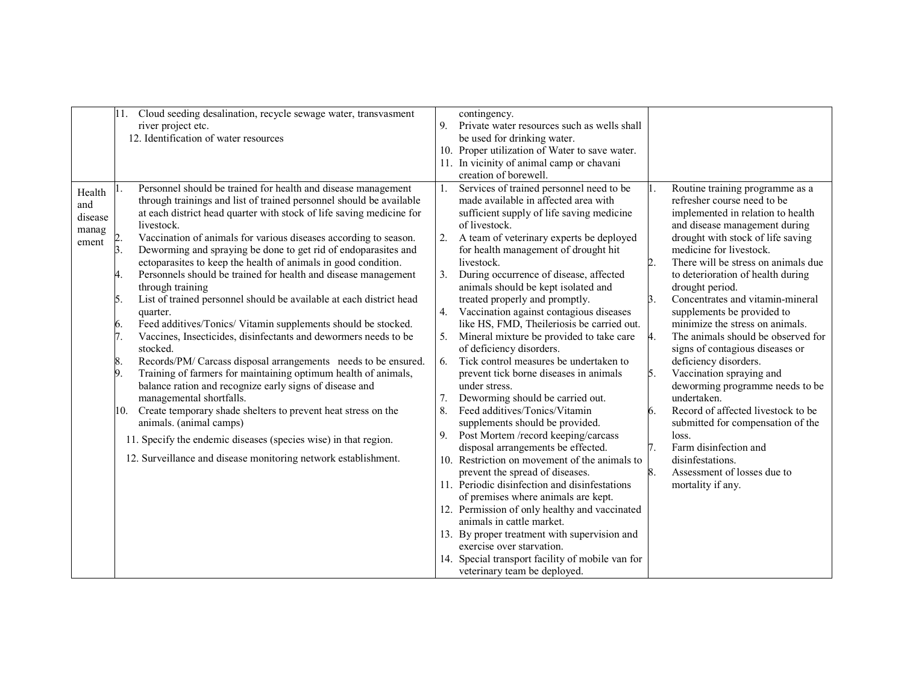| | | | |
|---|---|---|---|
| | 11. Cloud seeding desalination, recycle sewage water, transvasment river project etc.<br>12. Identification of water resources | contingency.<br>9. Private water resources such as wells shall be used for drinking water.<br>10. Proper utilization of Water to save water.<br>11. In vicinity of animal camp or chavani creation of borewell. | |
| Health and disease management | 1. Personnel should be trained for health and disease management through trainings and list of trained personnel should be available at each district head quarter with stock of life saving medicine for livestock.<br>2. Vaccination of animals for various diseases according to season.<br>3. Deworming and spraying be done to get rid of endoparasites and ectoparasites to keep the health of animals in good condition.<br>4. Personnels should be trained for health and disease management through training<br>5. List of trained personnel should be available at each district head quarter.<br>6. Feed additives/Tonics/ Vitamin supplements should be stocked.<br>7. Vaccines, Insecticides, disinfectants and dewormers needs to be stocked.<br>8. Records/PM/ Carcass disposal arrangements needs to be ensured.<br>9. Training of farmers for maintaining optimum health of animals, balance ration and recognize early signs of disease and managemental shortfalls.<br>10. Create temporary shade shelters to prevent heat stress on the animals. (animal camps)<br>11. Specify the endemic diseases (species wise) in that region.<br>12. Surveillance and disease monitoring network establishment. | 1. Services of trained personnel need to be made available in affected area with sufficient supply of life saving medicine of livestock.<br>2. A team of veterinary experts be deployed for health management of drought hit livestock.<br>3. During occurrence of disease, affected animals should be kept isolated and treated properly and promptly.<br>4. Vaccination against contagious diseases like HS, FMD, Theileriosis be carried out.<br>5. Mineral mixture be provided to take care of deficiency disorders.<br>6. Tick control measures be undertaken to prevent tick borne diseases in animals under stress.<br>7. Deworming should be carried out.<br>8. Feed additives/Tonics/Vitamin supplements should be provided.<br>9. Post Mortem /record keeping/carcass disposal arrangements be effected.<br>10. Restriction on movement of the animals to prevent the spread of diseases.<br>11. Periodic disinfection and disinfestations of premises where animals are kept.<br>12. Permission of only healthy and vaccinated animals in cattle market.<br>13. By proper treatment with supervision and exercise over starvation.<br>14. Special transport facility of mobile van for veterinary team be deployed. | 1. Routine training programme as a refresher course need to be implemented in relation to health and disease management during drought with stock of life saving medicine for livestock.<br>2. There will be stress on animals due to deterioration of health during drought period.<br>3. Concentrates and vitamin-mineral supplements be provided to minimize the stress on animals.<br>4. The animals should be observed for signs of contagious diseases or deficiency disorders.<br>5. Vaccination spraying and deworming programme needs to be undertaken.<br>6. Record of affected livestock to be submitted for compensation of the loss.<br>7. Farm disinfection and disinfestations.<br>8. Assessment of losses due to mortality if any. |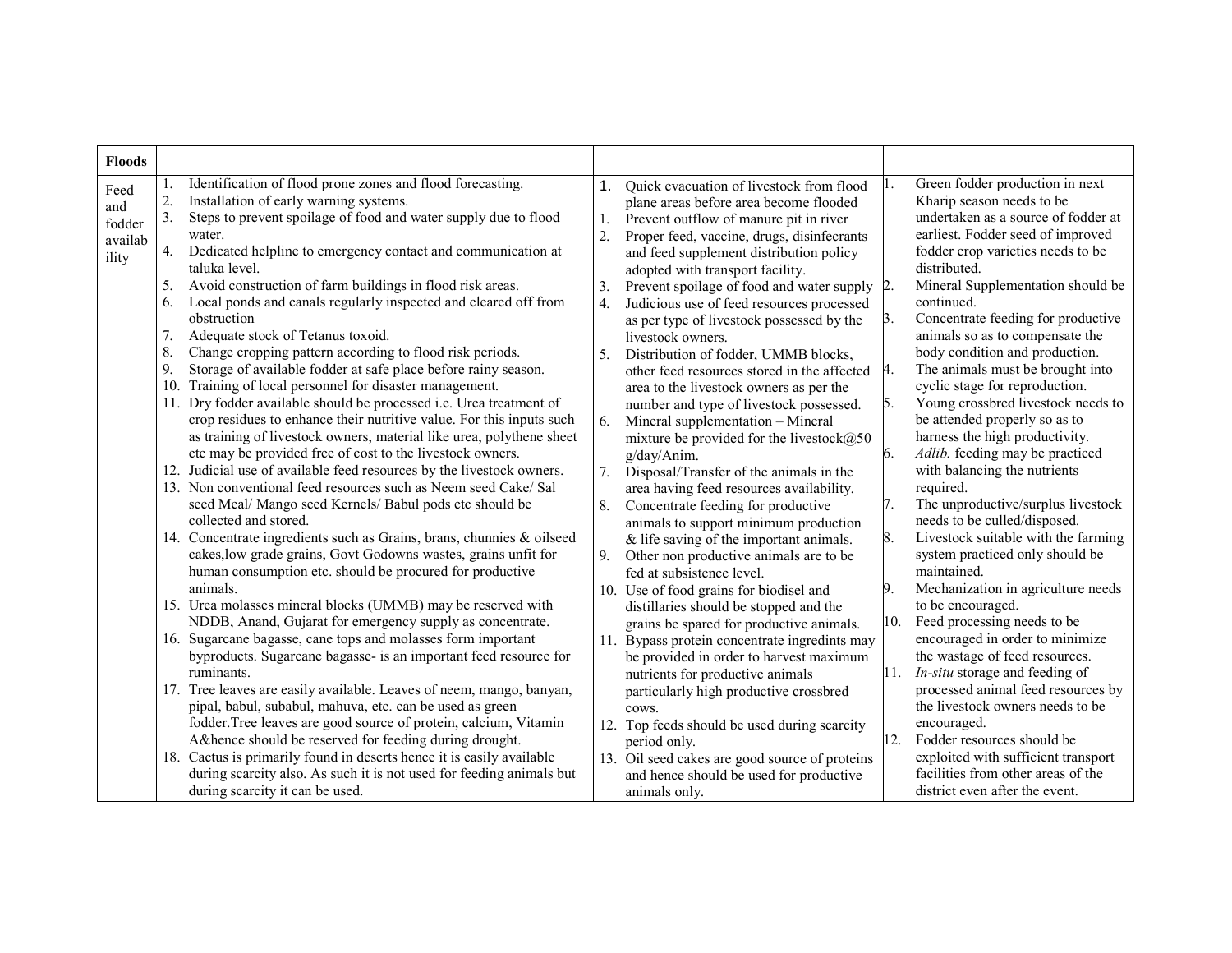| Floods | | | |
|---|---|---|---|
| Feed and fodder availability | 1. Identification of flood prone zones and flood forecasting.<br>2. Installation of early warning systems.<br>3. Steps to prevent spoilage of food and water supply due to flood water.<br>4. Dedicated helpline to emergency contact and communication at taluka level.<br>5. Avoid construction of farm buildings in flood risk areas.<br>6. Local ponds and canals regularly inspected and cleared off from obstruction<br>7. Adequate stock of Tetanus toxoid.<br>8. Change cropping pattern according to flood risk periods.<br>9. Storage of available fodder at safe place before rainy season.<br>10. Training of local personnel for disaster management.<br>11. Dry fodder available should be processed i.e. Urea treatment of crop residues to enhance their nutritive value. For this inputs such as training of livestock owners, material like urea, polythene sheet etc may be provided free of cost to the livestock owners.<br>12. Judicial use of available feed resources by the livestock owners.<br>13. Non conventional feed resources such as Neem seed Cake/ Sal seed Meal/ Mango seed Kernels/ Babul pods etc should be collected and stored.<br>14. Concentrate ingredients such as Grains, brans, chunnies & oilseed cakes,low grade grains, Govt Godowns wastes, grains unfit for human consumption etc. should be procured for productive animals.<br>15. Urea molasses mineral blocks (UMMB) may be reserved with NDDB, Anand, Gujarat for emergency supply as concentrate.<br>16. Sugarcane bagasse, cane tops and molasses form important byproducts. Sugarcane bagasse- is an important feed resource for ruminants.<br>17. Tree leaves are easily available. Leaves of neem, mango, banyan, pipal, babul, subabul, mahuva, etc. can be used as green fodder.Tree leaves are good source of protein, calcium, Vitamin A&hence should be reserved for feeding during drought.<br>18. Cactus is primarily found in deserts hence it is easily available during scarcity also. As such it is not used for feeding animals but during scarcity it can be used. | 1. Quick evacuation of livestock from flood plane areas before area become flooded<br>1. Prevent outflow of manure pit in river<br>2. Proper feed, vaccine, drugs, disinfecrants and feed supplement distribution policy adopted with transport facility.<br>3. Prevent spoilage of food and water supply<br>4. Judicious use of feed resources processed as per type of livestock possessed by the livestock owners.<br>5. Distribution of fodder, UMMB blocks, other feed resources stored in the affected area to the livestock owners as per the number and type of livestock possessed.<br>6. Mineral supplementation – Mineral mixture be provided for the livestock@50 g/day/Anim.<br>7. Disposal/Transfer of the animals in the area having feed resources availability.<br>8. Concentrate feeding for productive animals to support minimum production & life saving of the important animals.<br>9. Other non productive animals are to be fed at subsistence level.<br>10. Use of food grains for biodisel and distillaries should be stopped and the grains be spared for productive animals.<br>11. Bypass protein concentrate ingredints may be provided in order to harvest maximum nutrients for productive animals particularly high productive crossbred cows.<br>12. Top feeds should be used during scarcity period only.<br>13. Oil seed cakes are good source of proteins and hence should be used for productive animals only. | 1. Green fodder production in next Kharip season needs to be undertaken as a source of fodder at earliest. Fodder seed of improved fodder crop varieties needs to be distributed.<br>2. Mineral Supplementation should be continued.<br>3. Concentrate feeding for productive animals so as to compensate the body condition and production.<br>4. The animals must be brought into cyclic stage for reproduction.<br>5. Young crossbred livestock needs to be attended properly so as to harness the high productivity.<br>6. *Adlib.* feeding may be practiced with balancing the nutrients required.<br>7. The unproductive/surplus livestock needs to be culled/disposed.<br>8. Livestock suitable with the farming system practiced only should be maintained.<br>9. Mechanization in agriculture needs to be encouraged.<br>10. Feed processing needs to be encouraged in order to minimize the wastage of feed resources.<br>11. *In-situ* storage and feeding of processed animal feed resources by the livestock owners needs to be encouraged.<br>12. Fodder resources should be exploited with sufficient transport facilities from other areas of the district even after the event. |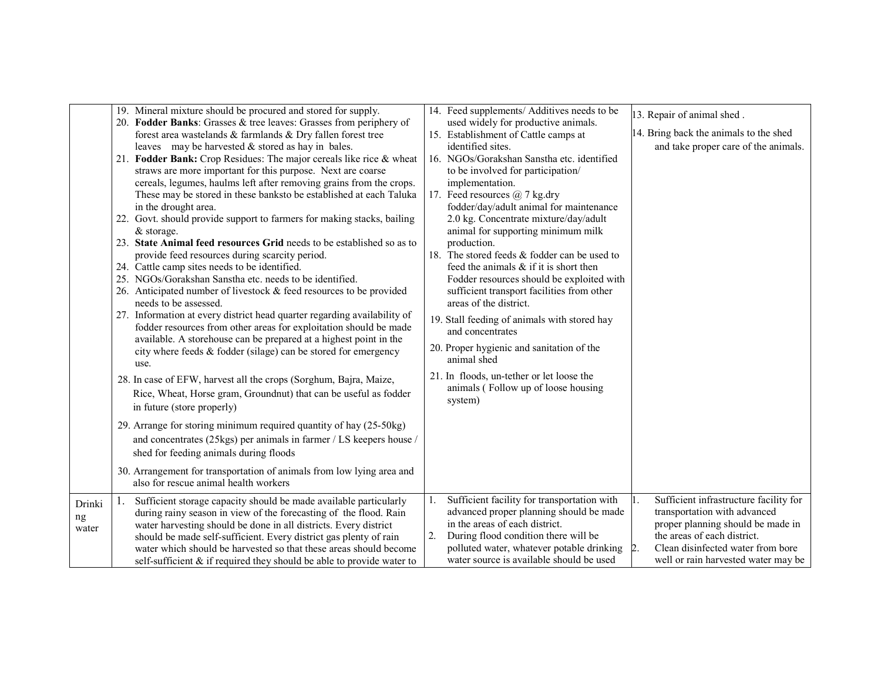| | | | |
|---|---|---|---|
| | 19. Mineral mixture should be procured and stored for supply.<br>20. **Fodder Banks**: Grasses & tree leaves: Grasses from periphery of forest area wastelands & farmlands & Dry fallen forest tree leaves may be harvested & stored as hay in bales.<br>21. **Fodder Bank:** Crop Residues: The major cereals like rice & wheat straws are more important for this purpose. Next are coarse cereals, legumes, haulms left after removing grains from the crops. These may be stored in these banksto be established at each Taluka in the drought area.<br>22. Govt. should provide support to farmers for making stacks, bailing & storage.<br>23. **State Animal feed resources Grid** needs to be established so as to provide feed resources during scarcity period.<br>24. Cattle camp sites needs to be identified.<br>25. NGOs/Gorakshan Sanstha etc. needs to be identified.<br>26. Anticipated number of livestock & feed resources to be provided needs to be assessed.<br>27. Information at every district head quarter regarding availability of fodder resources from other areas for exploitation should be made available. A storehouse can be prepared at a highest point in the city where feeds & fodder (silage) can be stored for emergency use.<br>28. In case of EFW, harvest all the crops (Sorghum, Bajra, Maize, Rice, Wheat, Horse gram, Groundnut) that can be useful as fodder in future (store properly)<br>29. Arrange for storing minimum required quantity of hay (25-50kg) and concentrates (25kgs) per animals in farmer / LS keepers house / shed for feeding animals during floods<br>30. Arrangement for transportation of animals from low lying area and also for rescue animal health workers | 14. Feed supplements/ Additives needs to be used widely for productive animals.<br>15. Establishment of Cattle camps at identified sites.<br>16. NGOs/Gorakshan Sanstha etc. identified to be involved for participation/ implementation.<br>17. Feed resources @ 7 kg.dry fodder/day/adult animal for maintenance 2.0 kg. Concentrate mixture/day/adult animal for supporting minimum milk production.<br>18. The stored feeds & fodder can be used to feed the animals & if it is short then Fodder resources should be exploited with sufficient transport facilities from other areas of the district.<br>19. Stall feeding of animals with stored hay and concentrates<br>20. Proper hygienic and sanitation of the animal shed<br>21. In floods, un-tether or let loose the animals ( Follow up of loose housing system) | 13. Repair of animal shed .<br>14. Bring back the animals to the shed and take proper care of the animals. |
| Drinking water | 1. Sufficient storage capacity should be made available particularly during rainy season in view of the forecasting of the flood. Rain water harvesting should be done in all districts. Every district should be made self-sufficient. Every district gas plenty of rain water which should be harvested so that these areas should become self-sufficient & if required they should be able to provide water to | 1. Sufficient facility for transportation with advanced proper planning should be made in the areas of each district.<br>2. During flood condition there will be polluted water, whatever potable drinking water source is available should be used | 1. Sufficient infrastructure facility for transportation with advanced proper planning should be made in the areas of each district.<br>2. Clean disinfected water from bore well or rain harvested water may be |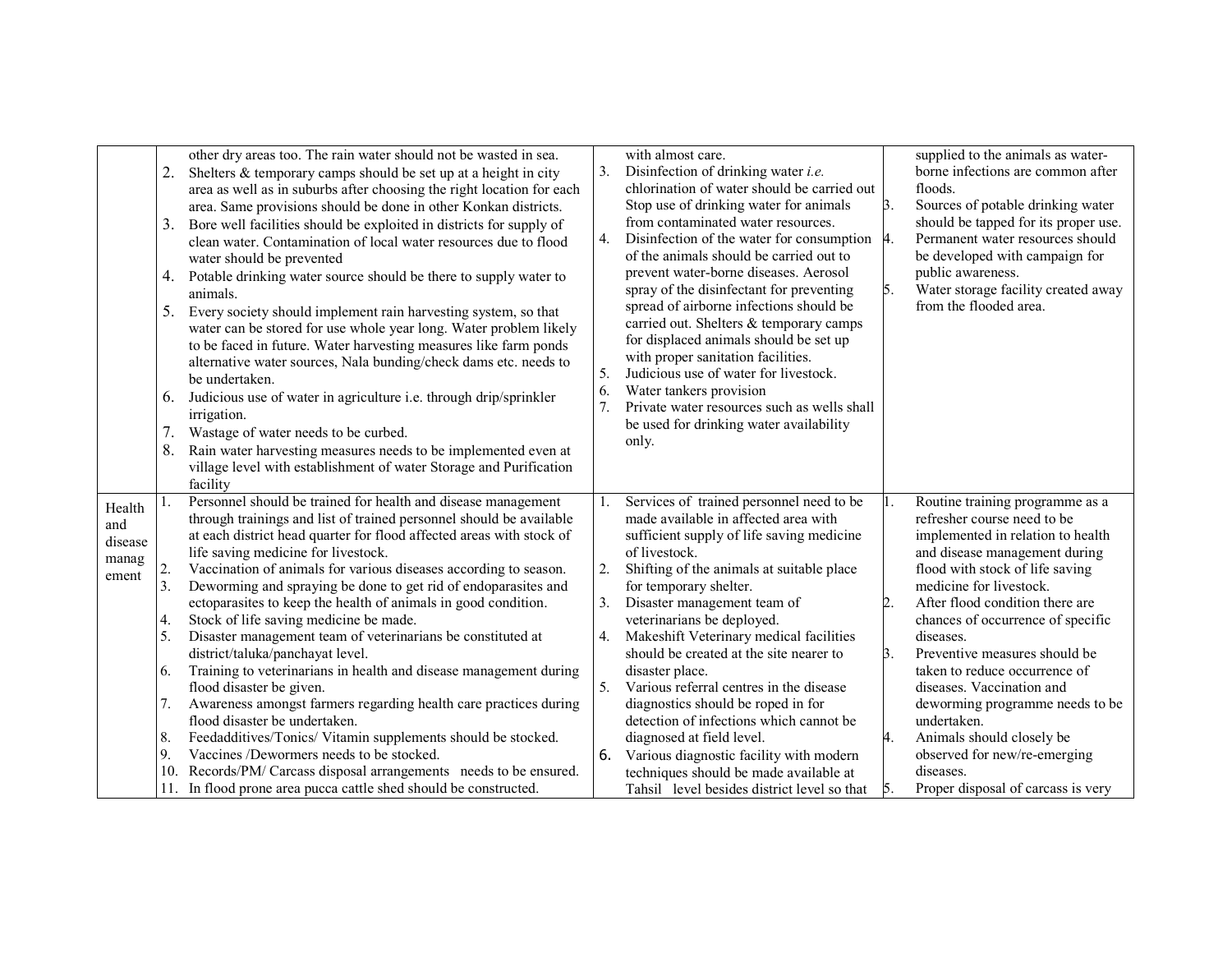| | | | |
|---|---|---|---|
| | other dry areas too. The rain water should not be wasted in sea.<br>2. Shelters & temporary camps should be set up at a height in city area as well as in suburbs after choosing the right location for each area. Same provisions should be done in other Konkan districts.<br>3. Bore well facilities should be exploited in districts for supply of clean water. Contamination of local water resources due to flood water should be prevented<br>4. Potable drinking water source should be there to supply water to animals.<br>5. Every society should implement rain harvesting system, so that water can be stored for use whole year long. Water problem likely to be faced in future. Water harvesting measures like farm ponds alternative water sources, Nala bunding/check dams etc. needs to be undertaken.<br>6. Judicious use of water in agriculture i.e. through drip/sprinkler irrigation.<br>7. Wastage of water needs to be curbed.<br>8. Rain water harvesting measures needs to be implemented even at village level with establishment of water Storage and Purification facility | with almost care.<br>3. Disinfection of drinking water *i.e.* chlorination of water should be carried out Stop use of drinking water for animals from contaminated water resources.<br>4. Disinfection of the water for consumption of the animals should be carried out to prevent water-borne diseases. Aerosol spray of the disinfectant for preventing spread of airborne infections should be carried out. Shelters & temporary camps for displaced animals should be set up with proper sanitation facilities.<br>5. Judicious use of water for livestock.<br>6. Water tankers provision<br>7. Private water resources such as wells shall be used for drinking water availability only. | supplied to the animals as water-borne infections are common after floods.<br>3. Sources of potable drinking water should be tapped for its proper use.<br>4. Permanent water resources should be developed with campaign for public awareness.<br>5. Water storage facility created away from the flooded area. |
| Health and disease management | 1. Personnel should be trained for health and disease management through trainings and list of trained personnel should be available at each district head quarter for flood affected areas with stock of life saving medicine for livestock.<br>2. Vaccination of animals for various diseases according to season.<br>3. Deworming and spraying be done to get rid of endoparasites and ectoparasites to keep the health of animals in good condition.<br>4. Stock of life saving medicine be made.<br>5. Disaster management team of veterinarians be constituted at district/taluka/panchayat level.<br>6. Training to veterinarians in health and disease management during flood disaster be given.<br>7. Awareness amongst farmers regarding health care practices during flood disaster be undertaken.<br>8. Feedadditives/Tonics/ Vitamin supplements should be stocked.<br>9. Vaccines /Dewormers needs to be stocked.<br>10. Records/PM/ Carcass disposal arrangements needs to be ensured.<br>11. In flood prone area pucca cattle shed should be constructed. | 1. Services of trained personnel need to be made available in affected area with sufficient supply of life saving medicine of livestock.<br>2. Shifting of the animals at suitable place for temporary shelter.<br>3. Disaster management team of veterinarians be deployed.<br>4. Makeshift Veterinary medical facilities should be created at the site nearer to disaster place.<br>5. Various referral centres in the disease diagnostics should be roped in for detection of infections which cannot be diagnosed at field level.<br>6. Various diagnostic facility with modern techniques should be made available at Tahsil level besides district level so that | 1. Routine training programme as a refresher course need to be implemented in relation to health and disease management during flood with stock of life saving medicine for livestock.<br>2. After flood condition there are chances of occurrence of specific diseases.<br>3. Preventive measures should be taken to reduce occurrence of diseases. Vaccination and deworming programme needs to be undertaken.<br>4. Animals should closely be observed for new/re-emerging diseases.<br>5. Proper disposal of carcass is very |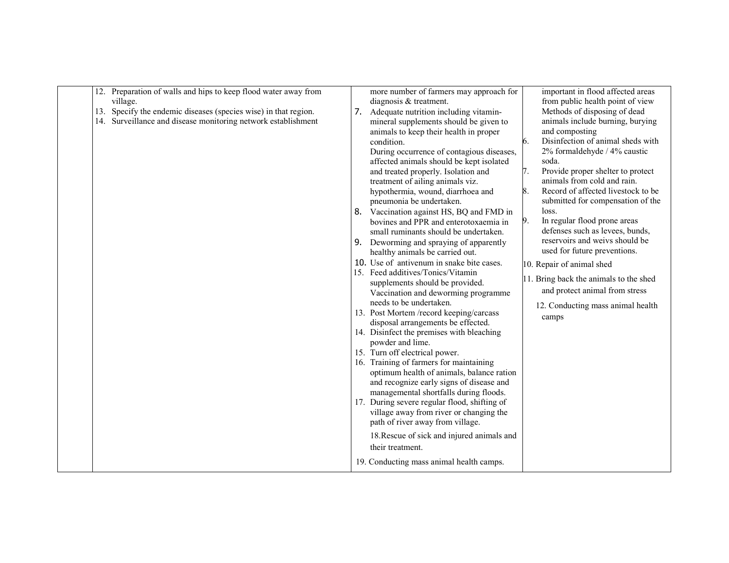| | | | |
|---|---|---|---|
| | 12. Preparation of walls and hips to keep flood water away from village.<br>13. Specify the endemic diseases (species wise) in that region.<br>14. Surveillance and disease monitoring network establishment | more number of farmers may approach for diagnosis & treatment.<br>7. Adequate nutrition including vitamin-mineral supplements should be given to animals to keep their health in proper condition.<br>During occurrence of contagious diseases, affected animals should be kept isolated and treated properly. Isolation and treatment of ailing animals viz. hypothermia, wound, diarrhoea and pneumonia be undertaken.<br>8. Vaccination against HS, BQ and FMD in bovines and PPR and enterotoxaemia in small ruminants should be undertaken.<br>9. Deworming and spraying of apparently healthy animals be carried out.<br>10. Use of antivenum in snake bite cases.<br>15. Feed additives/Tonics/Vitamin supplements should be provided. Vaccination and deworming programme needs to be undertaken.<br>13. Post Mortem /record keeping/carcass disposal arrangements be effected.<br>14. Disinfect the premises with bleaching powder and lime.<br>15. Turn off electrical power.<br>16. Training of farmers for maintaining optimum health of animals, balance ration and recognize early signs of disease and managemental shortfalls during floods.<br>17. During severe regular flood, shifting of village away from river or changing the path of river away from village.<br>18. Rescue of sick and injured animals and their treatment.<br>19. Conducting mass animal health camps. | important in flood affected areas from public health point of view Methods of disposing of dead animals include burning, burying and composting<br>6. Disinfection of animal sheds with 2% formaldehyde / 4% caustic soda.<br>7. Provide proper shelter to protect animals from cold and rain.<br>8. Record of affected livestock to be submitted for compensation of the loss.<br>9. In regular flood prone areas defenses such as levees, bunds, reservoirs and weivs should be used for future preventions.<br>10. Repair of animal shed<br>11. Bring back the animals to the shed and protect animal from stress<br>12. Conducting mass animal health camps |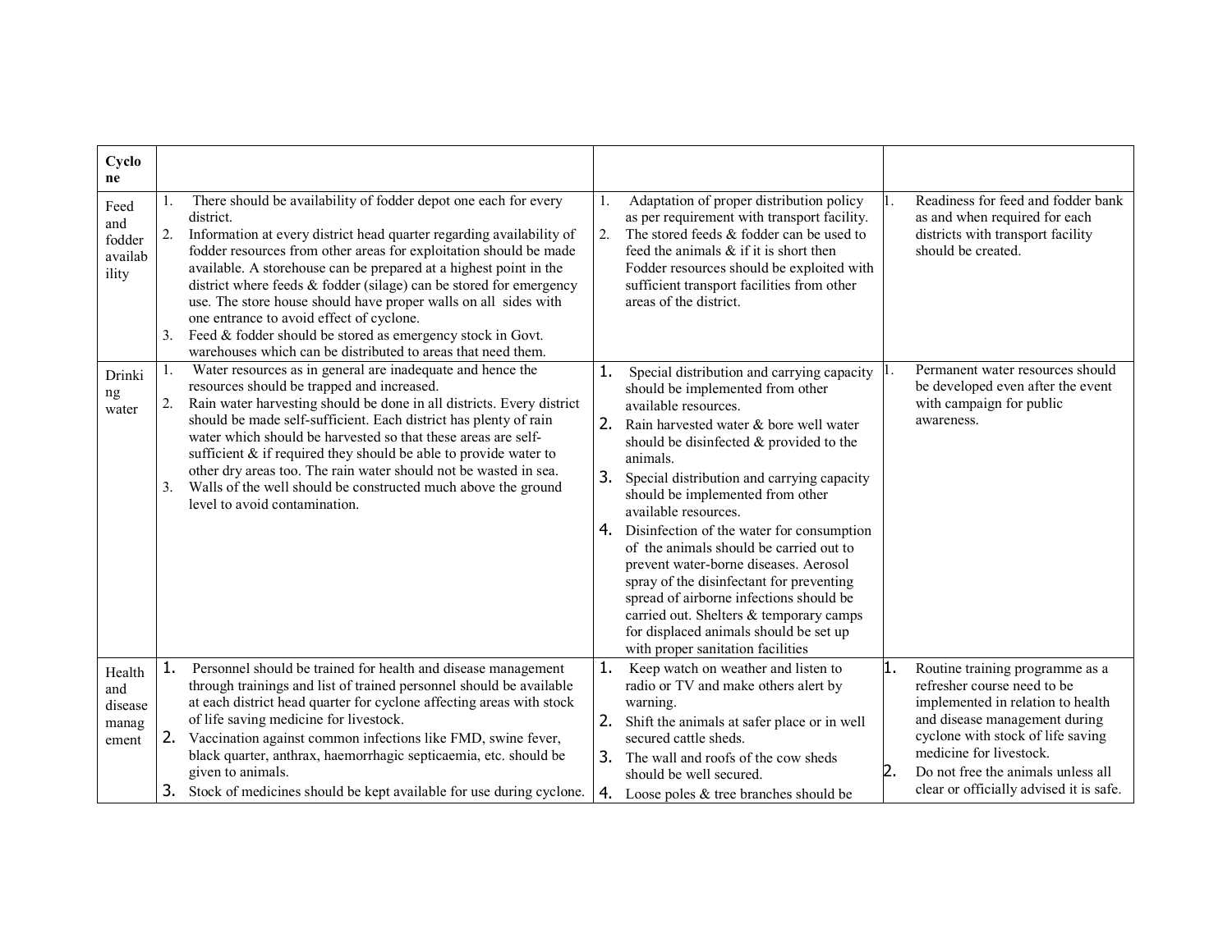| **Cyclone** | | | |
|---|---|---|---|
| Feed and fodder availability | 1. There should be availability of fodder depot one each for every district.<br>2. Information at every district head quarter regarding availability of fodder resources from other areas for exploitation should be made available. A storehouse can be prepared at a highest point in the district where feeds & fodder (silage) can be stored for emergency use. The store house should have proper walls on all sides with one entrance to avoid effect of cyclone.<br>3. Feed & fodder should be stored as emergency stock in Govt. warehouses which can be distributed to areas that need them. | 1. Adaptation of proper distribution policy as per requirement with transport facility.<br>2. The stored feeds & fodder can be used to feed the animals & if it is short then Fodder resources should be exploited with sufficient transport facilities from other areas of the district. | 1. Readiness for feed and fodder bank as and when required for each districts with transport facility should be created. |
| Drinking water | 1. Water resources as in general are inadequate and hence the resources should be trapped and increased.<br>2. Rain water harvesting should be done in all districts. Every district should be made self-sufficient. Each district has plenty of rain water which should be harvested so that these areas are self-sufficient & if required they should be able to provide water to other dry areas too. The rain water should not be wasted in sea.<br>3. Walls of the well should be constructed much above the ground level to avoid contamination. | 1. Special distribution and carrying capacity should be implemented from other available resources.<br>2. Rain harvested water & bore well water should be disinfected & provided to the animals.<br>3. Special distribution and carrying capacity should be implemented from other available resources.<br>4. Disinfection of the water for consumption of the animals should be carried out to prevent water-borne diseases. Aerosol spray of the disinfectant for preventing spread of airborne infections should be carried out. Shelters & temporary camps for displaced animals should be set up with proper sanitation facilities | 1. Permanent water resources should be developed even after the event with campaign for public awareness. |
| Health and disease management | 1. Personnel should be trained for health and disease management through trainings and list of trained personnel should be available at each district head quarter for cyclone affecting areas with stock of life saving medicine for livestock.<br>2. Vaccination against common infections like FMD, swine fever, black quarter, anthrax, haemorrhagic septicaemia, etc. should be given to animals.<br>3. Stock of medicines should be kept available for use during cyclone. | 1. Keep watch on weather and listen to radio or TV and make others alert by warning.<br>2. Shift the animals at safer place or in well secured cattle sheds.<br>3. The wall and roofs of the cow sheds should be well secured.<br>4. Loose poles & tree branches should be | 1. Routine training programme as a refresher course need to be implemented in relation to health and disease management during cyclone with stock of life saving medicine for livestock.<br>2. Do not free the animals unless all clear or officially advised it is safe. |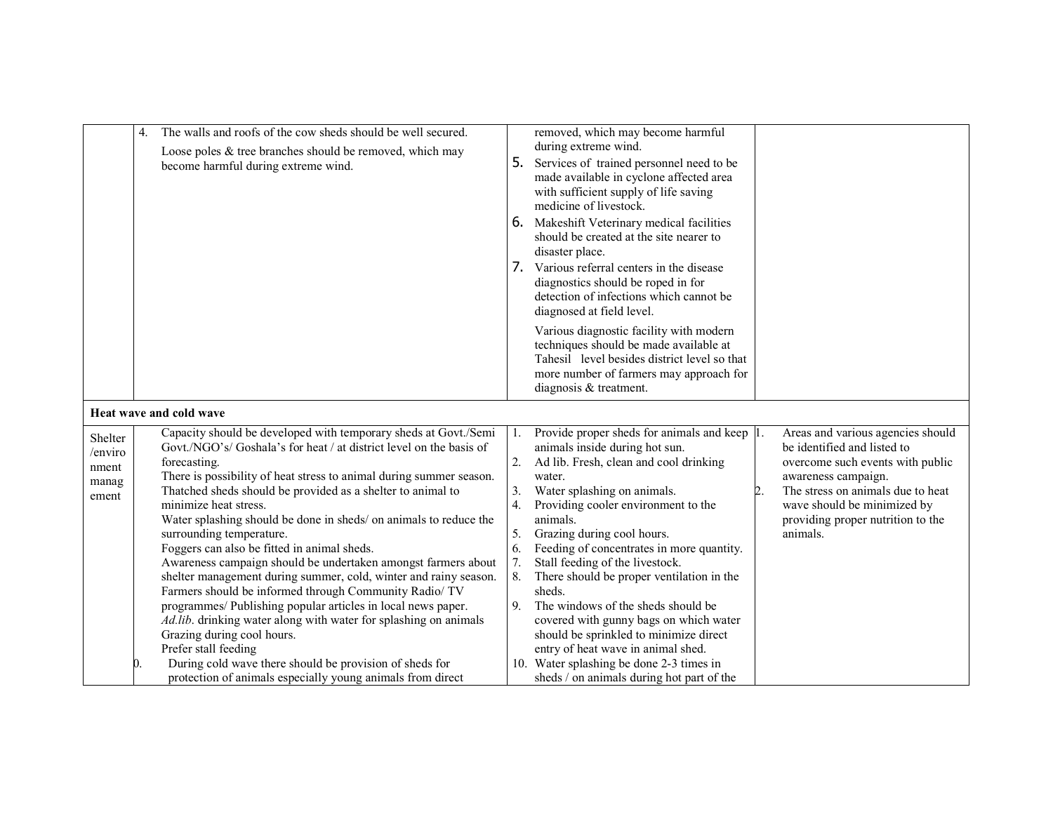| | | | |
|---|---|---|---|
| | 4. The walls and roofs of the cow sheds should be well secured.<br>Loose poles & tree branches should be removed, which may become harmful during extreme wind. | removed, which may become harmful during extreme wind.<br>5. Services of trained personnel need to be made available in cyclone affected area with sufficient supply of life saving medicine of livestock.<br>6. Makeshift Veterinary medical facilities should be created at the site nearer to disaster place.<br>7. Various referral centers in the disease diagnostics should be roped in for detection of infections which cannot be diagnosed at field level.<br>Various diagnostic facility with modern techniques should be made available at Tahesil level besides district level so that more number of farmers may approach for diagnosis & treatment. | |
| **Heat wave and cold wave** | | | |
| Shelter /environment management | Capacity should be developed with temporary sheds at Govt./Semi Govt./NGO's/ Goshala's for heat / at district level on the basis of forecasting.<br>There is possibility of heat stress to animal during summer season.<br>Thatched sheds should be provided as a shelter to animal to minimize heat stress.<br>Water splashing should be done in sheds/ on animals to reduce the surrounding temperature.<br>Foggers can also be fitted in animal sheds.<br>Awareness campaign should be undertaken amongst farmers about shelter management during summer, cold, winter and rainy season.<br>Farmers should be informed through Community Radio/ TV programmes/ Publishing popular articles in local news paper.<br>*Ad.lib*. drinking water along with water for splashing on animals<br>Grazing during cool hours.<br>Prefer stall feeding<br>0. During cold wave there should be provision of sheds for protection of animals especially young animals from direct | 1. Provide proper sheds for animals and keep animals inside during hot sun.<br>2. Ad lib. Fresh, clean and cool drinking water.<br>3. Water splashing on animals.<br>4. Providing cooler environment to the animals.<br>5. Grazing during cool hours.<br>6. Feeding of concentrates in more quantity.<br>7. Stall feeding of the livestock.<br>8. There should be proper ventilation in the sheds.<br>9. The windows of the sheds should be covered with gunny bags on which water should be sprinkled to minimize direct entry of heat wave in animal shed.<br>10. Water splashing be done 2-3 times in sheds / on animals during hot part of the | 1. Areas and various agencies should be identified and listed to overcome such events with public awareness campaign.<br>2. The stress on animals due to heat wave should be minimized by providing proper nutrition to the animals. |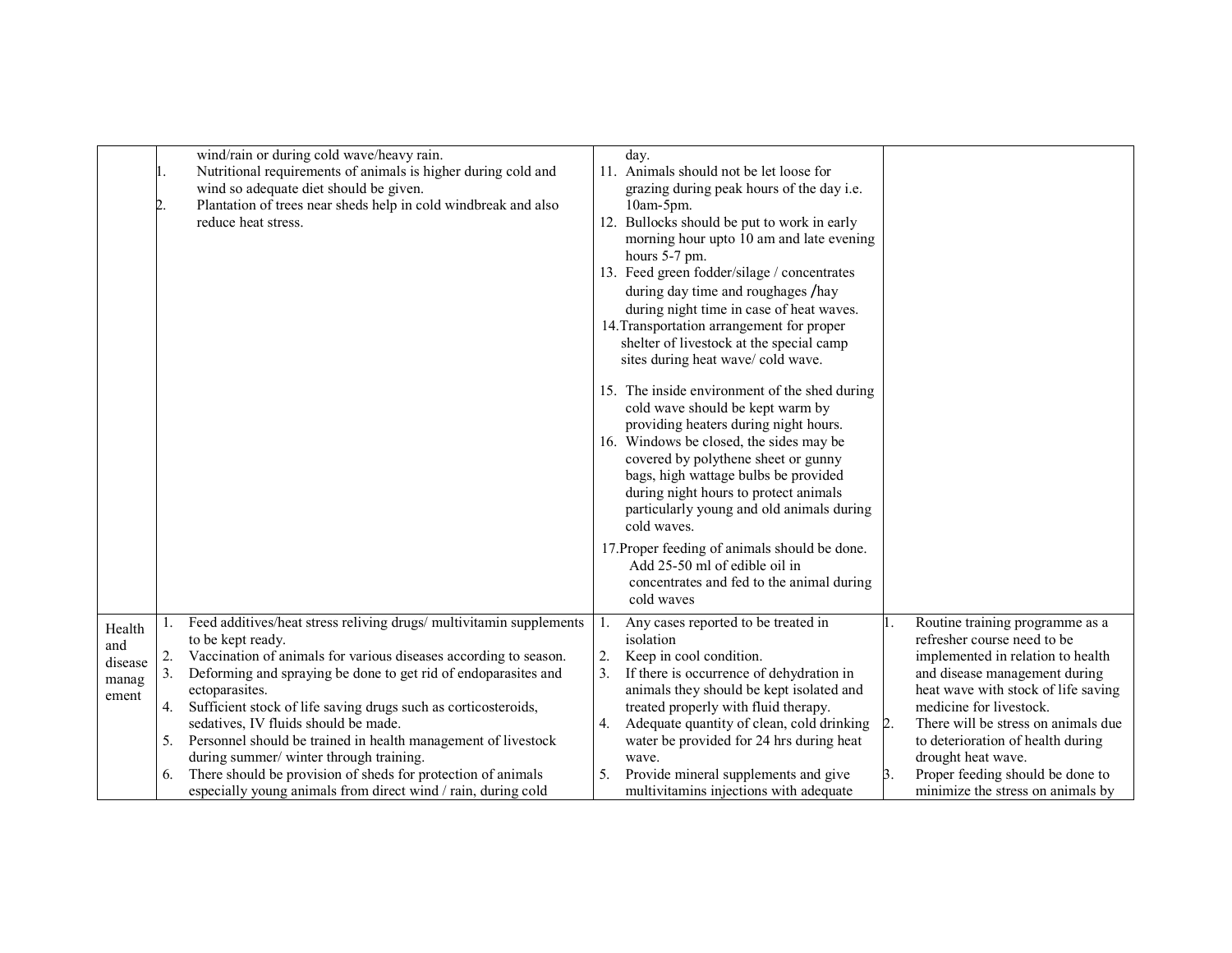| | | | |
|---|---|---|---|
| | wind/rain or during cold wave/heavy rain.<br>1. Nutritional requirements of animals is higher during cold and wind so adequate diet should be given.<br>2. Plantation of trees near sheds help in cold windbreak and also reduce heat stress. | day.<br>11. Animals should not be let loose for grazing during peak hours of the day i.e. 10am-5pm.<br>12. Bullocks should be put to work in early morning hour upto 10 am and late evening hours 5-7 pm.<br>13. Feed green fodder/silage / concentrates during day time and roughages /hay during night time in case of heat waves.<br>14. Transportation arrangement for proper shelter of livestock at the special camp sites during heat wave/ cold wave.<br>15. The inside environment of the shed during cold wave should be kept warm by providing heaters during night hours.<br>16. Windows be closed, the sides may be covered by polythene sheet or gunny bags, high wattage bulbs be provided during night hours to protect animals particularly young and old animals during cold waves.<br>17. Proper feeding of animals should be done. Add 25-50 ml of edible oil in concentrates and fed to the animal during cold waves | |
| Health and disease management | 1. Feed additives/heat stress reliving drugs/ multivitamin supplements to be kept ready.<br>2. Vaccination of animals for various diseases according to season.<br>3. Deforming and spraying be done to get rid of endoparasites and ectoparasites.<br>4. Sufficient stock of life saving drugs such as corticosteroids, sedatives, IV fluids should be made.<br>5. Personnel should be trained in health management of livestock during summer/ winter through training.<br>6. There should be provision of sheds for protection of animals especially young animals from direct wind / rain, during cold | 1. Any cases reported to be treated in isolation<br>2. Keep in cool condition.<br>3. If there is occurrence of dehydration in animals they should be kept isolated and treated properly with fluid therapy.<br>4. Adequate quantity of clean, cold drinking water be provided for 24 hrs during heat wave.<br>5. Provide mineral supplements and give multivitamins injections with adequate | 1. Routine training programme as a refresher course need to be implemented in relation to health and disease management during heat wave with stock of life saving medicine for livestock.<br>2. There will be stress on animals due to deterioration of health during drought heat wave.<br>3. Proper feeding should be done to minimize the stress on animals by |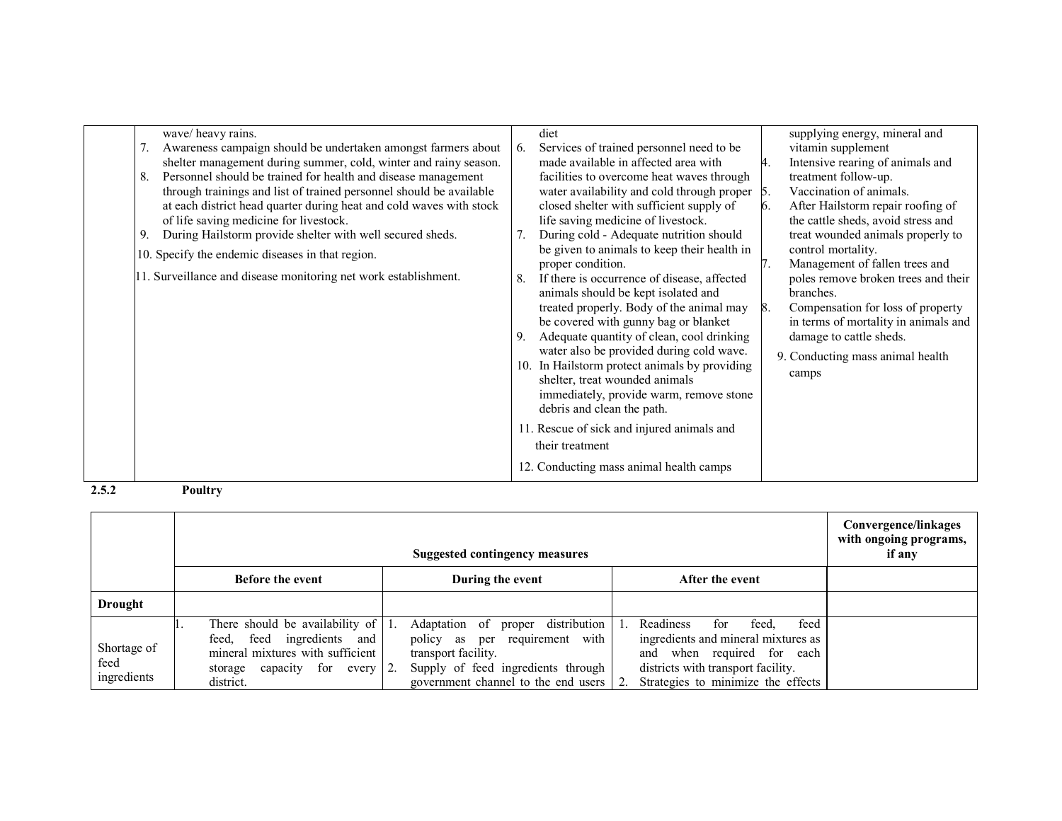| | Before the event | During the event | After the event |
|---|---|---|---|
| | wave/ heavy rains.<br>7. Awareness campaign should be undertaken amongst farmers about shelter management during summer, cold, winter and rainy season.<br>8. Personnel should be trained for health and disease management through trainings and list of trained personnel should be available at each district head quarter during heat and cold waves with stock of life saving medicine for livestock.<br>9. During Hailstorm provide shelter with well secured sheds.<br>10. Specify the endemic diseases in that region.<br>11. Surveillance and disease monitoring net work establishment. | diet<br>6. Services of trained personnel need to be made available in affected area with facilities to overcome heat waves through water availability and cold through proper closed shelter with sufficient supply of life saving medicine of livestock.<br>7. During cold - Adequate nutrition should be given to animals to keep their health in proper condition.<br>8. If there is occurrence of disease, affected animals should be kept isolated and treated properly. Body of the animal may be covered with gunny bag or blanket<br>9. Adequate quantity of clean, cool drinking water also be provided during cold wave.<br>10. In Hailstorm protect animals by providing shelter, treat wounded animals immediately, provide warm, remove stone debris and clean the path.<br>11. Rescue of sick and injured animals and their treatment<br>12. Conducting mass animal health camps | supplying energy, mineral and vitamin supplement<br>4. Intensive rearing of animals and treatment follow-up.<br>5. Vaccination of animals.<br>6. After Hailstorm repair roofing of the cattle sheds, avoid stress and treat wounded animals properly to control mortality.<br>7. Management of fallen trees and poles remove broken trees and their branches.<br>8. Compensation for loss of property in terms of mortality in animals and damage to cattle sheds.<br>9. Conducting mass animal health camps |

**2.5.2 Poultry**

| | Suggested contingency measures | | | Convergence/linkages with ongoing programs, if any |
|---|---|---|---|---|
| | Before the event | During the event | After the event | |
| **Drought** | | | | |
| Shortage of feed ingredients | 1. There should be availability of feed, feed ingredients and mineral mixtures with sufficient storage capacity for every district. | 1. Adaptation of proper distribution policy as per requirement with transport facility.<br>2. Supply of feed ingredients through government channel to the end users | 1. Readiness for feed, feed ingredients and mineral mixtures as and when required for each districts with transport facility.<br>2. Strategies to minimize the effects | |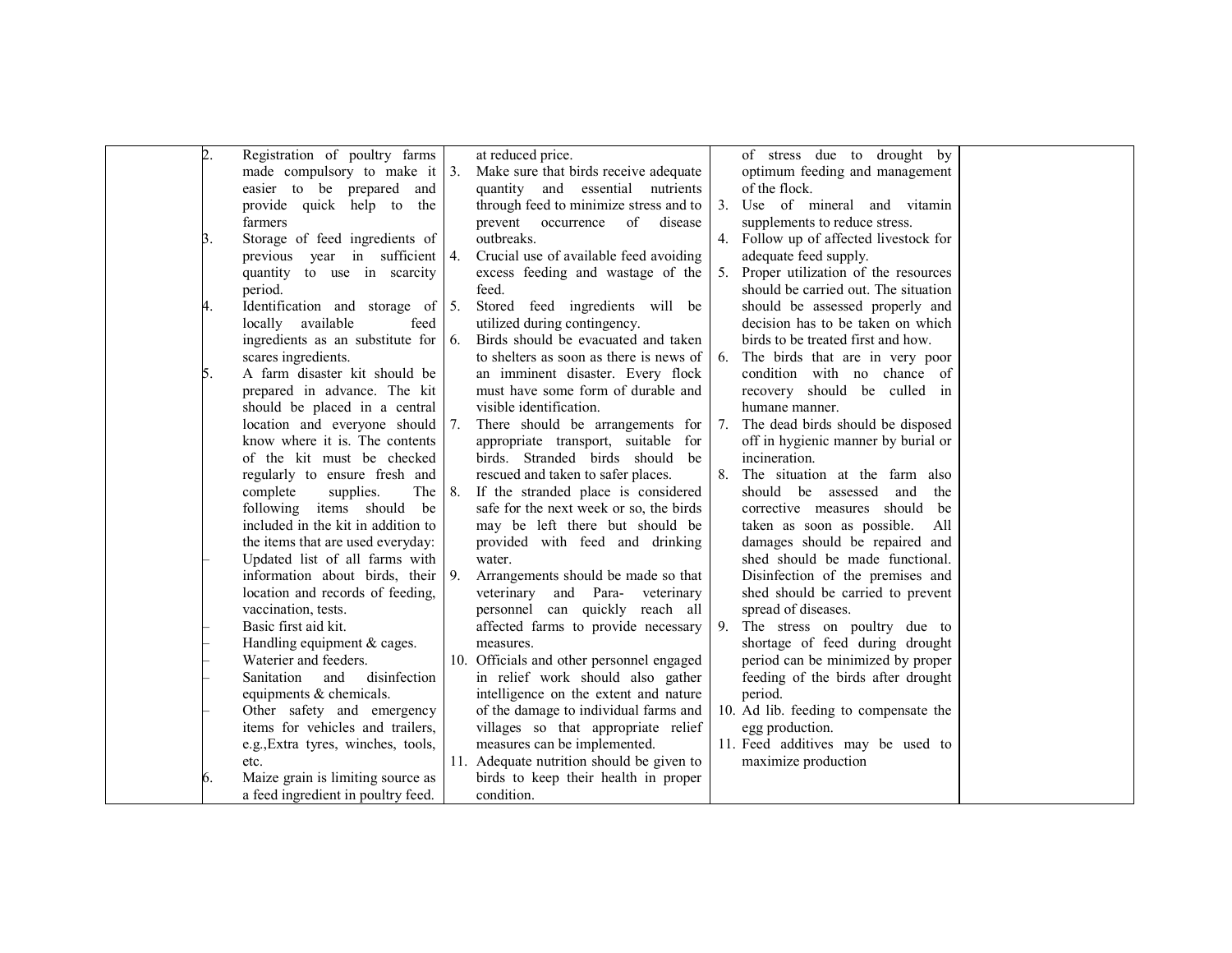| | | | | |
|---|---|---|---|---|
| | 2. Registration of poultry farms made compulsory to make it easier to be prepared and provide quick help to the farmers<br>3. Storage of feed ingredients of previous year in sufficient quantity to use in scarcity period.<br>4. Identification and storage of locally available feed ingredients as an substitute for scares ingredients.<br>5. A farm disaster kit should be prepared in advance. The kit should be placed in a central location and everyone should know where it is. The contents of the kit must be checked regularly to ensure fresh and complete supplies. The following items should be included in the kit in addition to the items that are used everyday:<br>– Updated list of all farms with information about birds, their location and records of feeding, vaccination, tests.<br>– Basic first aid kit.<br>– Handling equipment & cages.<br>– Waterier and feeders.<br>– Sanitation and disinfection equipments & chemicals.<br>– Other safety and emergency items for vehicles and trailers, e.g.,Extra tyres, winches, tools, etc.<br>6. Maize grain is limiting source as a feed ingredient in poultry feed. | at reduced price.<br>3. Make sure that birds receive adequate quantity and essential nutrients through feed to minimize stress and to prevent occurrence of disease outbreaks.<br>4. Crucial use of available feed avoiding excess feeding and wastage of the feed.<br>5. Stored feed ingredients will be utilized during contingency.<br>6. Birds should be evacuated and taken to shelters as soon as there is news of an imminent disaster. Every flock must have some form of durable and visible identification.<br>7. There should be arrangements for appropriate transport, suitable for birds. Stranded birds should be rescued and taken to safer places.<br>8. If the stranded place is considered safe for the next week or so, the birds may be left there but should be provided with feed and drinking water.<br>9. Arrangements should be made so that veterinary and Para- veterinary personnel can quickly reach all affected farms to provide necessary measures.<br>10. Officials and other personnel engaged in relief work should also gather intelligence on the extent and nature of the damage to individual farms and villages so that appropriate relief measures can be implemented.<br>11. Adequate nutrition should be given to birds to keep their health in proper condition. | of stress due to drought by optimum feeding and management of the flock.<br>3. Use of mineral and vitamin supplements to reduce stress.<br>4. Follow up of affected livestock for adequate feed supply.<br>5. Proper utilization of the resources should be carried out. The situation should be assessed properly and decision has to be taken on which birds to be treated first and how.<br>6. The birds that are in very poor condition with no chance of recovery should be culled in humane manner.<br>7. The dead birds should be disposed off in hygienic manner by burial or incineration.<br>8. The situation at the farm also should be assessed and the corrective measures should be taken as soon as possible. All damages should be repaired and shed should be made functional. Disinfection of the premises and shed should be carried to prevent spread of diseases.<br>9. The stress on poultry due to shortage of feed during drought period can be minimized by proper feeding of the birds after drought period.<br>10. Ad lib. feeding to compensate the egg production.<br>11. Feed additives may be used to maximize production | |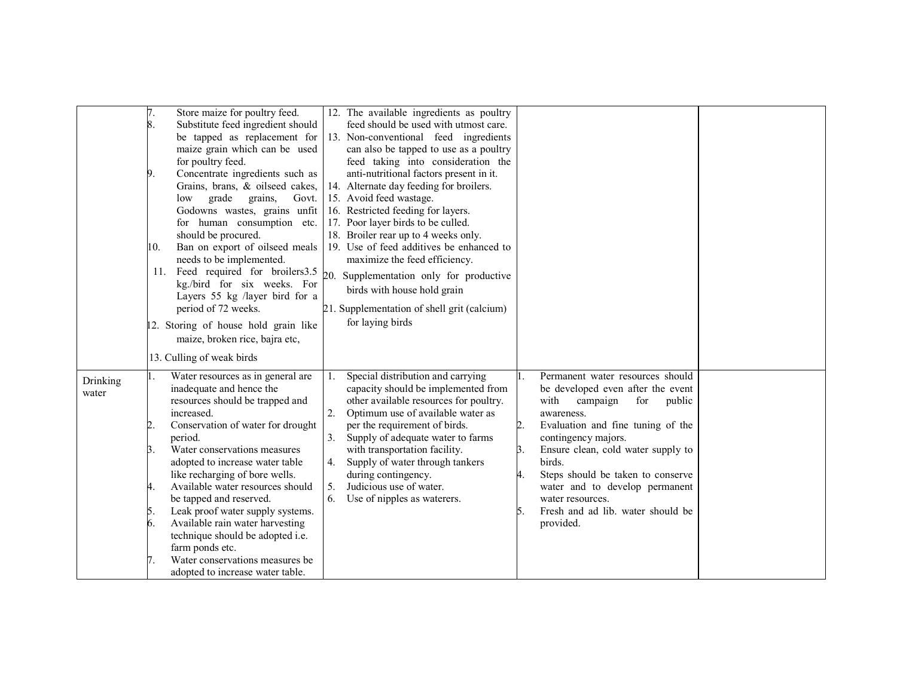| | | | | |
|---|---|---|---|---|
| | 7. Store maize for poultry feed.<br>8. Substitute feed ingredient should be tapped as replacement for maize grain which can be used for poultry feed.<br>9. Concentrate ingredients such as Grains, brans, & oilseed cakes, low grade grains, Govt. Godowns wastes, grains unfit for human consumption etc. should be procured.<br>10. Ban on export of oilseed meals needs to be implemented.<br>11. Feed required for broilers3.5 kg./bird for six weeks. For Layers 55 kg /layer bird for a period of 72 weeks.<br>12. Storing of house hold grain like maize, broken rice, bajra etc,<br>13. Culling of weak birds | 12. The available ingredients as poultry feed should be used with utmost care.<br>13. Non-conventional feed ingredients can also be tapped to use as a poultry feed taking into consideration the anti-nutritional factors present in it.<br>14. Alternate day feeding for broilers.<br>15. Avoid feed wastage.<br>16. Restricted feeding for layers.<br>17. Poor layer birds to be culled.<br>18. Broiler rear up to 4 weeks only.<br>19. Use of feed additives be enhanced to maximize the feed efficiency.<br>20. Supplementation only for productive birds with house hold grain<br>21. Supplementation of shell grit (calcium) for laying birds | | |
| Drinking water | 1. Water resources as in general are inadequate and hence the resources should be trapped and increased.<br>2. Conservation of water for drought period.<br>3. Water conservations measures adopted to increase water table like recharging of bore wells.<br>4. Available water resources should be tapped and reserved.<br>5. Leak proof water supply systems.<br>6. Available rain water harvesting technique should be adopted i.e. farm ponds etc.<br>7. Water conservations measures be adopted to increase water table. | 1. Special distribution and carrying capacity should be implemented from other available resources for poultry.<br>2. Optimum use of available water as per the requirement of birds.<br>3. Supply of adequate water to farms with transportation facility.<br>4. Supply of water through tankers during contingency.<br>5. Judicious use of water.<br>6. Use of nipples as waterers. | 1. Permanent water resources should be developed even after the event with campaign for public awareness.<br>2. Evaluation and fine tuning of the contingency majors.<br>3. Ensure clean, cold water supply to birds.<br>4. Steps should be taken to conserve water and to develop permanent water resources.<br>5. Fresh and ad lib. water should be provided. | |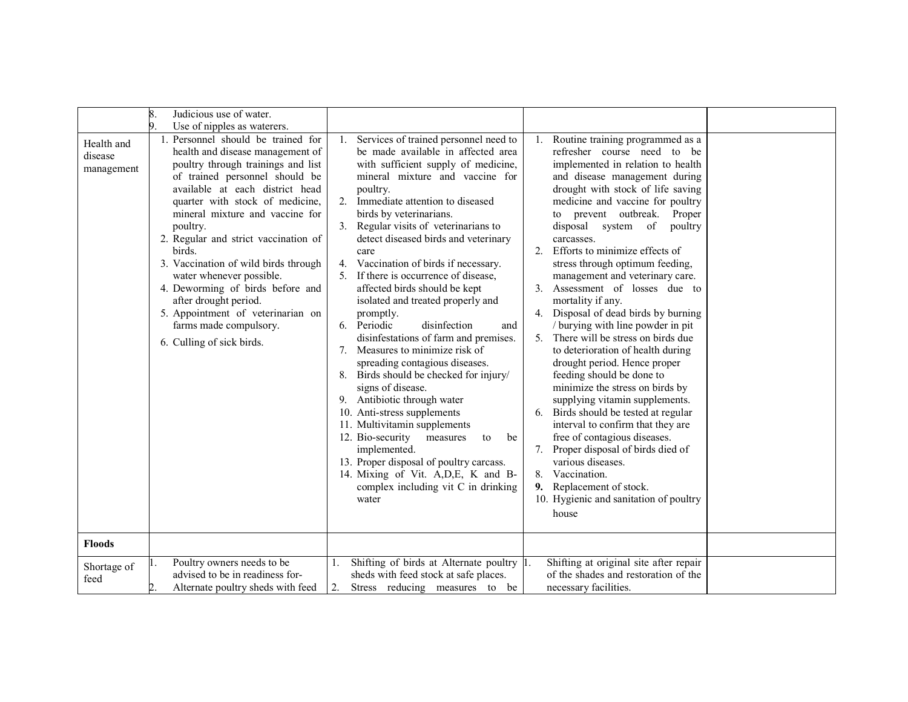| | | | | |
|---|---|---|---|---|
| | 8. Judicious use of water.<br>9. Use of nipples as waterers. | | | |
| Health and disease management | 1. Personnel should be trained for health and disease management of poultry through trainings and list of trained personnel should be available at each district head quarter with stock of medicine, mineral mixture and vaccine for poultry.<br>2. Regular and strict vaccination of birds.<br>3. Vaccination of wild birds through water whenever possible.<br>4. Deworming of birds before and after drought period.<br>5. Appointment of veterinarian on farms made compulsory.<br>6. Culling of sick birds. | 1. Services of trained personnel need to be made available in affected area with sufficient supply of medicine, mineral mixture and vaccine for poultry.<br>2. Immediate attention to diseased birds by veterinarians.<br>3. Regular visits of veterinarians to detect diseased birds and veterinary care<br>4. Vaccination of birds if necessary.<br>5. If there is occurrence of disease, affected birds should be kept isolated and treated properly and promptly.<br>6. Periodic disinfection and disinfestations of farm and premises.<br>7. Measures to minimize risk of spreading contagious diseases.<br>8. Birds should be checked for injury/ signs of disease.<br>9. Antibiotic through water<br>10. Anti-stress supplements<br>11. Multivitamin supplements<br>12. Bio-security measures to be implemented.<br>13. Proper disposal of poultry carcass.<br>14. Mixing of Vit. A,D,E, K and B-complex including vit C in drinking water | 1. Routine training programmed as a refresher course need to be implemented in relation to health and disease management during drought with stock of life saving medicine and vaccine for poultry to prevent outbreak. Proper disposal system of poultry carcasses.<br>2. Efforts to minimize effects of stress through optimum feeding, management and veterinary care.<br>3. Assessment of losses due to mortality if any.<br>4. Disposal of dead birds by burning / burying with line powder in pit<br>5. There will be stress on birds due to deterioration of health during drought period. Hence proper feeding should be done to minimize the stress on birds by supplying vitamin supplements.<br>6. Birds should be tested at regular interval to confirm that they are free of contagious diseases.<br>7. Proper disposal of birds died of various diseases.<br>8. Vaccination.<br>**9.** Replacement of stock.<br>10. Hygienic and sanitation of poultry house | |
| **Floods** | | | | |
| Shortage of feed | 1. Poultry owners needs to be advised to be in readiness for-<br>2. Alternate poultry sheds with feed | 1. Shifting of birds at Alternate poultry sheds with feed stock at safe places.<br>2. Stress reducing measures to be | 1. Shifting at original site after repair of the shades and restoration of the necessary facilities. | |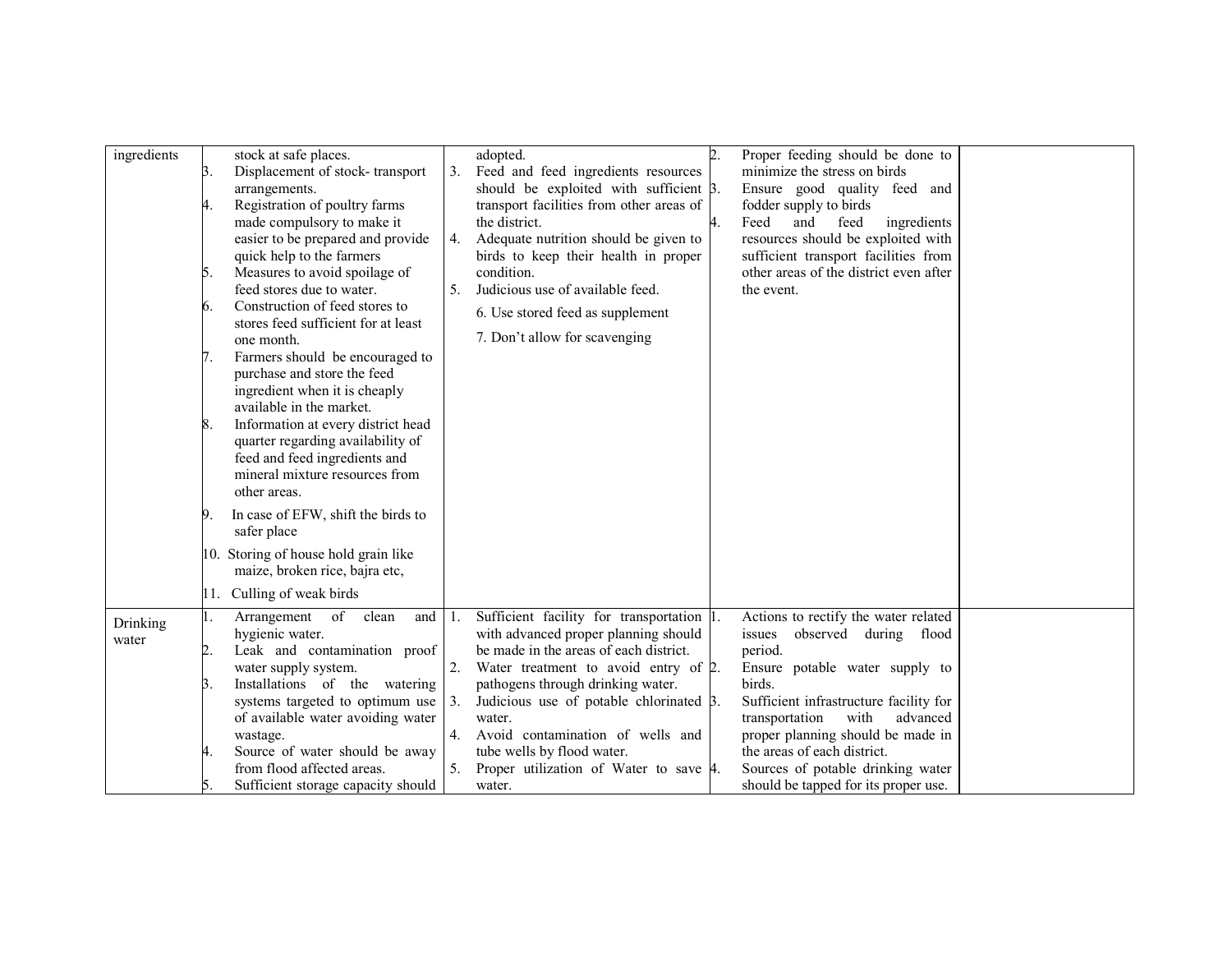| | | | | |
|---|---|---|---|---|
| ingredients | stock at safe places.<br>3. Displacement of stock- transport arrangements.<br>4. Registration of poultry farms made compulsory to make it easier to be prepared and provide quick help to the farmers<br>5. Measures to avoid spoilage of feed stores due to water.<br>6. Construction of feed stores to stores feed sufficient for at least one month.<br>7. Farmers should be encouraged to purchase and store the feed ingredient when it is cheaply available in the market.<br>8. Information at every district head quarter regarding availability of feed and feed ingredients and mineral mixture resources from other areas.<br>9. In case of EFW, shift the birds to safer place<br>10. Storing of house hold grain like maize, broken rice, bajra etc,<br>11. Culling of weak birds | adopted.<br>3. Feed and feed ingredients resources should be exploited with sufficient transport facilities from other areas of the district.<br>4. Adequate nutrition should be given to birds to keep their health in proper condition.<br>5. Judicious use of available feed.<br>6. Use stored feed as supplement<br>7. Don't allow for scavenging | 2. Proper feeding should be done to minimize the stress on birds<br>3. Ensure good quality feed and fodder supply to birds<br>4. Feed and feed ingredients resources should be exploited with sufficient transport facilities from other areas of the district even after the event. | |
| Drinking water | 1. Arrangement of clean and hygienic water.<br>2. Leak and contamination proof water supply system.<br>3. Installations of the watering systems targeted to optimum use of available water avoiding water wastage.<br>4. Source of water should be away from flood affected areas.<br>5. Sufficient storage capacity should | 1. Sufficient facility for transportation with advanced proper planning should be made in the areas of each district.<br>2. Water treatment to avoid entry of pathogens through drinking water.<br>3. Judicious use of potable chlorinated water.<br>4. Avoid contamination of wells and tube wells by flood water.<br>5. Proper utilization of Water to save water. | 1. Actions to rectify the water related issues observed during flood period.<br>2. Ensure potable water supply to birds.<br>3. Sufficient infrastructure facility for transportation with advanced proper planning should be made in the areas of each district.<br>4. Sources of potable drinking water should be tapped for its proper use. | |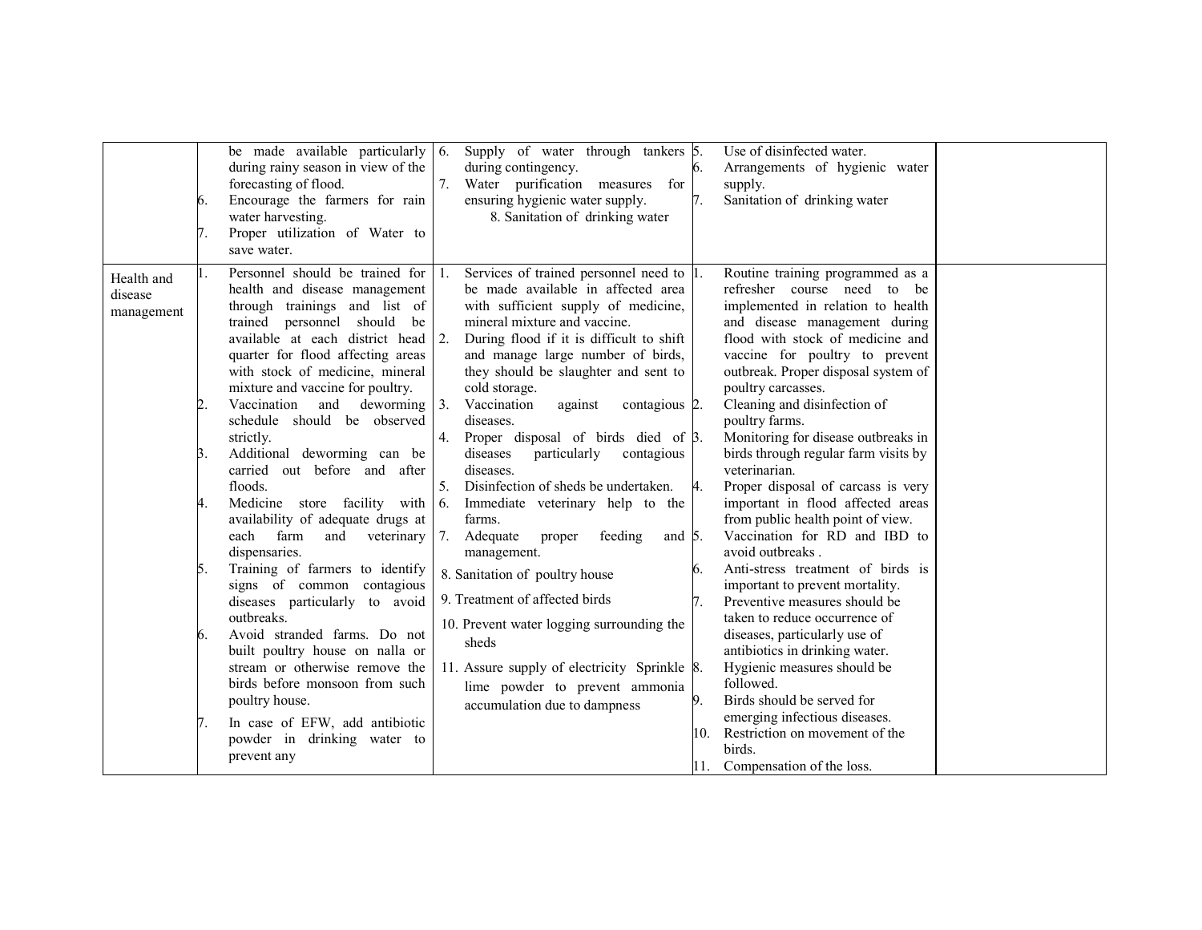| | | | | |
|---|---|---|---|---|
| | be made available particularly during rainy season in view of the forecasting of flood.<br>6. Encourage the farmers for rain water harvesting.<br>7. Proper utilization of Water to save water. | 6. Supply of water through tankers during contingency.<br>7. Water purification measures for ensuring hygienic water supply.<br>8. Sanitation of drinking water | 5. Use of disinfected water.<br>6. Arrangements of hygienic water supply.<br>7. Sanitation of drinking water | |
| Health and disease management | 1. Personnel should be trained for health and disease management through trainings and list of trained personnel should be available at each district head quarter for flood affecting areas with stock of medicine, mineral mixture and vaccine for poultry.<br>2. Vaccination and deworming schedule should be observed strictly.<br>3. Additional deworming can be carried out before and after floods.<br>4. Medicine store facility with availability of adequate drugs at each farm and veterinary dispensaries.<br>5. Training of farmers to identify signs of common contagious diseases particularly to avoid outbreaks.<br>6. Avoid stranded farms. Do not built poultry house on nalla or stream or otherwise remove the birds before monsoon from such poultry house.<br>7. In case of EFW, add antibiotic powder in drinking water to prevent any | 1. Services of trained personnel need to be made available in affected area with sufficient supply of medicine, mineral mixture and vaccine.<br>2. During flood if it is difficult to shift and manage large number of birds, they should be slaughter and sent to cold storage.<br>3. Vaccination against contagious diseases.<br>4. Proper disposal of birds died of diseases particularly contagious diseases.<br>5. Disinfection of sheds be undertaken.<br>6. Immediate veterinary help to the farms.<br>7. Adequate proper feeding and management.<br>8. Sanitation of poultry house<br>9. Treatment of affected birds<br>10. Prevent water logging surrounding the sheds<br>11. Assure supply of electricity Sprinkle lime powder to prevent ammonia accumulation due to dampness | 1. Routine training programmed as a refresher course need to be implemented in relation to health and disease management during flood with stock of medicine and vaccine for poultry to prevent outbreak. Proper disposal system of poultry carcasses.<br>2. Cleaning and disinfection of poultry farms.<br>3. Monitoring for disease outbreaks in birds through regular farm visits by veterinarian.<br>4. Proper disposal of carcass is very important in flood affected areas from public health point of view.<br>5. Vaccination for RD and IBD to avoid outbreaks .<br>6. Anti-stress treatment of birds is important to prevent mortality.<br>7. Preventive measures should be taken to reduce occurrence of diseases, particularly use of antibiotics in drinking water.<br>8. Hygienic measures should be followed.<br>9. Birds should be served for emerging infectious diseases.<br>10. Restriction on movement of the birds.<br>11. Compensation of the loss. | |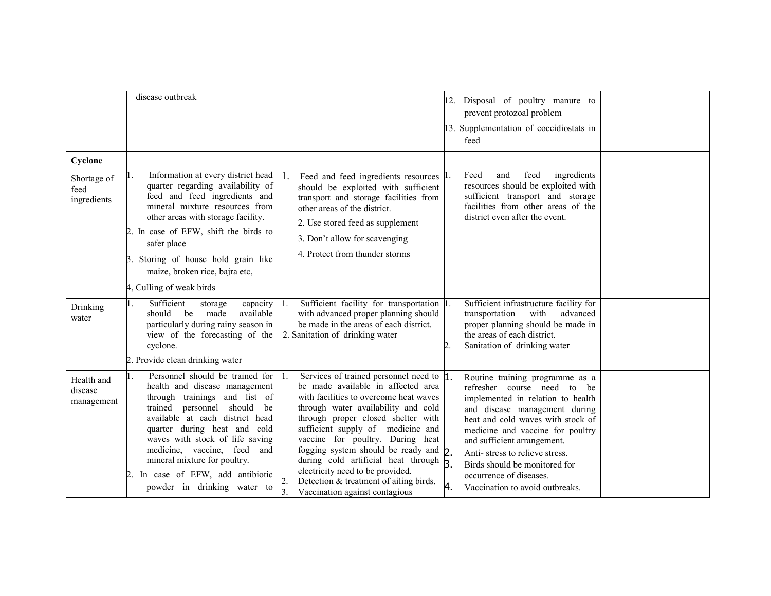| | | | | |
|---|---|---|---|---|
| | disease outbreak | | 12. Disposal of poultry manure to prevent protozoal problem<br>13. Supplementation of coccidiostats in feed | |
| **Cyclone** | | | | |
| Shortage of feed ingredients | 1. Information at every district head quarter regarding availability of feed and feed ingredients and mineral mixture resources from other areas with storage facility.<br>2. In case of EFW, shift the birds to safer place<br>3. Storing of house hold grain like maize, broken rice, bajra etc,<br>4, Culling of weak birds | 1. Feed and feed ingredients resources should be exploited with sufficient transport and storage facilities from other areas of the district.<br>2. Use stored feed as supplement<br>3. Don't allow for scavenging<br>4. Protect from thunder storms | 1. Feed and feed ingredients resources should be exploited with sufficient transport and storage facilities from other areas of the district even after the event. | |
| Drinking water | 1. Sufficient storage capacity should be made available particularly during rainy season in view of the forecasting of the cyclone.<br>2. Provide clean drinking water | 1. Sufficient facility for transportation with advanced proper planning should be made in the areas of each district.<br>2. Sanitation of drinking water | 1. Sufficient infrastructure facility for transportation with advanced proper planning should be made in the areas of each district.<br>2. Sanitation of drinking water | |
| Health and disease management | 1. Personnel should be trained for health and disease management through trainings and list of trained personnel should be available at each district head quarter during heat and cold waves with stock of life saving medicine, vaccine, feed and mineral mixture for poultry.<br>2. In case of EFW, add antibiotic powder in drinking water to | 1. Services of trained personnel need to be made available in affected area with facilities to overcome heat waves through water availability and cold through proper closed shelter with sufficient supply of medicine and vaccine for poultry. During heat fogging system should be ready and during cold artificial heat through electricity need to be provided.<br>2. Detection & treatment of ailing birds.<br>3. Vaccination against contagious | 1. Routine training programme as a refresher course need to be implemented in relation to health and disease management during heat and cold waves with stock of medicine and vaccine for poultry and sufficient arrangement.<br>2. Anti- stress to relieve stress.<br>3. Birds should be monitored for occurrence of diseases.<br>4. Vaccination to avoid outbreaks. | |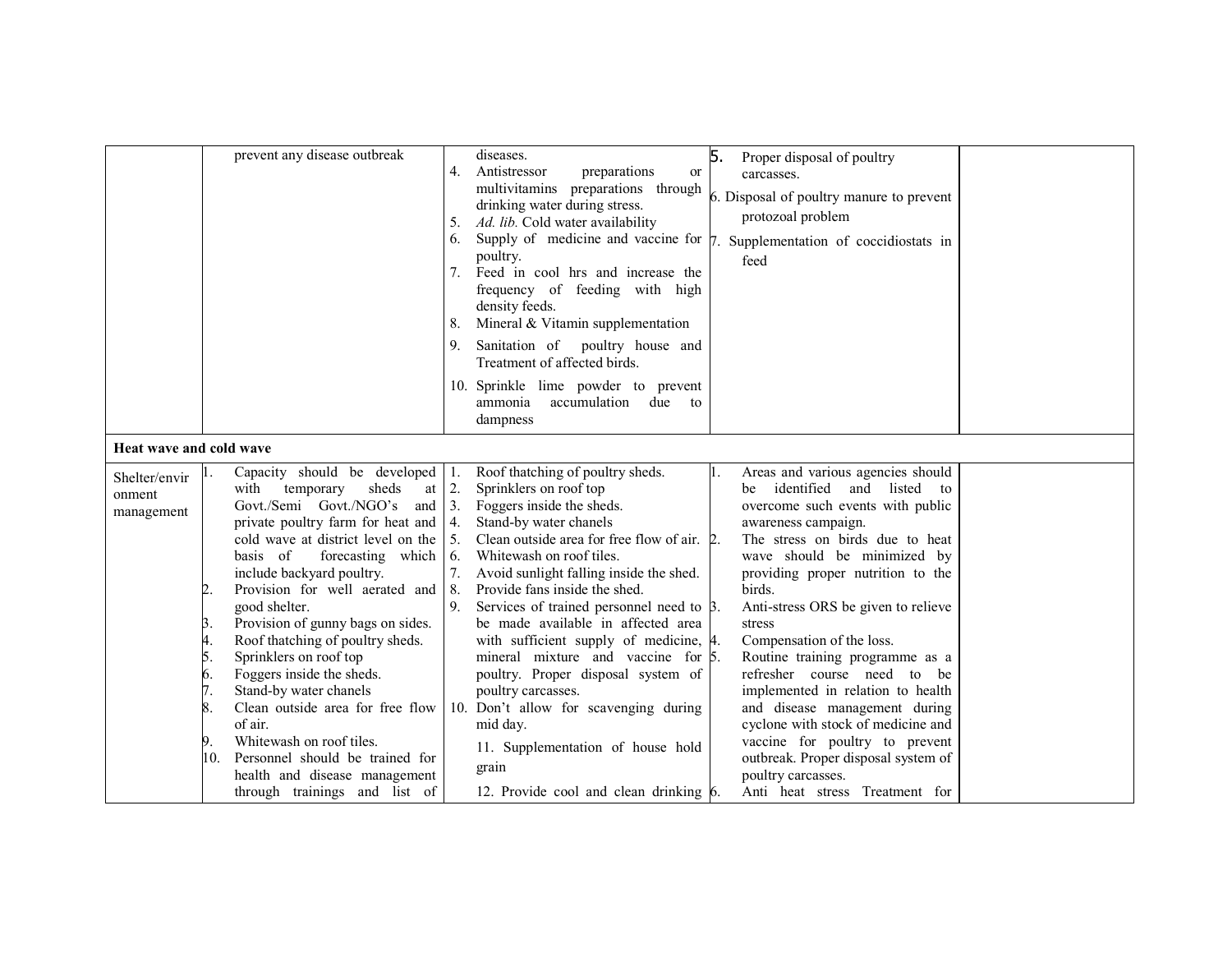| | | | | |
|---|---|---|---|---|
| | prevent any disease outbreak | diseases.<br>4. Antistressor preparations or multivitamins preparations through drinking water during stress.<br>5. *Ad. lib.* Cold water availability<br>6. Supply of medicine and vaccine for poultry.<br>7. Feed in cool hrs and increase the frequency of feeding with high density feeds.<br>8. Mineral & Vitamin supplementation<br>9. Sanitation of poultry house and Treatment of affected birds.<br>10. Sprinkle lime powder to prevent ammonia accumulation due to dampness | 5. Proper disposal of poultry carcasses.<br>6. Disposal of poultry manure to prevent protozoal problem<br>7. Supplementation of coccidiostats in feed | |
| **Heat wave and cold wave** | | | | |
| Shelter/environment management | 1. Capacity should be developed with temporary sheds at Govt./Semi Govt./NGO's and private poultry farm for heat and cold wave at district level on the basis of forecasting which include backyard poultry.<br>2. Provision for well aerated and good shelter.<br>3. Provision of gunny bags on sides.<br>4. Roof thatching of poultry sheds.<br>5. Sprinklers on roof top<br>6. Foggers inside the sheds.<br>7. Stand-by water chanels<br>8. Clean outside area for free flow of air.<br>9. Whitewash on roof tiles.<br>10. Personnel should be trained for health and disease management through trainings and list of | 1. Roof thatching of poultry sheds.<br>2. Sprinklers on roof top<br>3. Foggers inside the sheds.<br>4. Stand-by water chanels<br>5. Clean outside area for free flow of air.<br>6. Whitewash on roof tiles.<br>7. Avoid sunlight falling inside the shed.<br>8. Provide fans inside the shed.<br>9. Services of trained personnel need to be made available in affected area with sufficient supply of medicine, mineral mixture and vaccine for poultry. Proper disposal system of poultry carcasses.<br>10. Don't allow for scavenging during mid day.<br>11. Supplementation of house hold grain<br>12. Provide cool and clean drinking | 1. Areas and various agencies should be identified and listed to overcome such events with public awareness campaign.<br>2. The stress on birds due to heat wave should be minimized by providing proper nutrition to the birds.<br>3. Anti-stress ORS be given to relieve stress<br>4. Compensation of the loss.<br>5. Routine training programme as a refresher course need to be implemented in relation to health and disease management during cyclone with stock of medicine and vaccine for poultry to prevent outbreak. Proper disposal system of poultry carcasses.<br>6. Anti heat stress Treatment for | |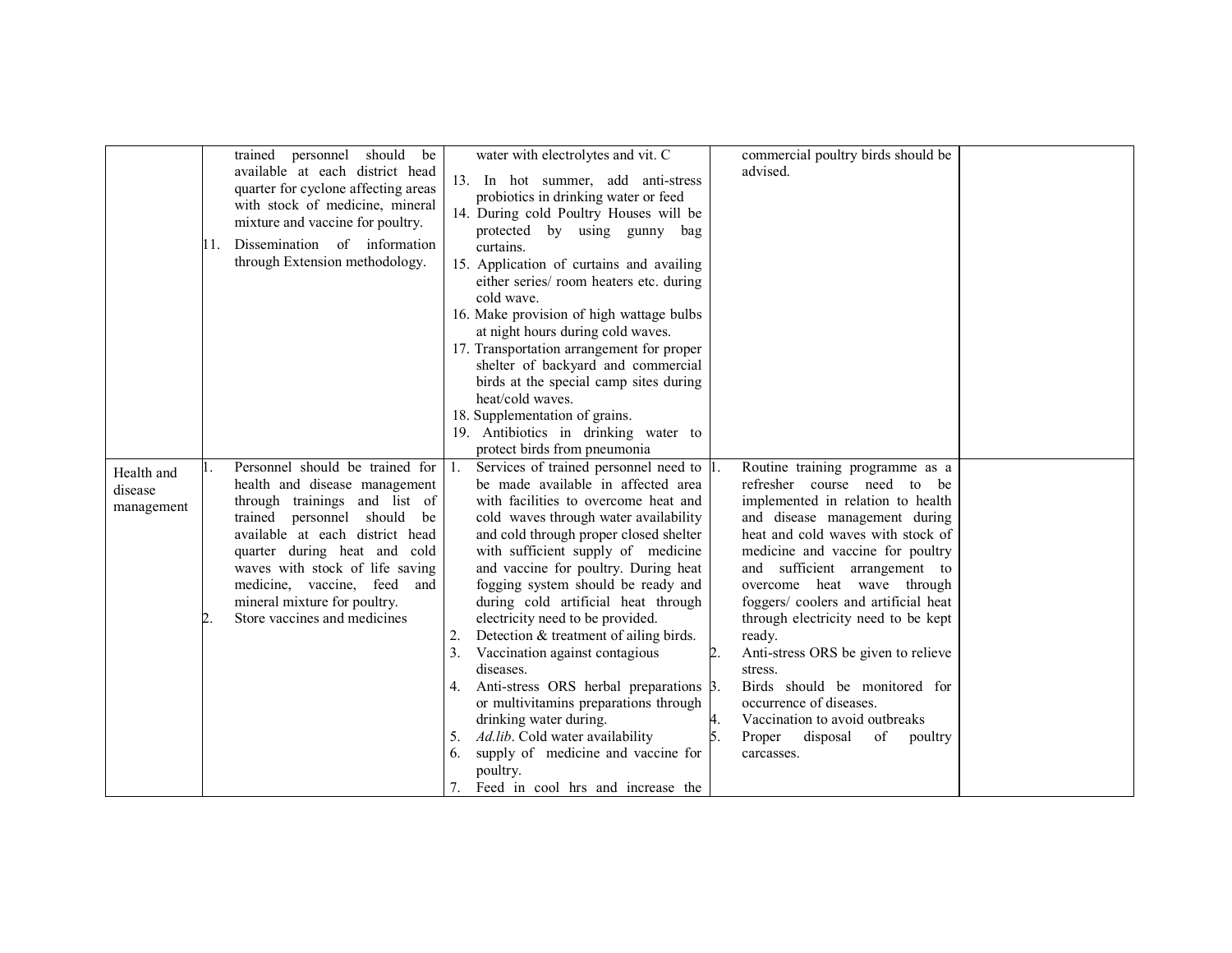|  |  |  |  |  |
|---|---|---|---|---|
|  | trained personnel should be available at each district head quarter for cyclone affecting areas with stock of medicine, mineral mixture and vaccine for poultry.<br>11. Dissemination of information through Extension methodology. | water with electrolytes and vit. C<br>13. In hot summer, add anti-stress probiotics in drinking water or feed<br>14. During cold Poultry Houses will be protected by using gunny bag curtains.<br>15. Application of curtains and availing either series/ room heaters etc. during cold wave.<br>16. Make provision of high wattage bulbs at night hours during cold waves.<br>17. Transportation arrangement for proper shelter of backyard and commercial birds at the special camp sites during heat/cold waves.<br>18. Supplementation of grains.<br>19. Antibiotics in drinking water to protect birds from pneumonia | commercial poultry birds should be advised. |  |
| Health and disease management | 1. Personnel should be trained for health and disease management through trainings and list of trained personnel should be available at each district head quarter during heat and cold waves with stock of life saving medicine, vaccine, feed and mineral mixture for poultry.<br>2. Store vaccines and medicines | 1. Services of trained personnel need to be made available in affected area with facilities to overcome heat and cold waves through water availability and cold through proper closed shelter with sufficient supply of medicine and vaccine for poultry. During heat fogging system should be ready and during cold artificial heat through electricity need to be provided.<br>2. Detection & treatment of ailing birds.<br>3. Vaccination against contagious diseases.<br>4. Anti-stress ORS herbal preparations or multivitamins preparations through drinking water during.<br>5. *Ad.lib*. Cold water availability<br>6. supply of medicine and vaccine for poultry.<br>7. Feed in cool hrs and increase the | 1. Routine training programme as a refresher course need to be implemented in relation to health and disease management during heat and cold waves with stock of medicine and vaccine for poultry and sufficient arrangement to overcome heat wave through foggers/ coolers and artificial heat through electricity need to be kept ready.<br>2. Anti-stress ORS be given to relieve stress.<br>3. Birds should be monitored for occurrence of diseases.<br>4. Vaccination to avoid outbreaks<br>5. Proper disposal of poultry carcasses. |  |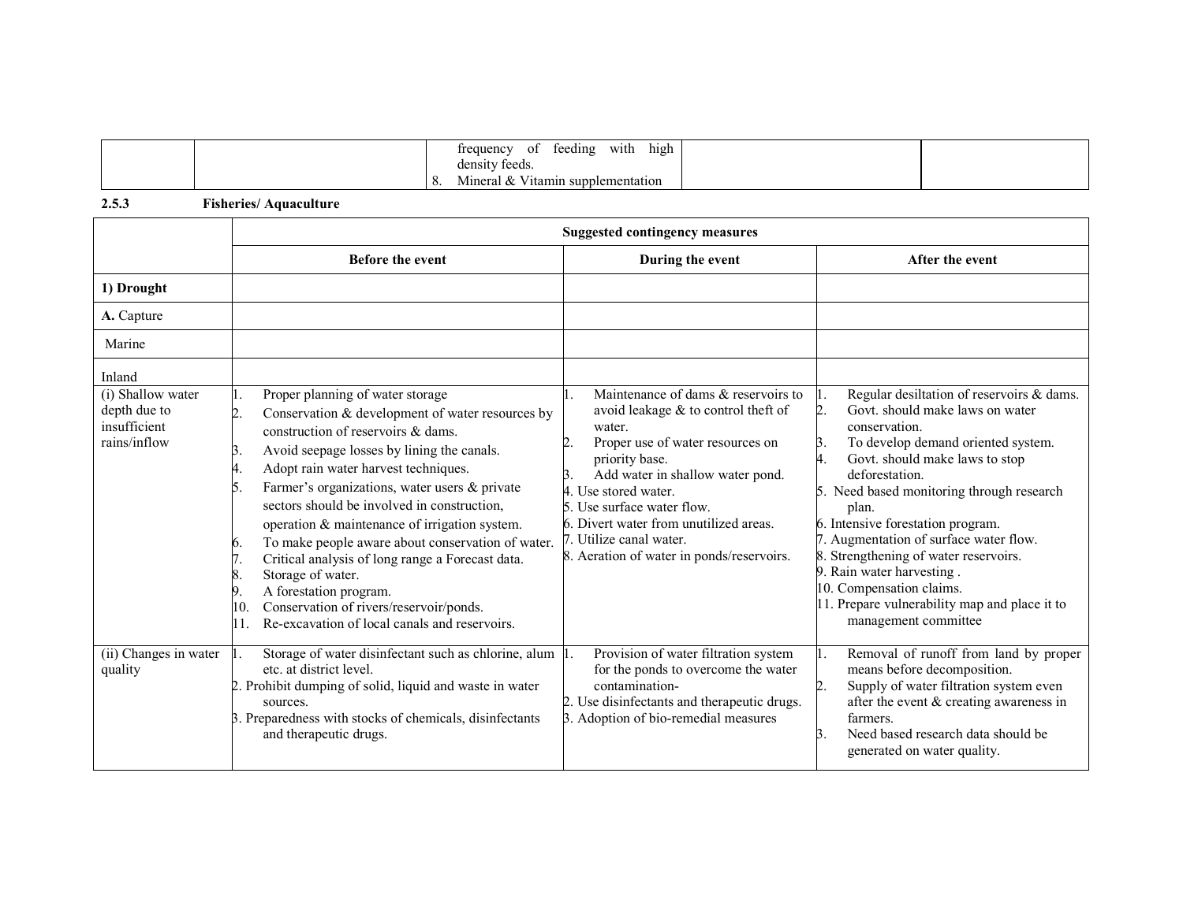| | | frequency of feeding with high density feeds.<br>8. Mineral & Vitamin supplementation | | |
|---|---|---|---|---|

### 2.5.3 Fisheries/ Aquaculture

| | Suggested contingency measures | | |
|---|---|---|---|
| | **Before the event** | **During the event** | **After the event** |
| **1) Drought** | | | |
| **A.** Capture | | | |
| Marine | | | |
| Inland | | | |
| (i) Shallow water depth due to insufficient rains/inflow | 1. Proper planning of water storage<br>2. Conservation & development of water resources by construction of reservoirs & dams.<br>3. Avoid seepage losses by lining the canals.<br>4. Adopt rain water harvest techniques.<br>5. Farmer's organizations, water users & private sectors should be involved in construction, operation & maintenance of irrigation system.<br>6. To make people aware about conservation of water.<br>7. Critical analysis of long range a Forecast data.<br>8. Storage of water.<br>9. A forestation program.<br>10. Conservation of rivers/reservoir/ponds.<br>11. Re-excavation of local canals and reservoirs. | 1. Maintenance of dams & reservoirs to avoid leakage & to control theft of water.<br>2. Proper use of water resources on priority base.<br>3. Add water in shallow water pond.<br>4. Use stored water.<br>5. Use surface water flow.<br>6. Divert water from unutilized areas.<br>7. Utilize canal water.<br>8. Aeration of water in ponds/reservoirs. | 1. Regular desiltation of reservoirs & dams.<br>2. Govt. should make laws on water conservation.<br>3. To develop demand oriented system.<br>4. Govt. should make laws to stop deforestation.<br>5. Need based monitoring through research plan.<br>6. Intensive forestation program.<br>7. Augmentation of surface water flow.<br>8. Strengthening of water reservoirs.<br>9. Rain water harvesting .<br>10. Compensation claims.<br>11. Prepare vulnerability map and place it to management committee |
| (ii) Changes in water quality | 1. Storage of water disinfectant such as chlorine, alum etc. at district level.<br>2. Prohibit dumping of solid, liquid and waste in water sources.<br>3. Preparedness with stocks of chemicals, disinfectants and therapeutic drugs. | 1. Provision of water filtration system for the ponds to overcome the water contamination-<br>2. Use disinfectants and therapeutic drugs.<br>3. Adoption of bio-remedial measures | 1. Removal of runoff from land by proper means before decomposition.<br>2. Supply of water filtration system even after the event & creating awareness in farmers.<br>3. Need based research data should be generated on water quality. |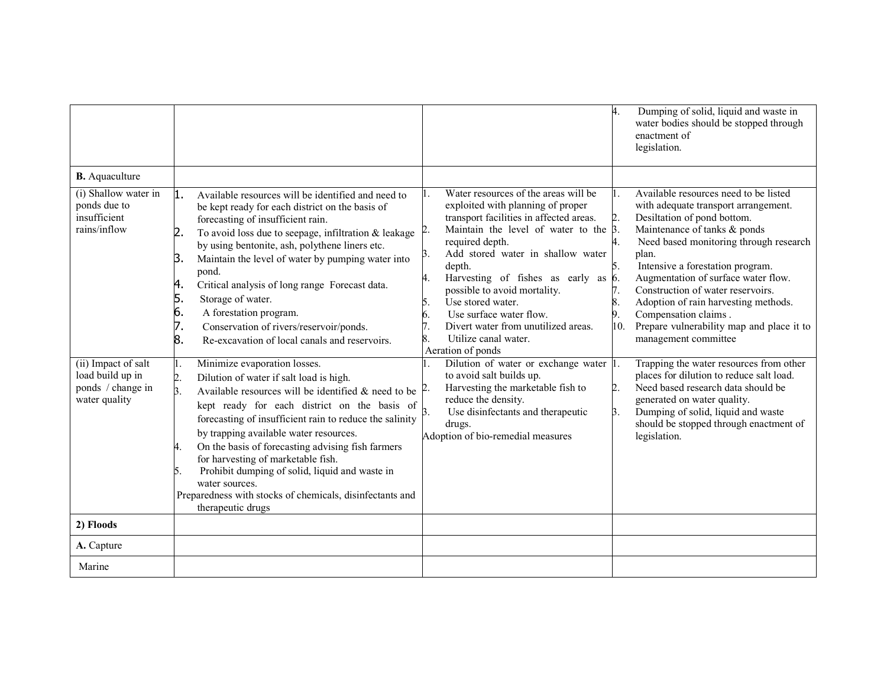| | | | |
|---|---|---|---|
| | | | 4. Dumping of solid, liquid and waste in water bodies should be stopped through enactment of legislation. |
| **B.** Aquaculture | | | |
| (i) Shallow water in ponds due to insufficient rains/inflow | 1. Available resources will be identified and need to be kept ready for each district on the basis of forecasting of insufficient rain.<br>2. To avoid loss due to seepage, infiltration & leakage by using bentonite, ash, polythene liners etc.<br>3. Maintain the level of water by pumping water into pond.<br>4. Critical analysis of long range Forecast data.<br>5. Storage of water.<br>6. A forestation program.<br>7. Conservation of rivers/reservoir/ponds.<br>8. Re-excavation of local canals and reservoirs. | 1. Water resources of the areas will be exploited with planning of proper transport facilities in affected areas.<br>2. Maintain the level of water to the required depth.<br>3. Add stored water in shallow water depth.<br>4. Harvesting of fishes as early as possible to avoid mortality.<br>5. Use stored water.<br>6. Use surface water flow.<br>7. Divert water from unutilized areas.<br>8. Utilize canal water.<br>Aeration of ponds | 1. Available resources need to be listed with adequate transport arrangement.<br>2. Desiltation of pond bottom.<br>3. Maintenance of tanks & ponds<br>4. Need based monitoring through research plan.<br>5. Intensive a forestation program.<br>6. Augmentation of surface water flow.<br>7. Construction of water reservoirs.<br>8. Adoption of rain harvesting methods.<br>9. Compensation claims .<br>10. Prepare vulnerability map and place it to management committee |
| (ii) Impact of salt load build up in ponds / change in water quality | 1. Minimize evaporation losses.<br>2. Dilution of water if salt load is high.<br>3. Available resources will be identified & need to be kept ready for each district on the basis of forecasting of insufficient rain to reduce the salinity by trapping available water resources.<br>4. On the basis of forecasting advising fish farmers for harvesting of marketable fish.<br>5. Prohibit dumping of solid, liquid and waste in water sources.<br>Preparedness with stocks of chemicals, disinfectants and therapeutic drugs | 1. Dilution of water or exchange water to avoid salt builds up.<br>2. Harvesting the marketable fish to reduce the density.<br>3. Use disinfectants and therapeutic drugs.<br>Adoption of bio-remedial measures | 1. Trapping the water resources from other places for dilution to reduce salt load.<br>2. Need based research data should be generated on water quality.<br>3. Dumping of solid, liquid and waste should be stopped through enactment of legislation. |
| **2) Floods** | | | |
| **A.** Capture | | | |
| Marine | | | |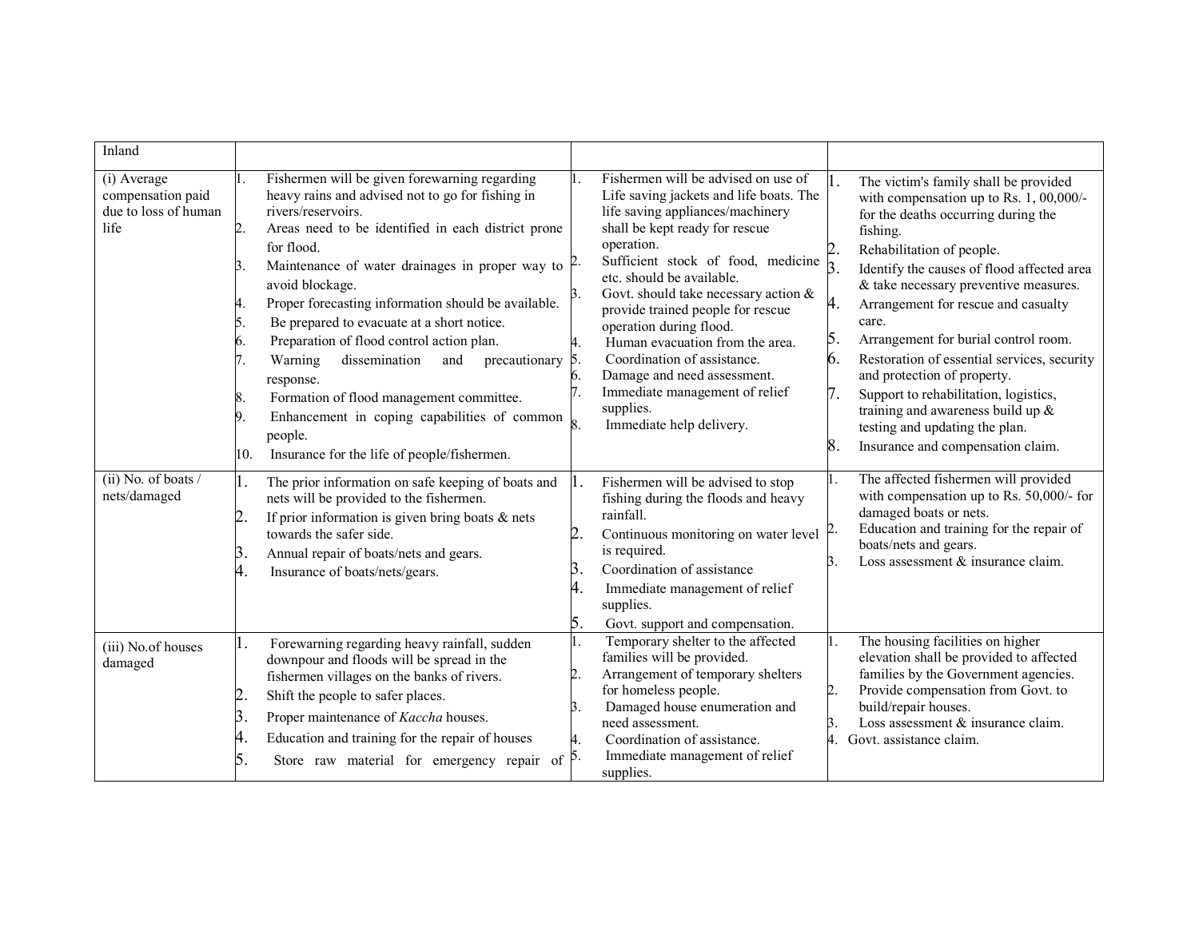| Inland | | | |
|---|---|---|---|
| (i) Average compensation paid due to loss of human life | 1. Fishermen will be given forewarning regarding heavy rains and advised not to go for fishing in rivers/reservoirs.<br>2. Areas need to be identified in each district prone for flood.<br>3. Maintenance of water drainages in proper way to avoid blockage.<br>4. Proper forecasting information should be available.<br>5. Be prepared to evacuate at a short notice.<br>6. Preparation of flood control action plan.<br>7. Warning dissemination and precautionary response.<br>8. Formation of flood management committee.<br>9. Enhancement in coping capabilities of common people.<br>10. Insurance for the life of people/fishermen. | 1. Fishermen will be advised on use of Life saving jackets and life boats. The life saving appliances/machinery shall be kept ready for rescue operation.<br>2. Sufficient stock of food, medicine etc. should be available.<br>3. Govt. should take necessary action & provide trained people for rescue operation during flood.<br>4. Human evacuation from the area.<br>5. Coordination of assistance.<br>6. Damage and need assessment.<br>7. Immediate management of relief supplies.<br>8. Immediate help delivery. | 1. The victim's family shall be provided with compensation up to Rs. 1, 00,000/- for the deaths occurring during the fishing.<br>2. Rehabilitation of people.<br>3. Identify the causes of flood affected area & take necessary preventive measures.<br>4. Arrangement for rescue and casualty care.<br>5. Arrangement for burial control room.<br>6. Restoration of essential services, security and protection of property.<br>7. Support to rehabilitation, logistics, training and awareness build up & testing and updating the plan.<br>8. Insurance and compensation claim. |
| (ii) No. of boats / nets/damaged | 1. The prior information on safe keeping of boats and nets will be provided to the fishermen.<br>2. If prior information is given bring boats & nets towards the safer side.<br>3. Annual repair of boats/nets and gears.<br>4. Insurance of boats/nets/gears. | 1. Fishermen will be advised to stop fishing during the floods and heavy rainfall.<br>2. Continuous monitoring on water level is required.<br>3. Coordination of assistance<br>4. Immediate management of relief supplies.<br>5. Govt. support and compensation. | 1. The affected fishermen will provided with compensation up to Rs. 50,000/- for damaged boats or nets.<br>2. Education and training for the repair of boats/nets and gears.<br>3. Loss assessment & insurance claim. |
| (iii) No.of houses damaged | 1. Forewarning regarding heavy rainfall, sudden downpour and floods will be spread in the fishermen villages on the banks of rivers.<br>2. Shift the people to safer places.<br>3. Proper maintenance of *Kaccha* houses.<br>4. Education and training for the repair of houses<br>5. Store raw material for emergency repair of | 1. Temporary shelter to the affected families will be provided.<br>2. Arrangement of temporary shelters for homeless people.<br>3. Damaged house enumeration and need assessment.<br>4. Coordination of assistance.<br>5. Immediate management of relief supplies. | 1. The housing facilities on higher elevation shall be provided to affected families by the Government agencies.<br>2. Provide compensation from Govt. to build/repair houses.<br>3. Loss assessment & insurance claim.<br>4. Govt. assistance claim. |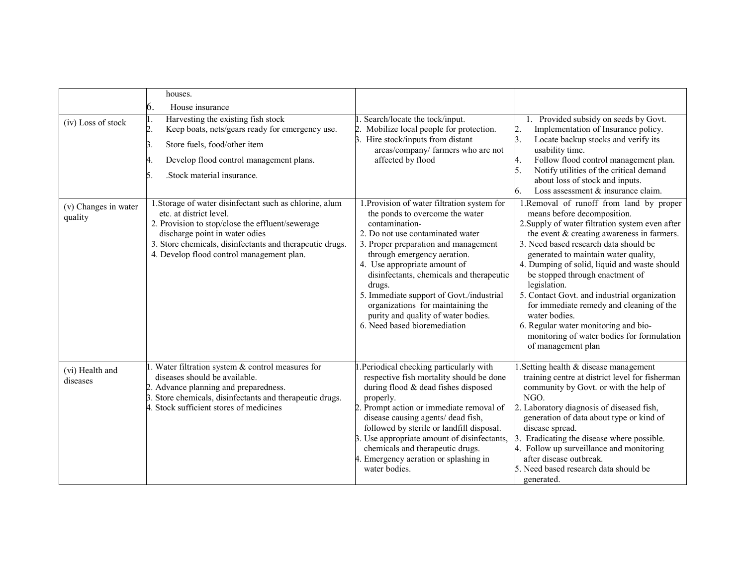| | | | |
|---|---|---|---|
| | houses.<br>6. House insurance | | |
| (iv) Loss of stock | 1. Harvesting the existing fish stock<br>2. Keep boats, nets/gears ready for emergency use.<br>3. Store fuels, food/other item<br>4. Develop flood control management plans.<br>5. .Stock material insurance. | 1. Search/locate the tock/input.<br>2. Mobilize local people for protection.<br>3. Hire stock/inputs from distant areas/company/ farmers who are not affected by flood | 1. Provided subsidy on seeds by Govt.<br>2. Implementation of Insurance policy.<br>3. Locate backup stocks and verify its usability time.<br>4. Follow flood control management plan.<br>5. Notify utilities of the critical demand about loss of stock and inputs.<br>6. Loss assessment & insurance claim. |
| (v) Changes in water quality | 1.Storage of water disinfectant such as chlorine, alum etc. at district level.<br>2. Provision to stop/close the effluent/sewerage discharge point in water odies<br>3. Store chemicals, disinfectants and therapeutic drugs.<br>4. Develop flood control management plan. | 1.Provision of water filtration system for the ponds to overcome the water contamination-<br>2. Do not use contaminated water<br>3. Proper preparation and management through emergency aeration.<br>4. Use appropriate amount of disinfectants, chemicals and therapeutic drugs.<br>5. Immediate support of Govt./industrial organizations for maintaining the purity and quality of water bodies.<br>6. Need based bioremediation | 1.Removal of runoff from land by proper means before decomposition.<br>2.Supply of water filtration system even after the event & creating awareness in farmers.<br>3. Need based research data should be generated to maintain water quality,<br>4. Dumping of solid, liquid and waste should be stopped through enactment of legislation.<br>5. Contact Govt. and industrial organization for immediate remedy and cleaning of the water bodies.<br>6. Regular water monitoring and bio-monitoring of water bodies for formulation of management plan |
| (vi) Health and diseases | 1. Water filtration system & control measures for diseases should be available.<br>2. Advance planning and preparedness.<br>3. Store chemicals, disinfectants and therapeutic drugs.<br>4. Stock sufficient stores of medicines | 1.Periodical checking particularly with respective fish mortality should be done during flood & dead fishes disposed properly.<br>2. Prompt action or immediate removal of disease causing agents/ dead fish, followed by sterile or landfill disposal.<br>3. Use appropriate amount of disinfectants, chemicals and therapeutic drugs.<br>4. Emergency aeration or splashing in water bodies. | 1.Setting health & disease management training centre at district level for fisherman community by Govt. or with the help of NGO.<br>2. Laboratory diagnosis of diseased fish, generation of data about type or kind of disease spread.<br>3. Eradicating the disease where possible.<br>4. Follow up surveillance and monitoring after disease outbreak.<br>5. Need based research data should be generated. |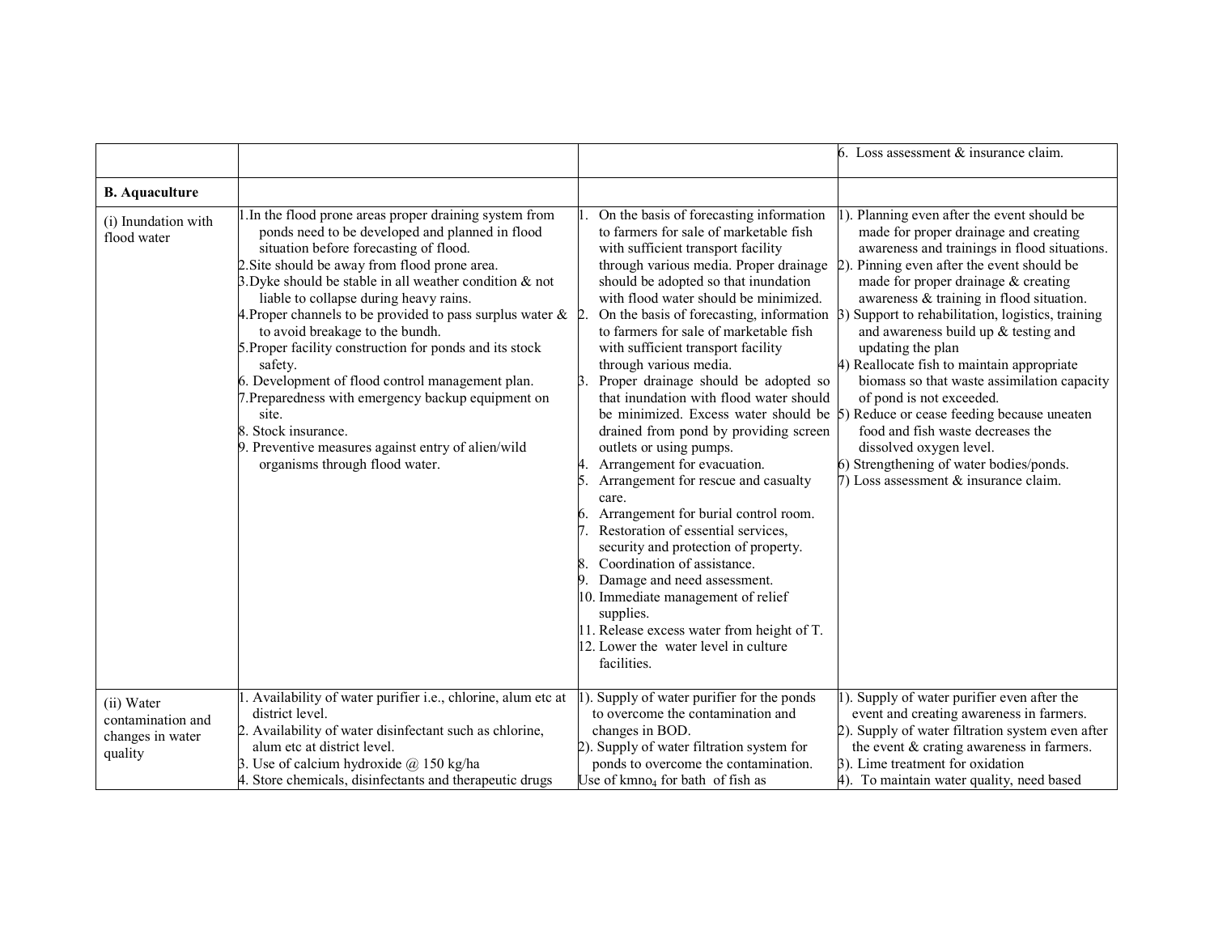| | | | |
|---|---|---|---|
| | | | 6. Loss assessment & insurance claim. |
| **B. Aquaculture** | | | |
| (i) Inundation with flood water | 1.In the flood prone areas proper draining system from ponds need to be developed and planned in flood situation before forecasting of flood.<br>2.Site should be away from flood prone area.<br>3.Dyke should be stable in all weather condition & not liable to collapse during heavy rains.<br>4.Proper channels to be provided to pass surplus water & to avoid breakage to the bundh.<br>5.Proper facility construction for ponds and its stock safety.<br>6. Development of flood control management plan.<br>7.Preparedness with emergency backup equipment on site.<br>8. Stock insurance.<br>9. Preventive measures against entry of alien/wild organisms through flood water. | 1. On the basis of forecasting information to farmers for sale of marketable fish with sufficient transport facility through various media. Proper drainage should be adopted so that inundation with flood water should be minimized.<br>2. On the basis of forecasting, information to farmers for sale of marketable fish with sufficient transport facility through various media.<br>3. Proper drainage should be adopted so that inundation with flood water should be minimized. Excess water should be drained from pond by providing screen outlets or using pumps.<br>4. Arrangement for evacuation.<br>5. Arrangement for rescue and casualty care.<br>6. Arrangement for burial control room.<br>7. Restoration of essential services, security and protection of property.<br>8. Coordination of assistance.<br>9. Damage and need assessment.<br>10. Immediate management of relief supplies.<br>11. Release excess water from height of T.<br>12. Lower the water level in culture facilities. | 1). Planning even after the event should be made for proper drainage and creating awareness and trainings in flood situations.<br>2). Pinning even after the event should be made for proper drainage & creating awareness & training in flood situation.<br>3) Support to rehabilitation, logistics, training and awareness build up & testing and updating the plan<br>4) Reallocate fish to maintain appropriate biomass so that waste assimilation capacity of pond is not exceeded.<br>5) Reduce or cease feeding because uneaten food and fish waste decreases the dissolved oxygen level.<br>6) Strengthening of water bodies/ponds.<br>7) Loss assessment & insurance claim. |
| (ii) Water contamination and changes in water quality | 1. Availability of water purifier i.e., chlorine, alum etc at district level.<br>2. Availability of water disinfectant such as chlorine, alum etc at district level.<br>3. Use of calcium hydroxide @ 150 kg/ha<br>4. Store chemicals, disinfectants and therapeutic drugs | 1). Supply of water purifier for the ponds to overcome the contamination and changes in BOD.<br>2). Supply of water filtration system for ponds to overcome the contamination.<br>Use of kmno$_4$ for bath of fish as | 1). Supply of water purifier even after the event and creating awareness in farmers.<br>2). Supply of water filtration system even after the event & crating awareness in farmers.<br>3). Lime treatment for oxidation<br>4). To maintain water quality, need based |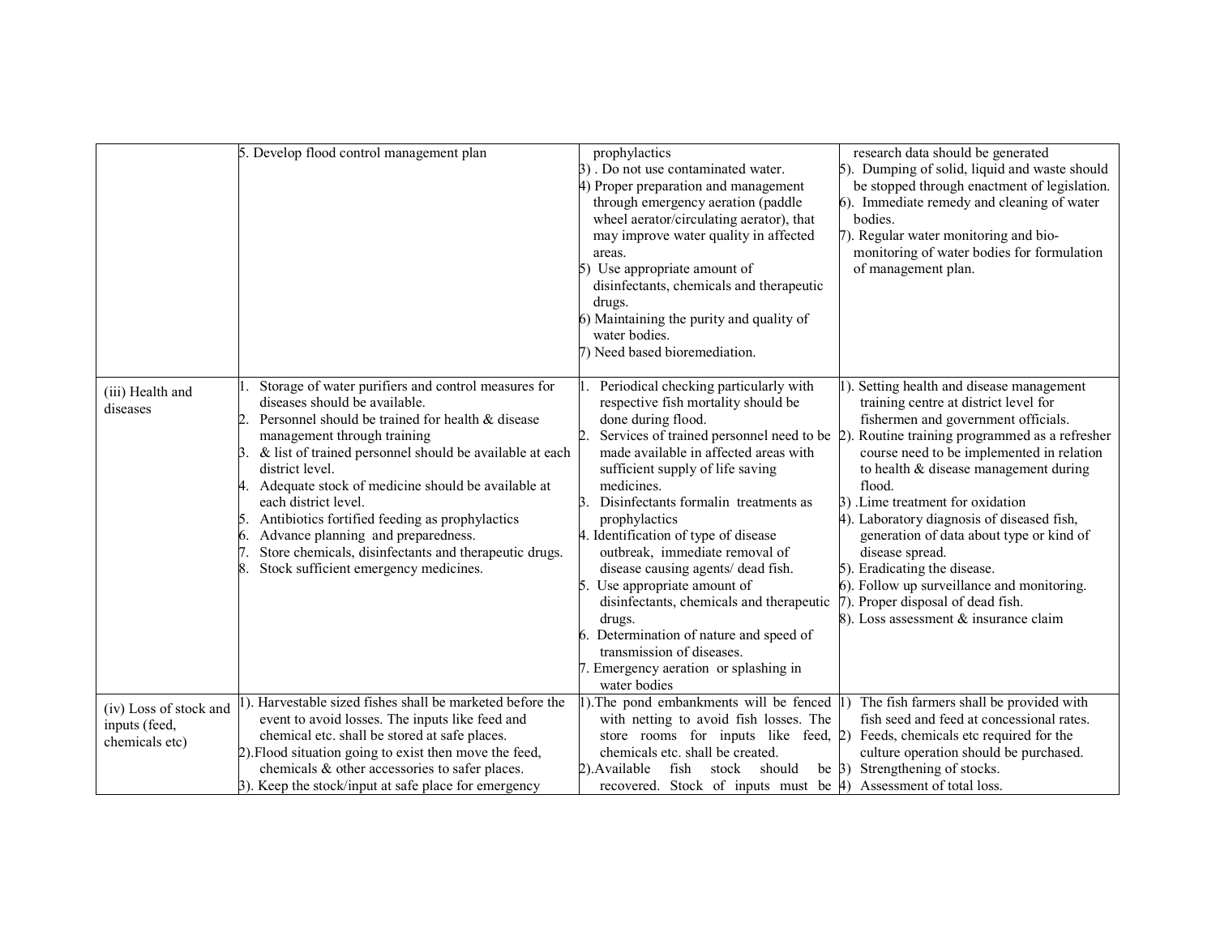| | | | |
|---|---|---|---|
| | 5. Develop flood control management plan | prophylactics<br>3) . Do not use contaminated water.<br>4) Proper preparation and management through emergency aeration (paddle wheel aerator/circulating aerator), that may improve water quality in affected areas.<br>5) Use appropriate amount of disinfectants, chemicals and therapeutic drugs.<br>6) Maintaining the purity and quality of water bodies.<br>7) Need based bioremediation. | research data should be generated<br>5). Dumping of solid, liquid and waste should be stopped through enactment of legislation.<br>6). Immediate remedy and cleaning of water bodies.<br>7). Regular water monitoring and bio-monitoring of water bodies for formulation of management plan. |
| (iii) Health and diseases | 1. Storage of water purifiers and control measures for diseases should be available.<br>2. Personnel should be trained for health & disease management through training<br>3. & list of trained personnel should be available at each district level.<br>4. Adequate stock of medicine should be available at each district level.<br>5. Antibiotics fortified feeding as prophylactics<br>6. Advance planning and preparedness.<br>7. Store chemicals, disinfectants and therapeutic drugs.<br>8. Stock sufficient emergency medicines. | 1. Periodical checking particularly with respective fish mortality should be done during flood.<br>2. Services of trained personnel need to be made available in affected areas with sufficient supply of life saving medicines.<br>3. Disinfectants formalin treatments as prophylactics<br>4. Identification of type of disease outbreak, immediate removal of disease causing agents/ dead fish.<br>5. Use appropriate amount of disinfectants, chemicals and therapeutic drugs.<br>6. Determination of nature and speed of transmission of diseases.<br>7. Emergency aeration or splashing in water bodies | 1). Setting health and disease management training centre at district level for fishermen and government officials.<br>2). Routine training programmed as a refresher course need to be implemented in relation to health & disease management during flood.<br>3) .Lime treatment for oxidation<br>4). Laboratory diagnosis of diseased fish, generation of data about type or kind of disease spread.<br>5). Eradicating the disease.<br>6). Follow up surveillance and monitoring.<br>7). Proper disposal of dead fish.<br>8). Loss assessment & insurance claim |
| (iv) Loss of stock and inputs (feed, chemicals etc) | 1). Harvestable sized fishes shall be marketed before the event to avoid losses. The inputs like feed and chemical etc. shall be stored at safe places.<br>2).Flood situation going to exist then move the feed, chemicals & other accessories to safer places.<br>3). Keep the stock/input at safe place for emergency | 1).The pond embankments will be fenced with netting to avoid fish losses. The store rooms for inputs like feed, chemicals etc. shall be created.<br>2).Available fish stock should be recovered. Stock of inputs must be | 1) The fish farmers shall be provided with fish seed and feed at concessional rates.<br>2) Feeds, chemicals etc required for the culture operation should be purchased.<br>3) Strengthening of stocks.<br>4) Assessment of total loss. |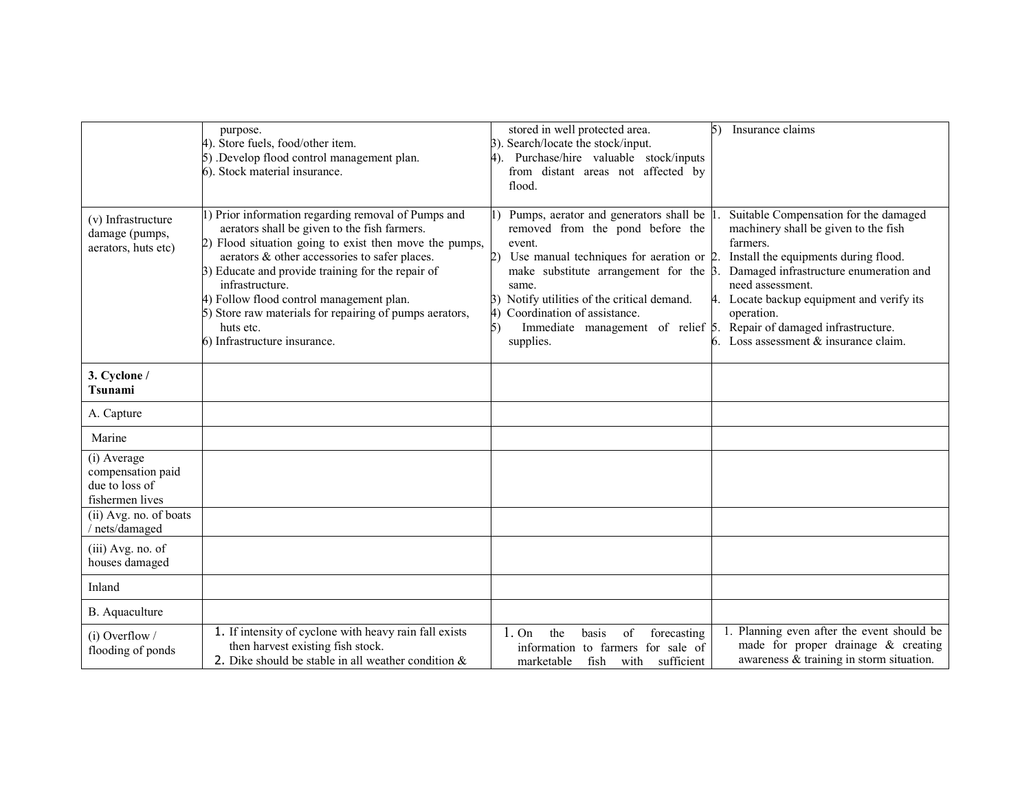| | | | |
|---|---|---|---|
| | purpose.<br>4). Store fuels, food/other item.<br>5) .Develop flood control management plan.<br>6). Stock material insurance. | stored in well protected area.<br>3). Search/locate the stock/input.<br>4). Purchase/hire valuable stock/inputs from distant areas not affected by flood. | 5) Insurance claims |
| (v) Infrastructure damage (pumps, aerators, huts etc) | 1) Prior information regarding removal of Pumps and aerators shall be given to the fish farmers.<br>2) Flood situation going to exist then move the pumps, aerators & other accessories to safer places.<br>3) Educate and provide training for the repair of infrastructure.<br>4) Follow flood control management plan.<br>5) Store raw materials for repairing of pumps aerators, huts etc.<br>6) Infrastructure insurance. | 1) Pumps, aerator and generators shall be removed from the pond before the event.<br>2) Use manual techniques for aeration or make substitute arrangement for the same.<br>3) Notify utilities of the critical demand.<br>4) Coordination of assistance.<br>5) Immediate management of relief supplies. | 1. Suitable Compensation for the damaged machinery shall be given to the fish farmers.<br>2. Install the equipments during flood.<br>3. Damaged infrastructure enumeration and need assessment.<br>4. Locate backup equipment and verify its operation.<br>5. Repair of damaged infrastructure.<br>6. Loss assessment & insurance claim. |
| **3. Cyclone / Tsunami** | | | |
| A. Capture | | | |
| Marine | | | |
| (i) Average compensation paid due to loss of fishermen lives | | | |
| (ii) Avg. no. of boats / nets/damaged | | | |
| (iii) Avg. no. of houses damaged | | | |
| Inland | | | |
| B. Aquaculture | | | |
| (i) Overflow / flooding of ponds | 1. If intensity of cyclone with heavy rain fall exists then harvest existing fish stock.<br>2. Dike should be stable in all weather condition & | 1. On the basis of forecasting information to farmers for sale of marketable fish with sufficient | 1. Planning even after the event should be made for proper drainage & creating awareness & training in storm situation. |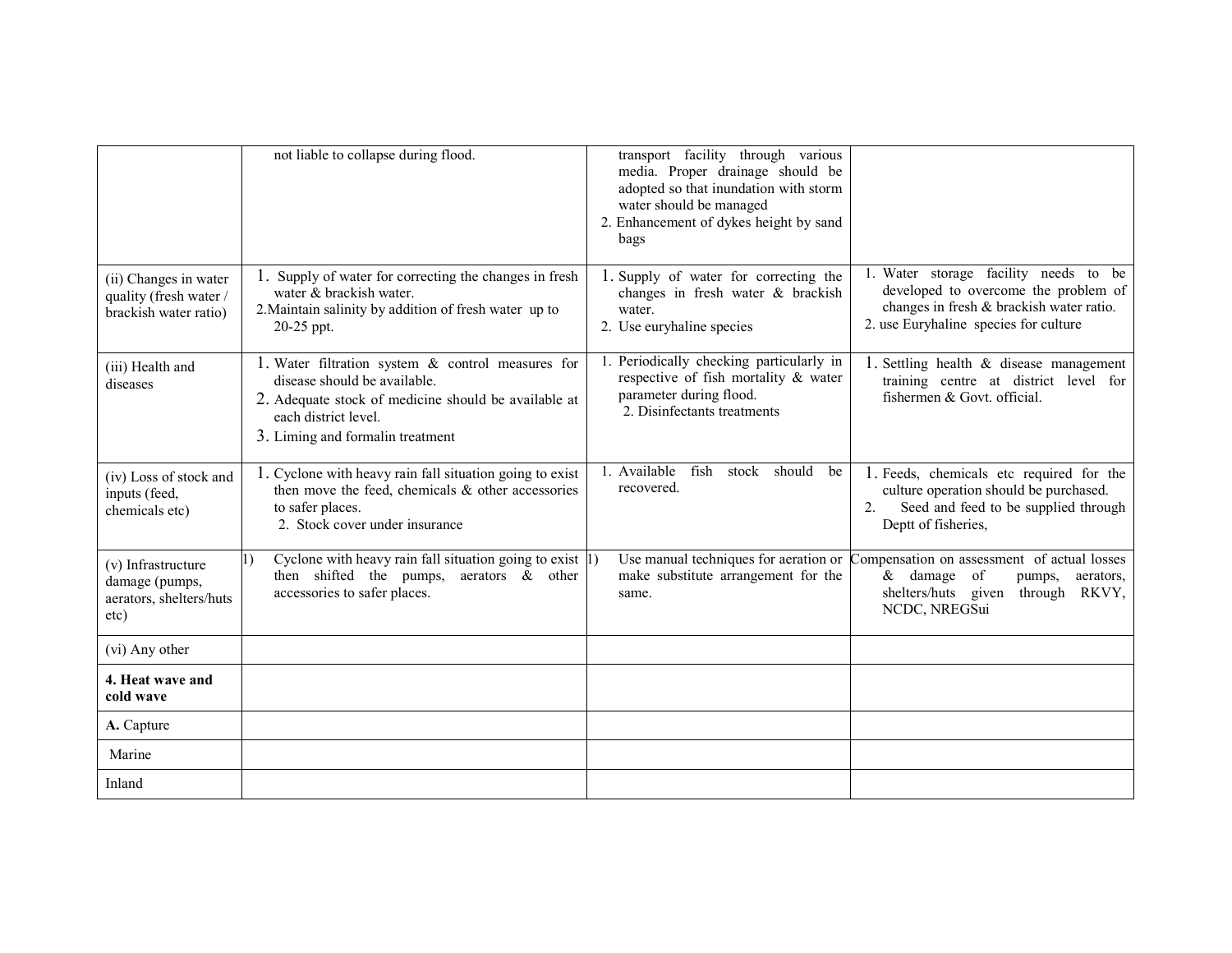| | | | |
|---|---|---|---|
| | not liable to collapse during flood. | transport facility through various media. Proper drainage should be adopted so that inundation with storm water should be managed<br>2. Enhancement of dykes height by sand bags | |
| (ii) Changes in water quality (fresh water / brackish water ratio) | 1. Supply of water for correcting the changes in fresh water & brackish water.<br>2.Maintain salinity by addition of fresh water up to 20-25 ppt. | 1. Supply of water for correcting the changes in fresh water & brackish water.<br>2. Use euryhaline species | 1. Water storage facility needs to be developed to overcome the problem of changes in fresh & brackish water ratio.<br>2. use Euryhaline species for culture |
| (iii) Health and diseases | 1. Water filtration system & control measures for disease should be available.<br>2. Adequate stock of medicine should be available at each district level.<br>3. Liming and formalin treatment | 1. Periodically checking particularly in respective of fish mortality & water parameter during flood.<br>2. Disinfectants treatments | 1. Settling health & disease management training centre at district level for fishermen & Govt. official. |
| (iv) Loss of stock and inputs (feed, chemicals etc) | 1. Cyclone with heavy rain fall situation going to exist then move the feed, chemicals & other accessories to safer places.<br>2. Stock cover under insurance | 1. Available fish stock should be recovered. | 1. Feeds, chemicals etc required for the culture operation should be purchased.<br>2. Seed and feed to be supplied through Deptt of fisheries, |
| (v) Infrastructure damage (pumps, aerators, shelters/huts etc) | 1) Cyclone with heavy rain fall situation going to exist then shifted the pumps, aerators & other accessories to safer places. | 1) Use manual techniques for aeration or make substitute arrangement for the same. | Compensation on assessment of actual losses & damage of pumps, aerators, shelters/huts given through RKVY, NCDC, NREGSui |
| (vi) Any other | | | |
| **4. Heat wave and cold wave** | | | |
| **A.** Capture | | | |
| Marine | | | |
| Inland | | | |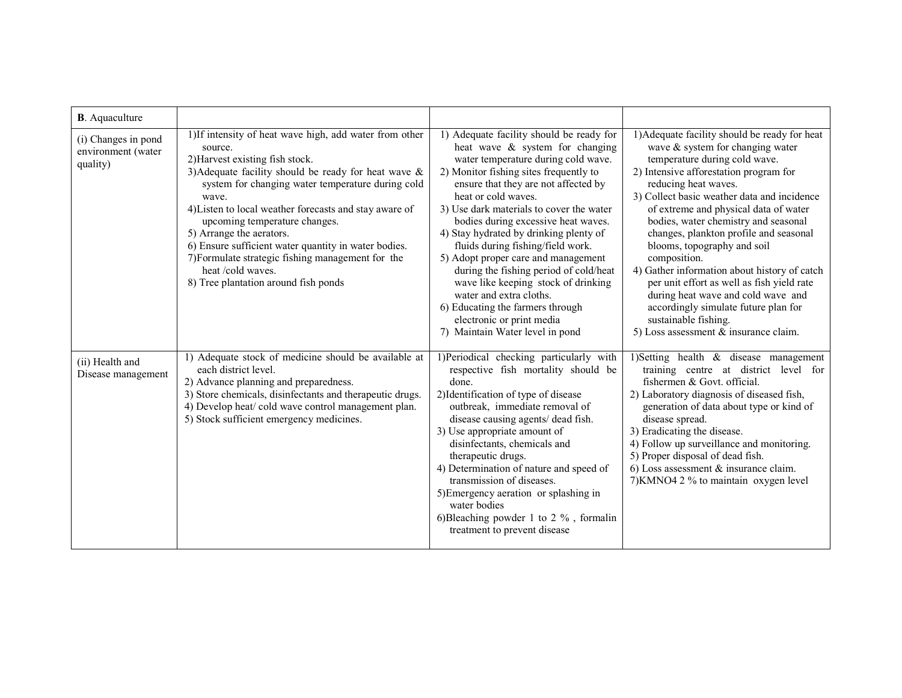| **B**. Aquaculture | | | |
|---|---|---|---|
| (i) Changes in pond environment (water quality) | 1)If intensity of heat wave high, add water from other source.<br>2)Harvest existing fish stock.<br>3)Adequate facility should be ready for heat wave & system for changing water temperature during cold wave.<br>4)Listen to local weather forecasts and stay aware of upcoming temperature changes.<br>5) Arrange the aerators.<br>6) Ensure sufficient water quantity in water bodies.<br>7)Formulate strategic fishing management for the heat /cold waves.<br>8) Tree plantation around fish ponds | 1) Adequate facility should be ready for heat wave & system for changing water temperature during cold wave.<br>2) Monitor fishing sites frequently to ensure that they are not affected by heat or cold waves.<br>3) Use dark materials to cover the water bodies during excessive heat waves.<br>4) Stay hydrated by drinking plenty of fluids during fishing/field work.<br>5) Adopt proper care and management during the fishing period of cold/heat wave like keeping stock of drinking water and extra cloths.<br>6) Educating the farmers through electronic or print media<br>7) Maintain Water level in pond | 1)Adequate facility should be ready for heat wave & system for changing water temperature during cold wave.<br>2) Intensive afforestation program for reducing heat waves.<br>3) Collect basic weather data and incidence of extreme and physical data of water bodies, water chemistry and seasonal changes, plankton profile and seasonal blooms, topography and soil composition.<br>4) Gather information about history of catch per unit effort as well as fish yield rate during heat wave and cold wave and accordingly simulate future plan for sustainable fishing.<br>5) Loss assessment & insurance claim. |
| (ii) Health and Disease management | 1) Adequate stock of medicine should be available at each district level.<br>2) Advance planning and preparedness.<br>3) Store chemicals, disinfectants and therapeutic drugs.<br>4) Develop heat/ cold wave control management plan.<br>5) Stock sufficient emergency medicines. | 1)Periodical checking particularly with respective fish mortality should be done.<br>2)Identification of type of disease outbreak, immediate removal of disease causing agents/ dead fish.<br>3) Use appropriate amount of disinfectants, chemicals and therapeutic drugs.<br>4) Determination of nature and speed of transmission of diseases.<br>5)Emergency aeration or splashing in water bodies<br>6)Bleaching powder 1 to 2 % , formalin treatment to prevent disease | 1)Setting health & disease management training centre at district level for fishermen & Govt. official.<br>2) Laboratory diagnosis of diseased fish, generation of data about type or kind of disease spread.<br>3) Eradicating the disease.<br>4) Follow up surveillance and monitoring.<br>5) Proper disposal of dead fish.<br>6) Loss assessment & insurance claim.<br>7)KMNO4 2 % to maintain oxygen level |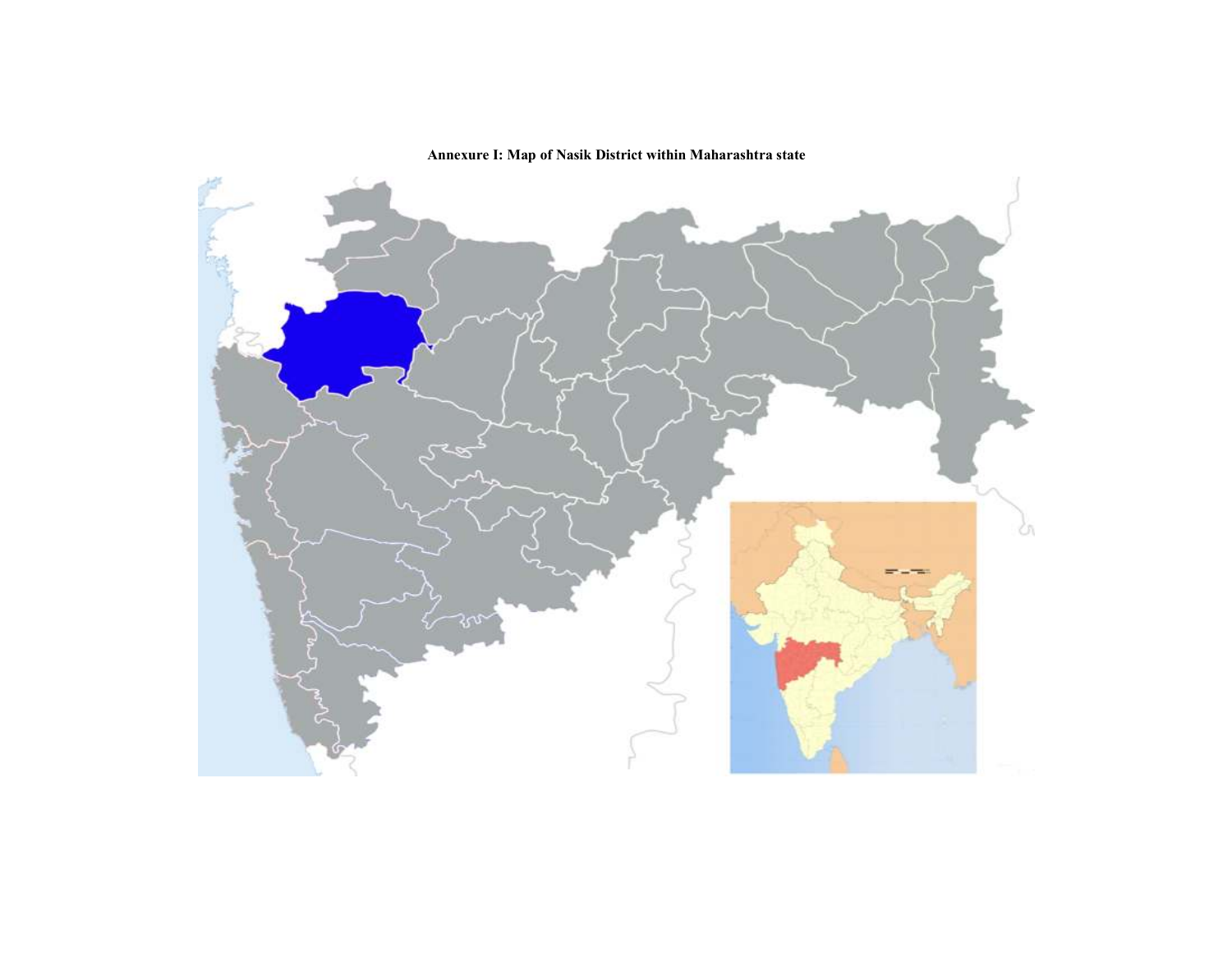**Annexure I: Map of Nasik District within Maharashtra state**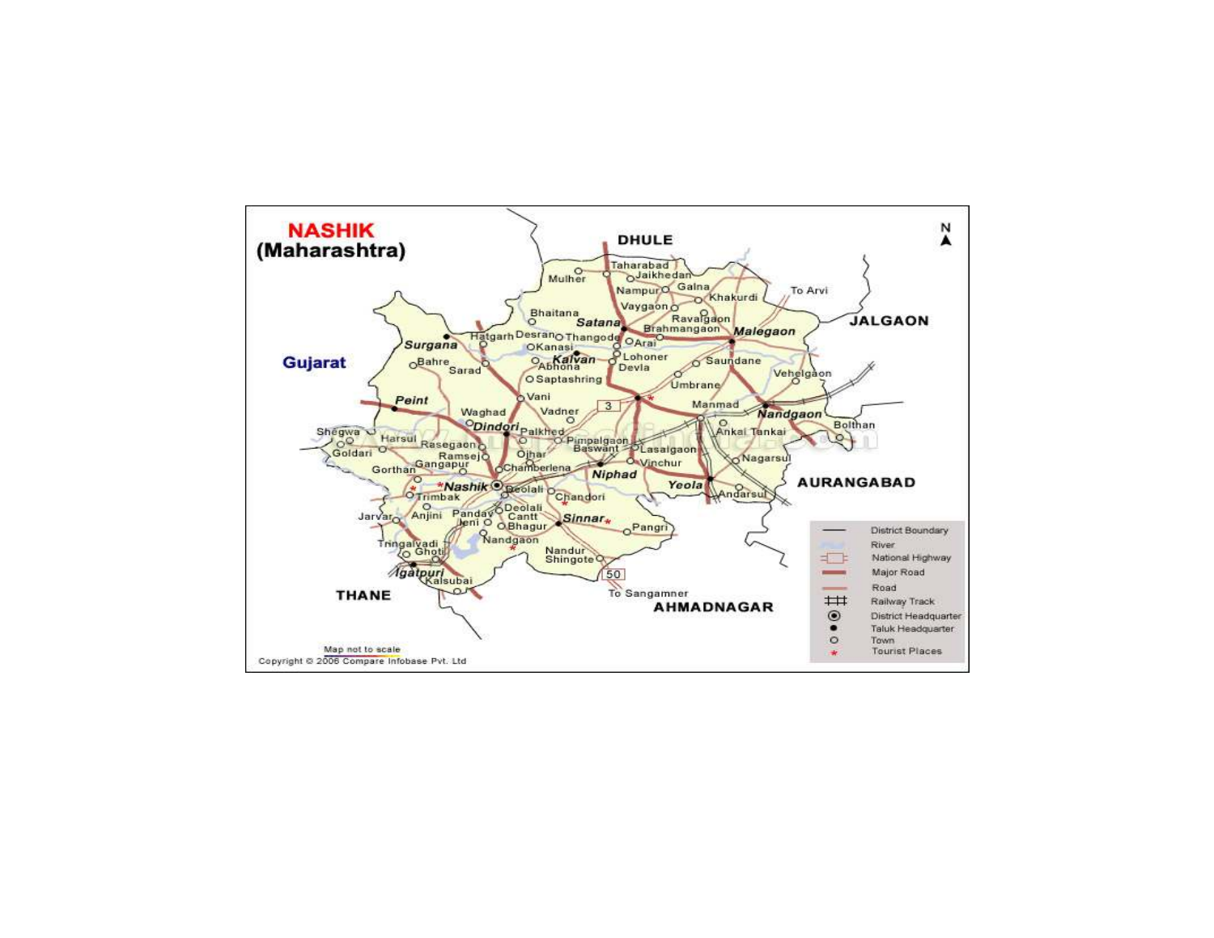# NASHIK (Maharashtra)

DHULE

JALGAON

Gujarat

AURANGABAD

THANE

AHMADNAGAR

To Arvi

To Sangamner

Taharabad, Jaikhedan, Mulher, Nampur, Galna, Khakurdi, Vaygaon, Bhaitana, Ravalgaon, Satana, Brahmangaon, Malegaon, Hatgarh, Desran, Thangode, Surgana, Kanasi, Arai, Kalvan, Lohoner, Bahre, Sarad, Abhona, Devla, Saundane, Saptashring, Umbrane, Vehelgaon, Vani, Peint, Manmad, Nandgaon, Waghad, Vadner, Dindori, Palkhed, Ankai Tankai, Bolthan, Shegwa, Harsul, Pimpalgaon Baswant, Goldari, Rasegaon, Lasalgaon, Ramsej, Ojhar, Nagarsul, Gangapur, Vinchur, Gorthan, Chamberlena, Niphad, Nashik, Deolali, Yeola, Trimbak, Chandori, Andarsul, Jarvar, Anjini, Pandav Leni, Deolali Cantt, Sinnar, Bhagur, Pangri, Nandgaon, Tringalvadi, Ghoti, Nandur Shingote, Igatpuri, Kalsubai

3

50

N

| Legend |
|---|
| District Boundary |
| River |
| National Highway |
| Major Road |
| Road |
| Railway Track |
| District Headquarter |
| Taluk Headquarter |
| Town |
| Tourist Places |

Map not to scale

Copyright © 2006 Compare Infobase Pvt. Ltd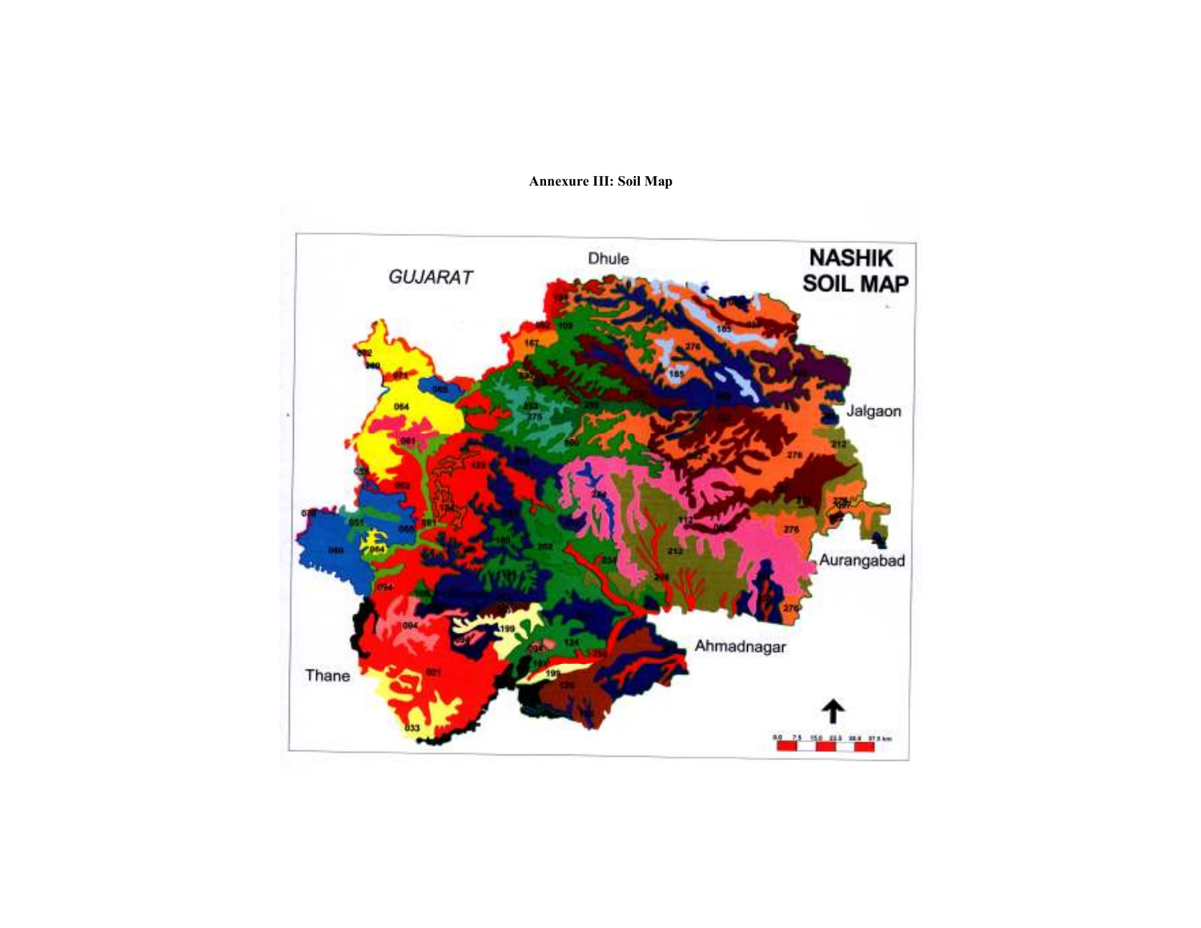**Annexure III: Soil Map**

NASHIK SOIL MAP

GUJARAT

Dhule

Jalgaon

Aurangabad

Ahmadnagar

Thane